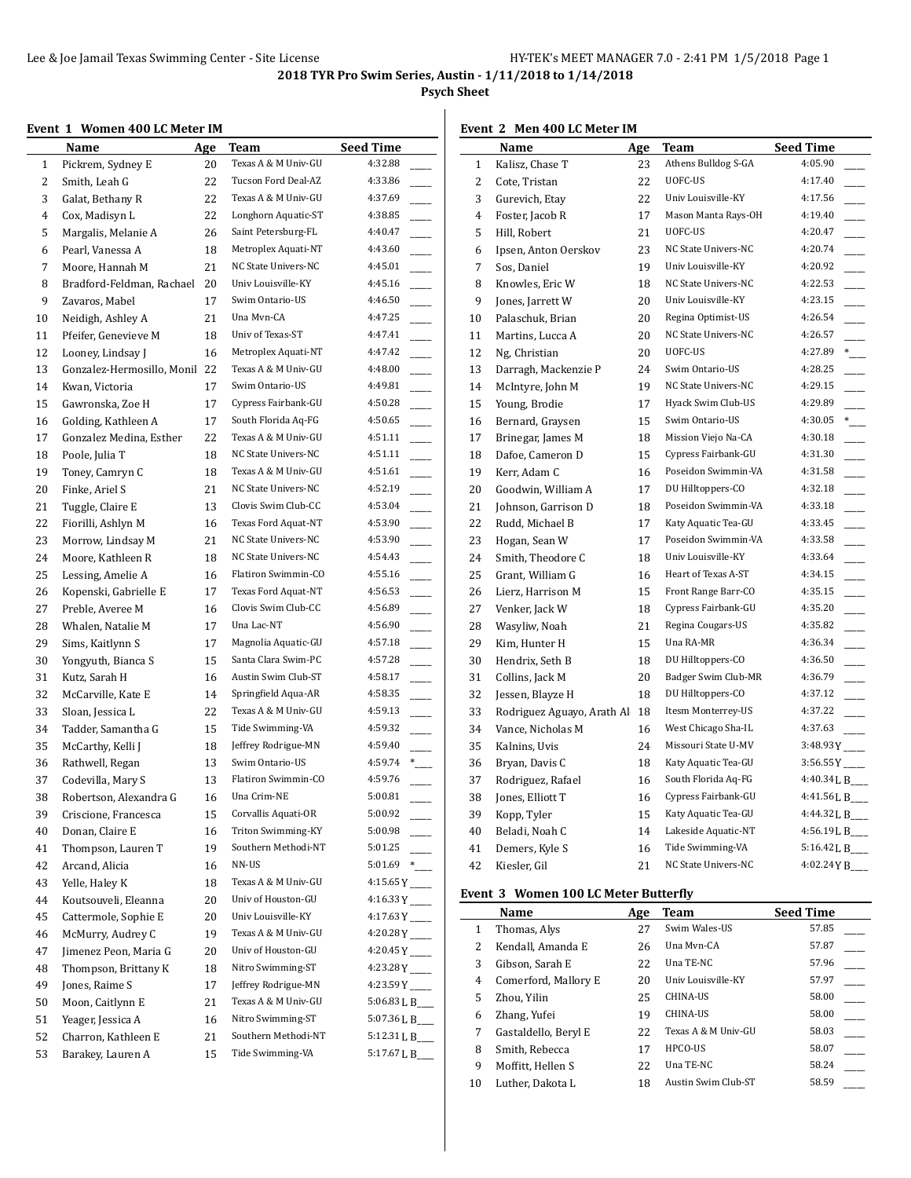## 2018 TYR Pro Swim Series, Austin - 1/11/2018 to 1/14/2018

### Psych Sheet

#### Event 1 Women 400 LC Meter IM

| | Name | Age | Team | Seed Time | |
|---|---|---|---|---|---|
| 1 | Pickrem, Sydney E | 20 | Texas A & M Univ-GU | 4:32.88 | ____ |
| 2 | Smith, Leah G | 22 | Tucson Ford Deal-AZ | 4:33.86 | ____ |
| 3 | Galat, Bethany R | 22 | Texas A & M Univ-GU | 4:37.69 | ____ |
| 4 | Cox, Madisyn L | 22 | Longhorn Aquatic-ST | 4:38.85 | ____ |
| 5 | Margalis, Melanie A | 26 | Saint Petersburg-FL | 4:40.47 | ____ |
| 6 | Pearl, Vanessa A | 18 | Metroplex Aquati-NT | 4:43.60 | ____ |
| 7 | Moore, Hannah M | 21 | NC State Univers-NC | 4:45.01 | ____ |
| 8 | Bradford-Feldman, Rachael | 20 | Univ Louisville-KY | 4:45.16 | ____ |
| 9 | Zavaros, Mabel | 17 | Swim Ontario-US | 4:46.50 | ____ |
| 10 | Neidigh, Ashley A | 21 | Una Mvn-CA | 4:47.25 | ____ |
| 11 | Pfeifer, Genevieve M | 18 | Univ of Texas-ST | 4:47.41 | ____ |
| 12 | Looney, Lindsay J | 16 | Metroplex Aquati-NT | 4:47.42 | ____ |
| 13 | Gonzalez-Hermosillo, Monil | 22 | Texas A & M Univ-GU | 4:48.00 | ____ |
| 14 | Kwan, Victoria | 17 | Swim Ontario-US | 4:49.81 | ____ |
| 15 | Gawronska, Zoe H | 17 | Cypress Fairbank-GU | 4:50.28 | ____ |
| 16 | Golding, Kathleen A | 17 | South Florida Aq-FG | 4:50.65 | ____ |
| 17 | Gonzalez Medina, Esther | 22 | Texas A & M Univ-GU | 4:51.11 | ____ |
| 18 | Poole, Julia T | 18 | NC State Univers-NC | 4:51.11 | ____ |
| 19 | Toney, Camryn C | 18 | Texas A & M Univ-GU | 4:51.61 | ____ |
| 20 | Finke, Ariel S | 21 | NC State Univers-NC | 4:52.19 | ____ |
| 21 | Tuggle, Claire E | 13 | Clovis Swim Club-CC | 4:53.04 | ____ |
| 22 | Fiorilli, Ashlyn M | 16 | Texas Ford Aquat-NT | 4:53.90 | ____ |
| 23 | Morrow, Lindsay M | 21 | NC State Univers-NC | 4:53.90 | ____ |
| 24 | Moore, Kathleen R | 18 | NC State Univers-NC | 4:54.43 | ____ |
| 25 | Lessing, Amelie A | 16 | Flatiron Swimmin-CO | 4:55.16 | ____ |
| 26 | Kopenski, Gabrielle E | 17 | Texas Ford Aquat-NT | 4:56.53 | ____ |
| 27 | Preble, Averee M | 16 | Clovis Swim Club-CC | 4:56.89 | ____ |
| 28 | Whalen, Natalie M | 17 | Una Lac-NT | 4:56.90 | ____ |
| 29 | Sims, Kaitlynn S | 17 | Magnolia Aquatic-GU | 4:57.18 | ____ |
| 30 | Yongyuth, Bianca S | 15 | Santa Clara Swim-PC | 4:57.28 | ____ |
| 31 | Kutz, Sarah H | 16 | Austin Swim Club-ST | 4:58.17 | ____ |
| 32 | McCarville, Kate E | 14 | Springfield Aqua-AR | 4:58.35 | ____ |
| 33 | Sloan, Jessica L | 22 | Texas A & M Univ-GU | 4:59.13 | ____ |
| 34 | Tadder, Samantha G | 15 | Tide Swimming-VA | 4:59.32 | ____ |
| 35 | McCarthy, Kelli J | 18 | Jeffrey Rodrigue-MN | 4:59.40 | ____ |
| 36 | Rathwell, Regan | 13 | Swim Ontario-US | 4:59.74 | *___ |
| 37 | Codevilla, Mary S | 13 | Flatiron Swimmin-CO | 4:59.76 | ____ |
| 38 | Robertson, Alexandra G | 16 | Una Crim-NE | 5:00.81 | ____ |
| 39 | Criscione, Francesca | 15 | Corvallis Aquati-OR | 5:00.92 | ____ |
| 40 | Donan, Claire E | 16 | Triton Swimming-KY | 5:00.98 | ____ |
| 41 | Thompson, Lauren T | 19 | Southern Methodi-NT | 5:01.25 | ____ |
| 42 | Arcand, Alicia | 16 | NN-US | 5:01.69 | *___ |
| 43 | Yelle, Haley K | 18 | Texas A & M Univ-GU | 4:15.65Y | ____ |
| 44 | Koutsouveli, Eleanna | 20 | Univ of Houston-GU | 4:16.33Y | ____ |
| 45 | Cattermole, Sophie E | 20 | Univ Louisville-KY | 4:17.63Y | ____ |
| 46 | McMurry, Audrey C | 19 | Texas A & M Univ-GU | 4:20.28Y | ____ |
| 47 | Jimenez Peon, Maria G | 20 | Univ of Houston-GU | 4:20.45Y | ____ |
| 48 | Thompson, Brittany K | 18 | Nitro Swimming-ST | 4:23.28Y | ____ |
| 49 | Jones, Raime S | 17 | Jeffrey Rodrigue-MN | 4:23.59Y | ____ |
| 50 | Moon, Caitlynn E | 21 | Texas A & M Univ-GU | 5:06.83L | B___ |
| 51 | Yeager, Jessica A | 16 | Nitro Swimming-ST | 5:07.36L | B___ |
| 52 | Charron, Kathleen E | 21 | Southern Methodi-NT | 5:12.31L | B___ |
| 53 | Barakey, Lauren A | 15 | Tide Swimming-VA | 5:17.67L | B___ |

#### Event 2 Men 400 LC Meter IM

| | Name | Age | Team | Seed Time | |
|---|---|---|---|---|---|
| 1 | Kalisz, Chase T | 23 | Athens Bulldog S-GA | 4:05.90 | ____ |
| 2 | Cote, Tristan | 22 | UOFC-US | 4:17.40 | ____ |
| 3 | Gurevich, Etay | 22 | Univ Louisville-KY | 4:17.56 | ____ |
| 4 | Foster, Jacob R | 17 | Mason Manta Rays-OH | 4:19.40 | ____ |
| 5 | Hill, Robert | 21 | UOFC-US | 4:20.47 | ____ |
| 6 | Ipsen, Anton Oerskov | 23 | NC State Univers-NC | 4:20.74 | ____ |
| 7 | Sos, Daniel | 19 | Univ Louisville-KY | 4:20.92 | ____ |
| 8 | Knowles, Eric W | 18 | NC State Univers-NC | 4:22.53 | ____ |
| 9 | Jones, Jarrett W | 20 | Univ Louisville-KY | 4:23.15 | ____ |
| 10 | Palaschuk, Brian | 20 | Regina Optimist-US | 4:26.54 | ____ |
| 11 | Martins, Lucca A | 20 | NC State Univers-NC | 4:26.57 | ____ |
| 12 | Ng, Christian | 20 | UOFC-US | 4:27.89 | *___ |
| 13 | Darragh, Mackenzie P | 24 | Swim Ontario-US | 4:28.25 | ____ |
| 14 | McIntyre, John M | 19 | NC State Univers-NC | 4:29.15 | ____ |
| 15 | Young, Brodie | 17 | Hyack Swim Club-US | 4:29.89 | ____ |
| 16 | Bernard, Graysen | 15 | Swim Ontario-US | 4:30.05 | *___ |
| 17 | Brinegar, James M | 18 | Mission Viejo Na-CA | 4:30.18 | ____ |
| 18 | Dafoe, Cameron D | 15 | Cypress Fairbank-GU | 4:31.30 | ____ |
| 19 | Kerr, Adam C | 16 | Poseidon Swimmin-VA | 4:31.58 | ____ |
| 20 | Goodwin, William A | 17 | DU Hilltoppers-CO | 4:32.18 | ____ |
| 21 | Johnson, Garrison D | 18 | Poseidon Swimmin-VA | 4:33.18 | ____ |
| 22 | Rudd, Michael B | 17 | Katy Aquatic Tea-GU | 4:33.45 | ____ |
| 23 | Hogan, Sean W | 17 | Poseidon Swimmin-VA | 4:33.58 | ____ |
| 24 | Smith, Theodore C | 18 | Univ Louisville-KY | 4:33.64 | ____ |
| 25 | Grant, William G | 16 | Heart of Texas A-ST | 4:34.15 | ____ |
| 26 | Lierz, Harrison M | 15 | Front Range Barr-CO | 4:35.15 | ____ |
| 27 | Venker, Jack W | 18 | Cypress Fairbank-GU | 4:35.20 | ____ |
| 28 | Wasyliw, Noah | 21 | Regina Cougars-US | 4:35.82 | ____ |
| 29 | Kim, Hunter H | 15 | Una RA-MR | 4:36.34 | ____ |
| 30 | Hendrix, Seth B | 18 | DU Hilltoppers-CO | 4:36.50 | ____ |
| 31 | Collins, Jack M | 20 | Badger Swim Club-MR | 4:36.79 | ____ |
| 32 | Jessen, Blayze H | 18 | DU Hilltoppers-CO | 4:37.12 | ____ |
| 33 | Rodriguez Aguayo, Arath Al | 18 | Itesm Monterrey-US | 4:37.22 | ____ |
| 34 | Vance, Nicholas M | 16 | West Chicago Sha-IL | 4:37.63 | ____ |
| 35 | Kalnins, Uvis | 24 | Missouri State U-MV | 3:48.93Y | ____ |
| 36 | Bryan, Davis C | 18 | Katy Aquatic Tea-GU | 3:56.55Y | ____ |
| 37 | Rodriguez, Rafael | 16 | South Florida Aq-FG | 4:40.34L | B___ |
| 38 | Jones, Elliott T | 16 | Cypress Fairbank-GU | 4:41.56L | B___ |
| 39 | Kopp, Tyler | 15 | Katy Aquatic Tea-GU | 4:44.32L | B___ |
| 40 | Beladi, Noah C | 14 | Lakeside Aquatic-NT | 4:56.19L | B___ |
| 41 | Demers, Kyle S | 16 | Tide Swimming-VA | 5:16.42L | B___ |
| 42 | Kiesler, Gil | 21 | NC State Univers-NC | 4:02.24Y | B___ |

#### Event 3 Women 100 LC Meter Butterfly

| | Name | Age | Team | Seed Time | |
|---|---|---|---|---|---|
| 1 | Thomas, Alys | 27 | Swim Wales-US | 57.85 | ____ |
| 2 | Kendall, Amanda E | 26 | Una Mvn-CA | 57.87 | ____ |
| 3 | Gibson, Sarah E | 22 | Una TE-NC | 57.96 | ____ |
| 4 | Comerford, Mallory E | 20 | Univ Louisville-KY | 57.97 | ____ |
| 5 | Zhou, Yilin | 25 | CHINA-US | 58.00 | ____ |
| 6 | Zhang, Yufei | 19 | CHINA-US | 58.00 | ____ |
| 7 | Gastaldello, Beryl E | 22 | Texas A & M Univ-GU | 58.03 | ____ |
| 8 | Smith, Rebecca | 17 | HPCO-US | 58.07 | ____ |
| 9 | Moffitt, Hellen S | 22 | Una TE-NC | 58.24 | ____ |
| 10 | Luther, Dakota L | 18 | Austin Swim Club-ST | 58.59 | ____ |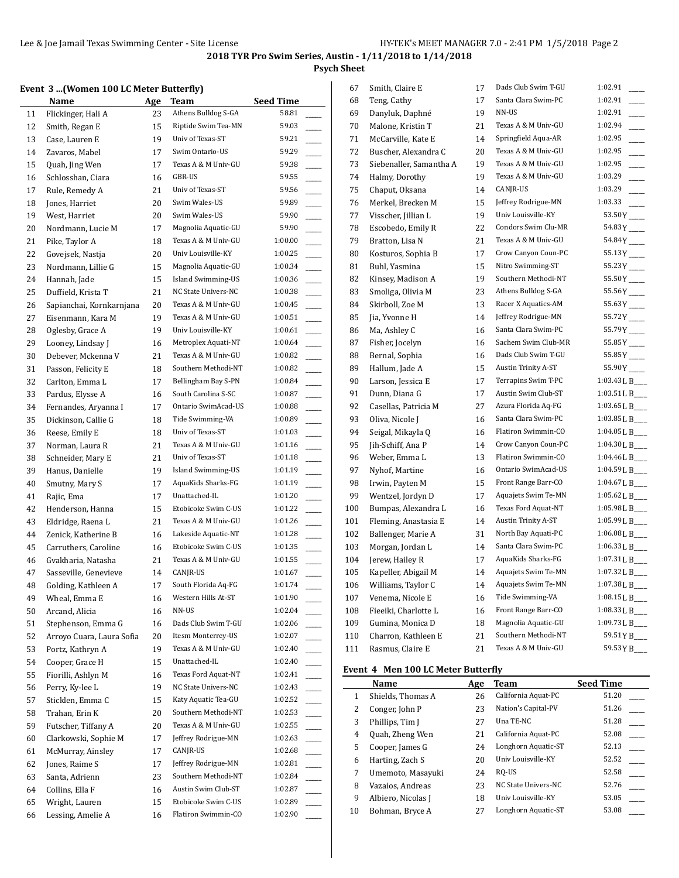**2018 TYR Pro Swim Series, Austin - 1/11/2018 to 1/14/2018**

**Psych Sheet**

### Event 3 ...(Women 100 LC Meter Butterfly)

| | Name | Age | Team | Seed Time | |
|---|---|---|---|---|---|
| 11 | Flickinger, Hali A | 23 | Athens Bulldog S-GA | 58.81 | ____ |
| 12 | Smith, Regan E | 15 | Riptide Swim Tea-MN | 59.03 | ____ |
| 13 | Case, Lauren E | 19 | Univ of Texas-ST | 59.21 | ____ |
| 14 | Zavaros, Mabel | 17 | Swim Ontario-US | 59.29 | ____ |
| 15 | Quah, Jing Wen | 17 | Texas A & M Univ-GU | 59.38 | ____ |
| 16 | Schlosshan, Ciara | 16 | GBR-US | 59.55 | ____ |
| 17 | Rule, Remedy A | 21 | Univ of Texas-ST | 59.56 | ____ |
| 18 | Jones, Harriet | 20 | Swim Wales-US | 59.89 | ____ |
| 19 | West, Harriet | 20 | Swim Wales-US | 59.90 | ____ |
| 20 | Nordmann, Lucie M | 17 | Magnolia Aquatic-GU | 59.90 | ____ |
| 21 | Pike, Taylor A | 18 | Texas A & M Univ-GU | 1:00.00 | ____ |
| 22 | Govejsek, Nastja | 20 | Univ Louisville-KY | 1:00.25 | ____ |
| 23 | Nordmann, Lillie G | 15 | Magnolia Aquatic-GU | 1:00.34 | ____ |
| 24 | Hannah, Jade | 15 | Island Swimming-US | 1:00.36 | ____ |
| 25 | Duffield, Krista T | 21 | NC State Univers-NC | 1:00.38 | ____ |
| 26 | Sapianchai, Kornkarnjana | 20 | Texas A & M Univ-GU | 1:00.45 | ____ |
| 27 | Eisenmann, Kara M | 19 | Texas A & M Univ-GU | 1:00.51 | ____ |
| 28 | Oglesby, Grace A | 19 | Univ Louisville-KY | 1:00.61 | ____ |
| 29 | Looney, Lindsay J | 16 | Metroplex Aquati-NT | 1:00.64 | ____ |
| 30 | Debever, Mckenna V | 21 | Texas A & M Univ-GU | 1:00.82 | ____ |
| 31 | Passon, Felicity E | 18 | Southern Methodi-NT | 1:00.82 | ____ |
| 32 | Carlton, Emma L | 17 | Bellingham Bay S-PN | 1:00.84 | ____ |
| 33 | Pardus, Elysse A | 16 | South Carolina S-SC | 1:00.87 | ____ |
| 34 | Fernandes, Aryanna I | 17 | Ontario SwimAcad-US | 1:00.88 | ____ |
| 35 | Dickinson, Callie G | 18 | Tide Swimming-VA | 1:00.89 | ____ |
| 36 | Reese, Emily E | 18 | Univ of Texas-ST | 1:01.03 | ____ |
| 37 | Norman, Laura R | 21 | Texas A & M Univ-GU | 1:01.16 | ____ |
| 38 | Schneider, Mary E | 21 | Univ of Texas-ST | 1:01.18 | ____ |
| 39 | Hanus, Danielle | 19 | Island Swimming-US | 1:01.19 | ____ |
| 40 | Smutny, Mary S | 17 | AquaKids Sharks-FG | 1:01.19 | ____ |
| 41 | Rajic, Ema | 17 | Unattached-IL | 1:01.20 | ____ |
| 42 | Henderson, Hanna | 15 | Etobicoke Swim C-US | 1:01.22 | ____ |
| 43 | Eldridge, Raena L | 21 | Texas A & M Univ-GU | 1:01.26 | ____ |
| 44 | Zenick, Katherine B | 16 | Lakeside Aquatic-NT | 1:01.28 | ____ |
| 45 | Carruthers, Caroline | 16 | Etobicoke Swim C-US | 1:01.35 | ____ |
| 46 | Gvakharia, Natasha | 21 | Texas A & M Univ-GU | 1:01.55 | ____ |
| 47 | Sasseville, Genevieve | 14 | CANJR-US | 1:01.67 | ____ |
| 48 | Golding, Kathleen A | 17 | South Florida Aq-FG | 1:01.74 | ____ |
| 49 | Wheal, Emma E | 16 | Western Hills At-ST | 1:01.90 | ____ |
| 50 | Arcand, Alicia | 16 | NN-US | 1:02.04 | ____ |
| 51 | Stephenson, Emma G | 16 | Dads Club Swim T-GU | 1:02.06 | ____ |
| 52 | Arroyo Cuara, Laura Sofia | 20 | Itesm Monterrey-US | 1:02.07 | ____ |
| 53 | Portz, Kathryn A | 19 | Texas A & M Univ-GU | 1:02.40 | ____ |
| 54 | Cooper, Grace H | 15 | Unattached-IL | 1:02.40 | ____ |
| 55 | Fiorilli, Ashlyn M | 16 | Texas Ford Aquat-NT | 1:02.41 | ____ |
| 56 | Perry, Ky-lee L | 19 | NC State Univers-NC | 1:02.43 | ____ |
| 57 | Sticklen, Emma C | 15 | Katy Aquatic Tea-GU | 1:02.52 | ____ |
| 58 | Trahan, Erin K | 20 | Southern Methodi-NT | 1:02.53 | ____ |
| 59 | Futscher, Tiffany A | 20 | Texas A & M Univ-GU | 1:02.55 | ____ |
| 60 | Clarkowski, Sophie M | 17 | Jeffrey Rodrigue-MN | 1:02.63 | ____ |
| 61 | McMurray, Ainsley | 17 | CANJR-US | 1:02.68 | ____ |
| 62 | Jones, Raime S | 17 | Jeffrey Rodrigue-MN | 1:02.81 | ____ |
| 63 | Santa, Adrienn | 23 | Southern Methodi-NT | 1:02.84 | ____ |
| 64 | Collins, Ella F | 16 | Austin Swim Club-ST | 1:02.87 | ____ |
| 65 | Wright, Lauren | 15 | Etobicoke Swim C-US | 1:02.89 | ____ |
| 66 | Lessing, Amelie A | 16 | Flatiron Swimmin-CO | 1:02.90 | ____ |
| 67 | Smith, Claire E | 17 | Dads Club Swim T-GU | 1:02.91 | ____ |
| 68 | Teng, Cathy | 17 | Santa Clara Swim-PC | 1:02.91 | ____ |
| 69 | Danyluk, Daphné | 19 | NN-US | 1:02.91 | ____ |
| 70 | Malone, Kristin T | 21 | Texas A & M Univ-GU | 1:02.94 | ____ |
| 71 | McCarville, Kate E | 14 | Springfield Aqua-AR | 1:02.95 | ____ |
| 72 | Buscher, Alexandra C | 20 | Texas A & M Univ-GU | 1:02.95 | ____ |
| 73 | Siebenaller, Samantha A | 19 | Texas A & M Univ-GU | 1:02.95 | ____ |
| 74 | Halmy, Dorothy | 19 | Texas A & M Univ-GU | 1:03.29 | ____ |
| 75 | Chaput, Oksana | 14 | CANJR-US | 1:03.29 | ____ |
| 76 | Merkel, Brecken M | 15 | Jeffrey Rodrigue-MN | 1:03.33 | ____ |
| 77 | Visscher, Jillian L | 19 | Univ Louisville-KY | 53.50Y | ____ |
| 78 | Escobedo, Emily R | 22 | Condors Swim Clu-MR | 54.83Y | ____ |
| 79 | Bratton, Lisa N | 21 | Texas A & M Univ-GU | 54.84Y | ____ |
| 80 | Kosturos, Sophia B | 17 | Crow Canyon Coun-PC | 55.13Y | ____ |
| 81 | Buhl, Yasmina | 15 | Nitro Swimming-ST | 55.23Y | ____ |
| 82 | Kinsey, Madison A | 19 | Southern Methodi-NT | 55.50Y | ____ |
| 83 | Smoliga, Olivia M | 23 | Athens Bulldog S-GA | 55.56Y | ____ |
| 84 | Skirboll, Zoe M | 13 | Racer X Aquatics-AM | 55.63Y | ____ |
| 85 | Jia, Yvonne H | 14 | Jeffrey Rodrigue-MN | 55.72Y | ____ |
| 86 | Ma, Ashley C | 16 | Santa Clara Swim-PC | 55.79Y | ____ |
| 87 | Fisher, Jocelyn | 16 | Sachem Swim Club-MR | 55.85Y | ____ |
| 88 | Bernal, Sophia | 16 | Dads Club Swim T-GU | 55.85Y | ____ |
| 89 | Hallum, Jade A | 15 | Austin Trinity A-ST | 55.90Y | ____ |
| 90 | Larson, Jessica E | 17 | Terrapins Swim T-PC | 1:03.43L | B____ |
| 91 | Dunn, Diana G | 17 | Austin Swim Club-ST | 1:03.51L | B____ |
| 92 | Casellas, Patricia M | 27 | Azura Florida Aq-FG | 1:03.65L | B____ |
| 93 | Oliva, Nicole J | 16 | Santa Clara Swim-PC | 1:03.85L | B____ |
| 94 | Seigal, Mikayla Q | 16 | Flatiron Swimmin-CO | 1:04.05L | B____ |
| 95 | Jih-Schiff, Ana P | 14 | Crow Canyon Coun-PC | 1:04.30L | B____ |
| 96 | Weber, Emma L | 13 | Flatiron Swimmin-CO | 1:04.46L | B____ |
| 97 | Nyhof, Martine | 16 | Ontario SwimAcad-US | 1:04.59L | B____ |
| 98 | Irwin, Payten M | 15 | Front Range Barr-CO | 1:04.67L | B____ |
| 99 | Wentzel, Jordyn D | 17 | Aquajets Swim Te-MN | 1:05.62L | B____ |
| 100 | Bumpas, Alexandra L | 16 | Texas Ford Aquat-NT | 1:05.98L | B____ |
| 101 | Fleming, Anastasia E | 14 | Austin Trinity A-ST | 1:05.99L | B____ |
| 102 | Ballenger, Marie A | 31 | North Bay Aquati-PC | 1:06.08L | B____ |
| 103 | Morgan, Jordan L | 14 | Santa Clara Swim-PC | 1:06.33L | B____ |
| 104 | Jerew, Hailey R | 17 | AquaKids Sharks-FG | 1:07.31L | B____ |
| 105 | Kapeller, Abigail M | 14 | Aquajets Swim Te-MN | 1:07.32L | B____ |
| 106 | Williams, Taylor C | 14 | Aquajets Swim Te-MN | 1:07.38L | B____ |
| 107 | Venema, Nicole E | 16 | Tide Swimming-VA | 1:08.15L | B____ |
| 108 | Fieeiki, Charlotte L | 16 | Front Range Barr-CO | 1:08.33L | B____ |
| 109 | Gumina, Monica D | 18 | Magnolia Aquatic-GU | 1:09.73L | B____ |
| 110 | Charron, Kathleen E | 21 | Southern Methodi-NT | 59.51Y | B____ |
| 111 | Rasmus, Claire E | 21 | Texas A & M Univ-GU | 59.53Y | B____ |

### Event 4 Men 100 LC Meter Butterfly

| | Name | Age | Team | Seed Time | |
|---|---|---|---|---|---|
| 1 | Shields, Thomas A | 26 | California Aquat-PC | 51.20 | ____ |
| 2 | Conger, John P | 23 | Nation's Capital-PV | 51.26 | ____ |
| 3 | Phillips, Tim J | 27 | Una TE-NC | 51.28 | ____ |
| 4 | Quah, Zheng Wen | 21 | California Aquat-PC | 52.08 | ____ |
| 5 | Cooper, James G | 24 | Longhorn Aquatic-ST | 52.13 | ____ |
| 6 | Harting, Zach S | 20 | Univ Louisville-KY | 52.52 | ____ |
| 7 | Umemoto, Masayuki | 24 | RQ-US | 52.58 | ____ |
| 8 | Vazaios, Andreas | 23 | NC State Univers-NC | 52.76 | ____ |
| 9 | Albiero, Nicolas J | 18 | Univ Louisville-KY | 53.05 | ____ |
| 10 | Bohman, Bryce A | 27 | Longhorn Aquatic-ST | 53.08 | ____ |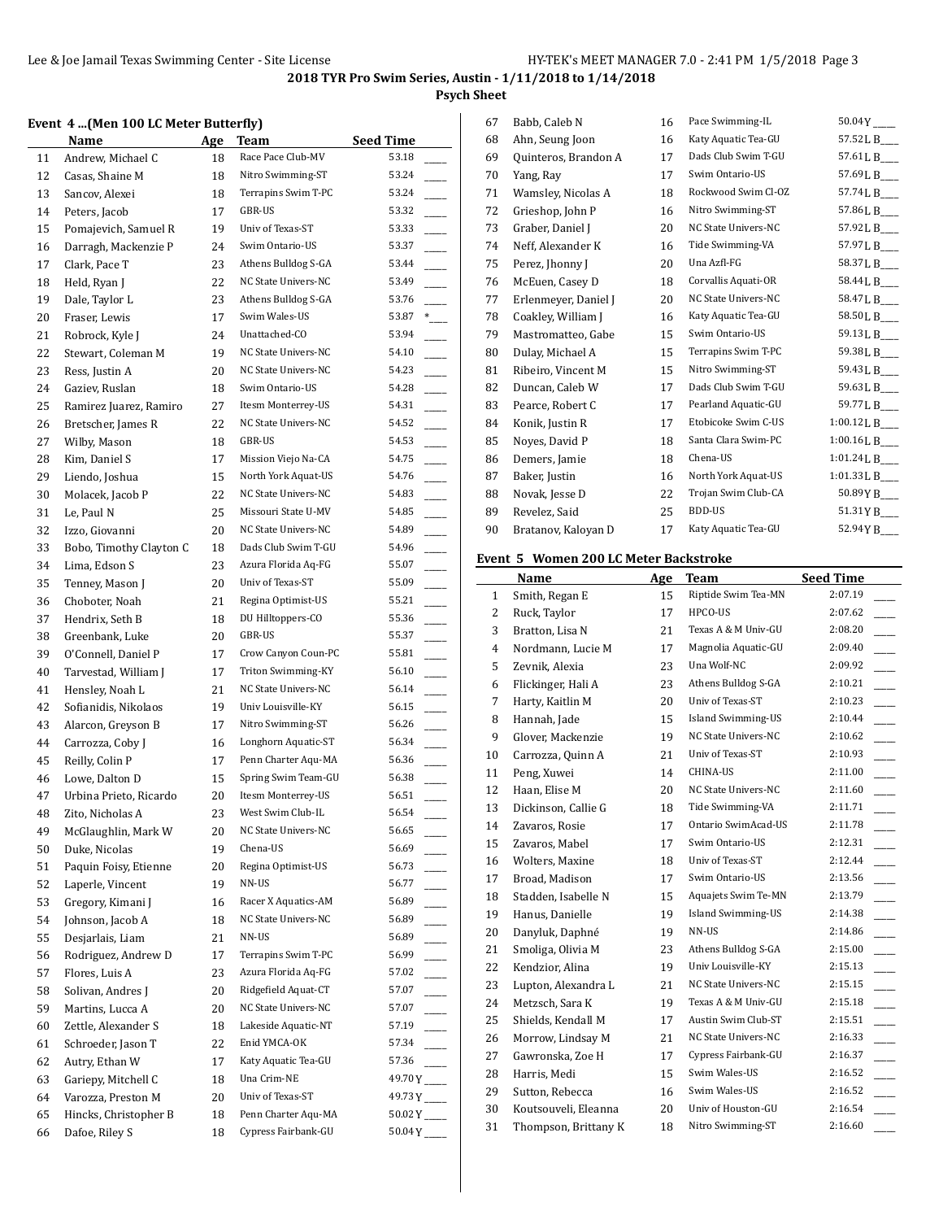2018 TYR Pro Swim Series, Austin - 1/11/2018 to 1/14/2018

Psych Sheet

### Event 4 ...(Men 100 LC Meter Butterfly)

| | Name | Age | Team | Seed Time | |
|---|---|---|---|---|---|
| 11 | Andrew, Michael C | 18 | Race Pace Club-MV | 53.18 | ____ |
| 12 | Casas, Shaine M | 18 | Nitro Swimming-ST | 53.24 | ____ |
| 13 | Sancov, Alexei | 18 | Terrapins Swim T-PC | 53.24 | ____ |
| 14 | Peters, Jacob | 17 | GBR-US | 53.32 | ____ |
| 15 | Pomajevich, Samuel R | 19 | Univ of Texas-ST | 53.33 | ____ |
| 16 | Darragh, Mackenzie P | 24 | Swim Ontario-US | 53.37 | ____ |
| 17 | Clark, Pace T | 23 | Athens Bulldog S-GA | 53.44 | ____ |
| 18 | Held, Ryan J | 22 | NC State Univers-NC | 53.49 | ____ |
| 19 | Dale, Taylor L | 23 | Athens Bulldog S-GA | 53.76 | ____ |
| 20 | Fraser, Lewis | 17 | Swim Wales-US | 53.87 | *___ |
| 21 | Robrock, Kyle J | 24 | Unattached-CO | 53.94 | ____ |
| 22 | Stewart, Coleman M | 19 | NC State Univers-NC | 54.10 | ____ |
| 23 | Ress, Justin A | 20 | NC State Univers-NC | 54.23 | ____ |
| 24 | Gaziev, Ruslan | 18 | Swim Ontario-US | 54.28 | ____ |
| 25 | Ramirez Juarez, Ramiro | 27 | Itesm Monterrey-US | 54.31 | ____ |
| 26 | Bretscher, James R | 22 | NC State Univers-NC | 54.52 | ____ |
| 27 | Wilby, Mason | 18 | GBR-US | 54.53 | ____ |
| 28 | Kim, Daniel S | 17 | Mission Viejo Na-CA | 54.75 | ____ |
| 29 | Liendo, Joshua | 15 | North York Aquat-US | 54.76 | ____ |
| 30 | Molacek, Jacob P | 22 | NC State Univers-NC | 54.83 | ____ |
| 31 | Le, Paul N | 25 | Missouri State U-MV | 54.85 | ____ |
| 32 | Izzo, Giovanni | 20 | NC State Univers-NC | 54.89 | ____ |
| 33 | Bobo, Timothy Clayton C | 18 | Dads Club Swim T-GU | 54.96 | ____ |
| 34 | Lima, Edson S | 23 | Azura Florida Aq-FG | 55.07 | ____ |
| 35 | Tenney, Mason J | 20 | Univ of Texas-ST | 55.09 | ____ |
| 36 | Choboter, Noah | 21 | Regina Optimist-US | 55.21 | ____ |
| 37 | Hendrix, Seth B | 18 | DU Hilltoppers-CO | 55.36 | ____ |
| 38 | Greenbank, Luke | 20 | GBR-US | 55.37 | ____ |
| 39 | O'Connell, Daniel P | 17 | Crow Canyon Coun-PC | 55.81 | ____ |
| 40 | Tarvestad, William J | 17 | Triton Swimming-KY | 56.10 | ____ |
| 41 | Hensley, Noah L | 21 | NC State Univers-NC | 56.14 | ____ |
| 42 | Sofianidis, Nikolaos | 19 | Univ Louisville-KY | 56.15 | ____ |
| 43 | Alarcon, Greyson B | 17 | Nitro Swimming-ST | 56.26 | ____ |
| 44 | Carrozza, Coby J | 16 | Longhorn Aquatic-ST | 56.34 | ____ |
| 45 | Reilly, Colin P | 17 | Penn Charter Aqu-MA | 56.36 | ____ |
| 46 | Lowe, Dalton D | 15 | Spring Swim Team-GU | 56.38 | ____ |
| 47 | Urbina Prieto, Ricardo | 20 | Itesm Monterrey-US | 56.51 | ____ |
| 48 | Zito, Nicholas A | 23 | West Swim Club-IL | 56.54 | ____ |
| 49 | McGlaughlin, Mark W | 20 | NC State Univers-NC | 56.65 | ____ |
| 50 | Duke, Nicolas | 19 | Chena-US | 56.69 | ____ |
| 51 | Paquin Foisy, Etienne | 20 | Regina Optimist-US | 56.73 | ____ |
| 52 | Laperle, Vincent | 19 | NN-US | 56.77 | ____ |
| 53 | Gregory, Kimani J | 16 | Racer X Aquatics-AM | 56.89 | ____ |
| 54 | Johnson, Jacob A | 18 | NC State Univers-NC | 56.89 | ____ |
| 55 | Desjarlais, Liam | 21 | NN-US | 56.89 | ____ |
| 56 | Rodriguez, Andrew D | 17 | Terrapins Swim T-PC | 56.99 | ____ |
| 57 | Flores, Luis A | 23 | Azura Florida Aq-FG | 57.02 | ____ |
| 58 | Solivan, Andres J | 20 | Ridgefield Aquat-CT | 57.07 | ____ |
| 59 | Martins, Lucca A | 20 | NC State Univers-NC | 57.07 | ____ |
| 60 | Zettle, Alexander S | 18 | Lakeside Aquatic-NT | 57.19 | ____ |
| 61 | Schroeder, Jason T | 22 | Enid YMCA-OK | 57.34 | ____ |
| 62 | Autry, Ethan W | 17 | Katy Aquatic Tea-GU | 57.36 | ____ |
| 63 | Gariepy, Mitchell C | 18 | Una Crim-NE | 49.70Y | ____ |
| 64 | Varozza, Preston M | 20 | Univ of Texas-ST | 49.73Y | ____ |
| 65 | Hincks, Christopher B | 18 | Penn Charter Aqu-MA | 50.02Y | ____ |
| 66 | Dafoe, Riley S | 18 | Cypress Fairbank-GU | 50.04Y | ____ |
| 67 | Babb, Caleb N | 16 | Pace Swimming-IL | 50.04Y | ____ |
| 68 | Ahn, Seung Joon | 16 | Katy Aquatic Tea-GU | 57.52L | B____ |
| 69 | Quinteros, Brandon A | 17 | Dads Club Swim T-GU | 57.61L | B____ |
| 70 | Yang, Ray | 17 | Swim Ontario-US | 57.69L | B____ |
| 71 | Wamsley, Nicolas A | 18 | Rockwood Swim Cl-OZ | 57.74L | B____ |
| 72 | Grieshop, John P | 16 | Nitro Swimming-ST | 57.86L | B____ |
| 73 | Graber, Daniel J | 20 | NC State Univers-NC | 57.92L | B____ |
| 74 | Neff, Alexander K | 16 | Tide Swimming-VA | 57.97L | B____ |
| 75 | Perez, Jhonny J | 20 | Una Azfl-FG | 58.37L | B____ |
| 76 | McEuen, Casey D | 18 | Corvallis Aquati-OR | 58.44L | B____ |
| 77 | Erlenmeyer, Daniel J | 20 | NC State Univers-NC | 58.47L | B____ |
| 78 | Coakley, William J | 16 | Katy Aquatic Tea-GU | 58.50L | B____ |
| 79 | Mastromatteo, Gabe | 15 | Swim Ontario-US | 59.13L | B____ |
| 80 | Dulay, Michael A | 15 | Terrapins Swim T-PC | 59.38L | B____ |
| 81 | Ribeiro, Vincent M | 15 | Nitro Swimming-ST | 59.43L | B____ |
| 82 | Duncan, Caleb W | 17 | Dads Club Swim T-GU | 59.63L | B____ |
| 83 | Pearce, Robert C | 17 | Pearland Aquatic-GU | 59.77L | B____ |
| 84 | Konik, Justin R | 17 | Etobicoke Swim C-US | 1:00.12L | B____ |
| 85 | Noyes, David P | 18 | Santa Clara Swim-PC | 1:00.16L | B____ |
| 86 | Demers, Jamie | 18 | Chena-US | 1:01.24L | B____ |
| 87 | Baker, Justin | 16 | North York Aquat-US | 1:01.33L | B____ |
| 88 | Novak, Jesse D | 22 | Trojan Swim Club-CA | 50.89Y | B____ |
| 89 | Revelez, Said | 25 | BDD-US | 51.31Y | B____ |
| 90 | Bratanov, Kaloyan D | 17 | Katy Aquatic Tea-GU | 52.94Y | B____ |

### Event 5 Women 200 LC Meter Backstroke

| | Name | Age | Team | Seed Time | |
|---|---|---|---|---|---|
| 1 | Smith, Regan E | 15 | Riptide Swim Tea-MN | 2:07.19 | ____ |
| 2 | Ruck, Taylor | 17 | HPCO-US | 2:07.62 | ____ |
| 3 | Bratton, Lisa N | 21 | Texas A & M Univ-GU | 2:08.20 | ____ |
| 4 | Nordmann, Lucie M | 17 | Magnolia Aquatic-GU | 2:09.40 | ____ |
| 5 | Zevnik, Alexia | 23 | Una Wolf-NC | 2:09.92 | ____ |
| 6 | Flickinger, Hali A | 23 | Athens Bulldog S-GA | 2:10.21 | ____ |
| 7 | Harty, Kaitlin M | 20 | Univ of Texas-ST | 2:10.23 | ____ |
| 8 | Hannah, Jade | 15 | Island Swimming-US | 2:10.44 | ____ |
| 9 | Glover, Mackenzie | 19 | NC State Univers-NC | 2:10.62 | ____ |
| 10 | Carrozza, Quinn A | 21 | Univ of Texas-ST | 2:10.93 | ____ |
| 11 | Peng, Xuwei | 14 | CHINA-US | 2:11.00 | ____ |
| 12 | Haan, Elise M | 20 | NC State Univers-NC | 2:11.60 | ____ |
| 13 | Dickinson, Callie G | 18 | Tide Swimming-VA | 2:11.71 | ____ |
| 14 | Zavaros, Rosie | 17 | Ontario SwimAcad-US | 2:11.78 | ____ |
| 15 | Zavaros, Mabel | 17 | Swim Ontario-US | 2:12.31 | ____ |
| 16 | Wolters, Maxine | 18 | Univ of Texas-ST | 2:12.44 | ____ |
| 17 | Broad, Madison | 17 | Swim Ontario-US | 2:13.56 | ____ |
| 18 | Stadden, Isabelle N | 15 | Aquajets Swim Te-MN | 2:13.79 | ____ |
| 19 | Hanus, Danielle | 19 | Island Swimming-US | 2:14.38 | ____ |
| 20 | Danyluk, Daphné | 19 | NN-US | 2:14.86 | ____ |
| 21 | Smoliga, Olivia M | 23 | Athens Bulldog S-GA | 2:15.00 | ____ |
| 22 | Kendzior, Alina | 19 | Univ Louisville-KY | 2:15.13 | ____ |
| 23 | Lupton, Alexandra L | 21 | NC State Univers-NC | 2:15.15 | ____ |
| 24 | Metzsch, Sara K | 19 | Texas A & M Univ-GU | 2:15.18 | ____ |
| 25 | Shields, Kendall M | 17 | Austin Swim Club-ST | 2:15.51 | ____ |
| 26 | Morrow, Lindsay M | 21 | NC State Univers-NC | 2:16.33 | ____ |
| 27 | Gawronska, Zoe H | 17 | Cypress Fairbank-GU | 2:16.37 | ____ |
| 28 | Harris, Medi | 15 | Swim Wales-US | 2:16.52 | ____ |
| 29 | Sutton, Rebecca | 16 | Swim Wales-US | 2:16.52 | ____ |
| 30 | Koutsouveli, Eleanna | 20 | Univ of Houston-GU | 2:16.54 | ____ |
| 31 | Thompson, Brittany K | 18 | Nitro Swimming-ST | 2:16.60 | ____ |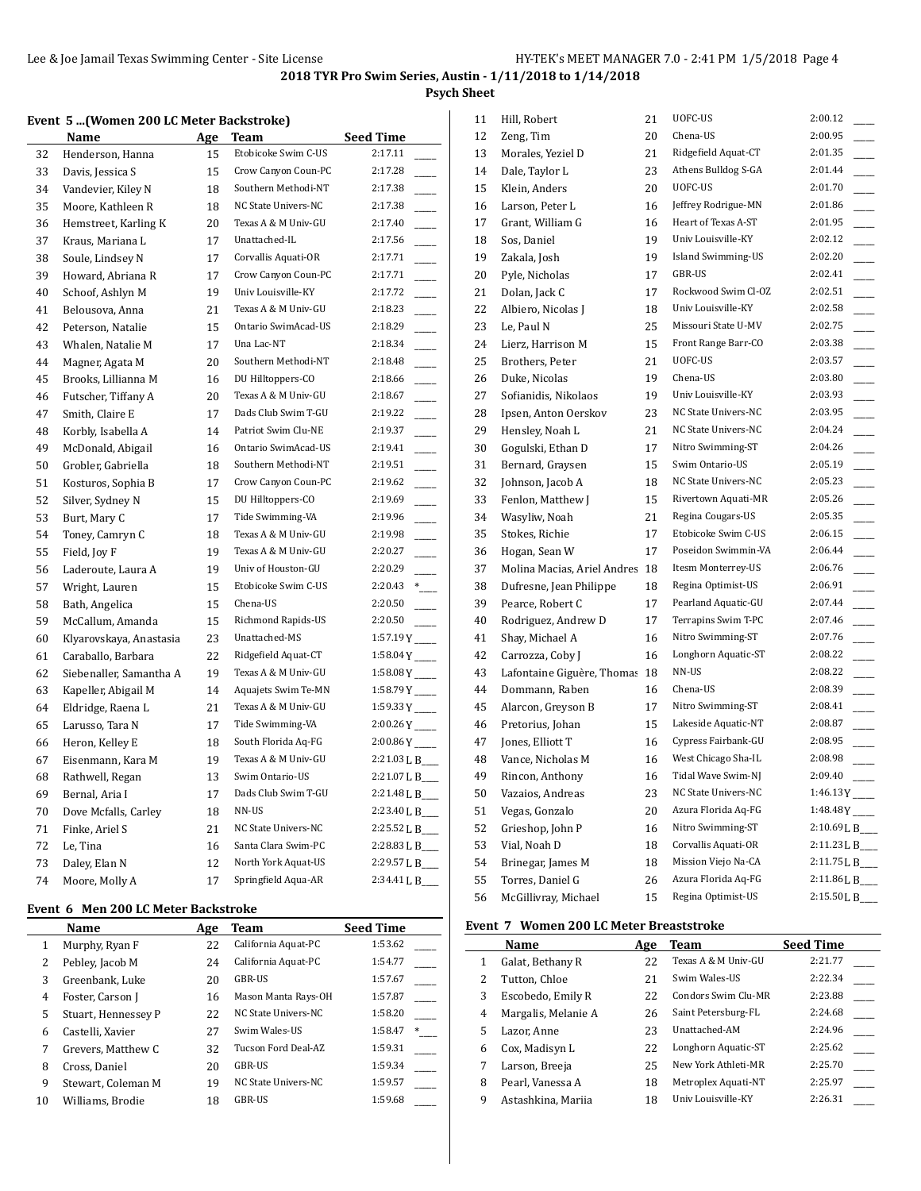2018 TYR Pro Swim Series, Austin - 1/11/2018 to 1/14/2018

**Psych Sheet**

### Event 5 ...(Women 200 LC Meter Backstroke)

| | Name | Age | Team | Seed Time |
|---|---|---|---|---|
| 32 | Henderson, Hanna | 15 | Etobicoke Swim C-US | 2:17.11 ____ |
| 33 | Davis, Jessica S | 15 | Crow Canyon Coun-PC | 2:17.28 ____ |
| 34 | Vandevier, Kiley N | 18 | Southern Methodi-NT | 2:17.38 ____ |
| 35 | Moore, Kathleen R | 18 | NC State Univers-NC | 2:17.38 ____ |
| 36 | Hemstreet, Karling K | 20 | Texas A & M Univ-GU | 2:17.40 ____ |
| 37 | Kraus, Mariana L | 17 | Unattached-IL | 2:17.56 ____ |
| 38 | Soule, Lindsey N | 17 | Corvallis Aquati-OR | 2:17.71 ____ |
| 39 | Howard, Abriana R | 17 | Crow Canyon Coun-PC | 2:17.71 ____ |
| 40 | Schoof, Ashlyn M | 19 | Univ Louisville-KY | 2:17.72 ____ |
| 41 | Belousova, Anna | 21 | Texas A & M Univ-GU | 2:18.23 ____ |
| 42 | Peterson, Natalie | 15 | Ontario SwimAcad-US | 2:18.29 ____ |
| 43 | Whalen, Natalie M | 17 | Una Lac-NT | 2:18.34 ____ |
| 44 | Magner, Agata M | 20 | Southern Methodi-NT | 2:18.48 ____ |
| 45 | Brooks, Lillianna M | 16 | DU Hilltoppers-CO | 2:18.66 ____ |
| 46 | Futscher, Tiffany A | 20 | Texas A & M Univ-GU | 2:18.67 ____ |
| 47 | Smith, Claire E | 17 | Dads Club Swim T-GU | 2:19.22 ____ |
| 48 | Korbly, Isabella A | 14 | Patriot Swim Clu-NE | 2:19.37 ____ |
| 49 | McDonald, Abigail | 16 | Ontario SwimAcad-US | 2:19.41 ____ |
| 50 | Grobler, Gabriella | 18 | Southern Methodi-NT | 2:19.51 ____ |
| 51 | Kosturos, Sophia B | 17 | Crow Canyon Coun-PC | 2:19.62 ____ |
| 52 | Silver, Sydney N | 15 | DU Hilltoppers-CO | 2:19.69 ____ |
| 53 | Burt, Mary C | 17 | Tide Swimming-VA | 2:19.96 ____ |
| 54 | Toney, Camryn C | 18 | Texas A & M Univ-GU | 2:19.98 ____ |
| 55 | Field, Joy F | 19 | Texas A & M Univ-GU | 2:20.27 ____ |
| 56 | Laderoute, Laura A | 19 | Univ of Houston-GU | 2:20.29 ____ |
| 57 | Wright, Lauren | 15 | Etobicoke Swim C-US | 2:20.43 *___ |
| 58 | Bath, Angelica | 15 | Chena-US | 2:20.50 ____ |
| 59 | McCallum, Amanda | 15 | Richmond Rapids-US | 2:20.50 ____ |
| 60 | Klyarovskaya, Anastasia | 23 | Unattached-MS | 1:57.19Y ____ |
| 61 | Caraballo, Barbara | 22 | Ridgefield Aquat-CT | 1:58.04Y ____ |
| 62 | Siebenaller, Samantha A | 19 | Texas A & M Univ-GU | 1:58.08Y ____ |
| 63 | Kapeller, Abigail M | 14 | Aquajets Swim Te-MN | 1:58.79Y ____ |
| 64 | Eldridge, Raena L | 21 | Texas A & M Univ-GU | 1:59.33Y ____ |
| 65 | Larusso, Tara N | 17 | Tide Swimming-VA | 2:00.26Y ____ |
| 66 | Heron, Kelley E | 18 | South Florida Aq-FG | 2:00.86Y ____ |
| 67 | Eisenmann, Kara M | 19 | Texas A & M Univ-GU | 2:21.03L B___ |
| 68 | Rathwell, Regan | 13 | Swim Ontario-US | 2:21.07L B___ |
| 69 | Bernal, Aria I | 17 | Dads Club Swim T-GU | 2:21.48L B___ |
| 70 | Dove Mcfalls, Carley | 18 | NN-US | 2:23.40L B___ |
| 71 | Finke, Ariel S | 21 | NC State Univers-NC | 2:25.52L B___ |
| 72 | Le, Tina | 16 | Santa Clara Swim-PC | 2:28.83L B___ |
| 73 | Daley, Elan N | 12 | North York Aquat-US | 2:29.57L B___ |
| 74 | Moore, Molly A | 17 | Springfield Aqua-AR | 2:34.41L B___ |

### Event 6 Men 200 LC Meter Backstroke

| | Name | Age | Team | Seed Time |
|---|---|---|---|---|
| 1 | Murphy, Ryan F | 22 | California Aquat-PC | 1:53.62 ____ |
| 2 | Pebley, Jacob M | 24 | California Aquat-PC | 1:54.77 ____ |
| 3 | Greenbank, Luke | 20 | GBR-US | 1:57.67 ____ |
| 4 | Foster, Carson J | 16 | Mason Manta Rays-OH | 1:57.87 ____ |
| 5 | Stuart, Hennessey P | 22 | NC State Univers-NC | 1:58.20 ____ |
| 6 | Castelli, Xavier | 27 | Swim Wales-US | 1:58.47 *___ |
| 7 | Grevers, Matthew C | 32 | Tucson Ford Deal-AZ | 1:59.31 ____ |
| 8 | Cross, Daniel | 20 | GBR-US | 1:59.34 ____ |
| 9 | Stewart, Coleman M | 19 | NC State Univers-NC | 1:59.57 ____ |
| 10 | Williams, Brodie | 18 | GBR-US | 1:59.68 ____ |
| 11 | Hill, Robert | 21 | UOFC-US | 2:00.12 ____ |
| 12 | Zeng, Tim | 20 | Chena-US | 2:00.95 ____ |
| 13 | Morales, Yeziel D | 21 | Ridgefield Aquat-CT | 2:01.35 ____ |
| 14 | Dale, Taylor L | 23 | Athens Bulldog S-GA | 2:01.44 ____ |
| 15 | Klein, Anders | 20 | UOFC-US | 2:01.70 ____ |
| 16 | Larson, Peter L | 16 | Jeffrey Rodrigue-MN | 2:01.86 ____ |
| 17 | Grant, William G | 16 | Heart of Texas A-ST | 2:01.95 ____ |
| 18 | Sos, Daniel | 19 | Univ Louisville-KY | 2:02.12 ____ |
| 19 | Zakala, Josh | 19 | Island Swimming-US | 2:02.20 ____ |
| 20 | Pyle, Nicholas | 17 | GBR-US | 2:02.41 ____ |
| 21 | Dolan, Jack C | 17 | Rockwood Swim Cl-OZ | 2:02.51 ____ |
| 22 | Albiero, Nicolas J | 18 | Univ Louisville-KY | 2:02.58 ____ |
| 23 | Le, Paul N | 25 | Missouri State U-MV | 2:02.75 ____ |
| 24 | Lierz, Harrison M | 15 | Front Range Barr-CO | 2:03.38 ____ |
| 25 | Brothers, Peter | 21 | UOFC-US | 2:03.57 ____ |
| 26 | Duke, Nicolas | 19 | Chena-US | 2:03.80 ____ |
| 27 | Sofianidis, Nikolaos | 19 | Univ Louisville-KY | 2:03.93 ____ |
| 28 | Ipsen, Anton Oerskov | 23 | NC State Univers-NC | 2:03.95 ____ |
| 29 | Hensley, Noah L | 21 | NC State Univers-NC | 2:04.24 ____ |
| 30 | Gogulski, Ethan D | 17 | Nitro Swimming-ST | 2:04.26 ____ |
| 31 | Bernard, Graysen | 15 | Swim Ontario-US | 2:05.19 ____ |
| 32 | Johnson, Jacob A | 18 | NC State Univers-NC | 2:05.23 ____ |
| 33 | Fenlon, Matthew J | 15 | Rivertown Aquati-MR | 2:05.26 ____ |
| 34 | Wasyliw, Noah | 21 | Regina Cougars-US | 2:05.35 ____ |
| 35 | Stokes, Richie | 17 | Etobicoke Swim C-US | 2:06.15 ____ |
| 36 | Hogan, Sean W | 17 | Poseidon Swimmin-VA | 2:06.44 ____ |
| 37 | Molina Macias, Ariel Andres | 18 | Itesm Monterrey-US | 2:06.76 ____ |
| 38 | Dufresne, Jean Philippe | 18 | Regina Optimist-US | 2:06.91 ____ |
| 39 | Pearce, Robert C | 17 | Pearland Aquatic-GU | 2:07.44 ____ |
| 40 | Rodriguez, Andrew D | 17 | Terrapins Swim T-PC | 2:07.46 ____ |
| 41 | Shay, Michael A | 16 | Nitro Swimming-ST | 2:07.76 ____ |
| 42 | Carrozza, Coby J | 16 | Longhorn Aquatic-ST | 2:08.22 ____ |
| 43 | Lafontaine Giguère, Thomas | 18 | NN-US | 2:08.22 ____ |
| 44 | Dommann, Raben | 16 | Chena-US | 2:08.39 ____ |
| 45 | Alarcon, Greyson B | 17 | Nitro Swimming-ST | 2:08.41 ____ |
| 46 | Pretorius, Johan | 15 | Lakeside Aquatic-NT | 2:08.87 ____ |
| 47 | Jones, Elliott T | 16 | Cypress Fairbank-GU | 2:08.95 ____ |
| 48 | Vance, Nicholas M | 16 | West Chicago Sha-IL | 2:08.98 ____ |
| 49 | Rincon, Anthony | 16 | Tidal Wave Swim-NJ | 2:09.40 ____ |
| 50 | Vazaios, Andreas | 23 | NC State Univers-NC | 1:46.13Y ____ |
| 51 | Vegas, Gonzalo | 20 | Azura Florida Aq-FG | 1:48.48Y ____ |
| 52 | Grieshop, John P | 16 | Nitro Swimming-ST | 2:10.69L B___ |
| 53 | Vial, Noah D | 18 | Corvallis Aquati-OR | 2:11.23L B___ |
| 54 | Brinegar, James M | 18 | Mission Viejo Na-CA | 2:11.75L B___ |
| 55 | Torres, Daniel G | 26 | Azura Florida Aq-FG | 2:11.86L B___ |
| 56 | McGillivray, Michael | 15 | Regina Optimist-US | 2:15.50L B___ |

### Event 7 Women 200 LC Meter Breaststroke

| | Name | Age | Team | Seed Time |
|---|---|---|---|---|
| 1 | Galat, Bethany R | 22 | Texas A & M Univ-GU | 2:21.77 ____ |
| 2 | Tutton, Chloe | 21 | Swim Wales-US | 2:22.34 ____ |
| 3 | Escobedo, Emily R | 22 | Condors Swim Clu-MR | 2:23.88 ____ |
| 4 | Margalis, Melanie A | 26 | Saint Petersburg-FL | 2:24.68 ____ |
| 5 | Lazor, Anne | 23 | Unattached-AM | 2:24.96 ____ |
| 6 | Cox, Madisyn L | 22 | Longhorn Aquatic-ST | 2:25.62 ____ |
| 7 | Larson, Breeja | 25 | New York Athleti-MR | 2:25.70 ____ |
| 8 | Pearl, Vanessa A | 18 | Metroplex Aquati-NT | 2:25.97 ____ |
| 9 | Astashkina, Mariia | 18 | Univ Louisville-KY | 2:26.31 ____ |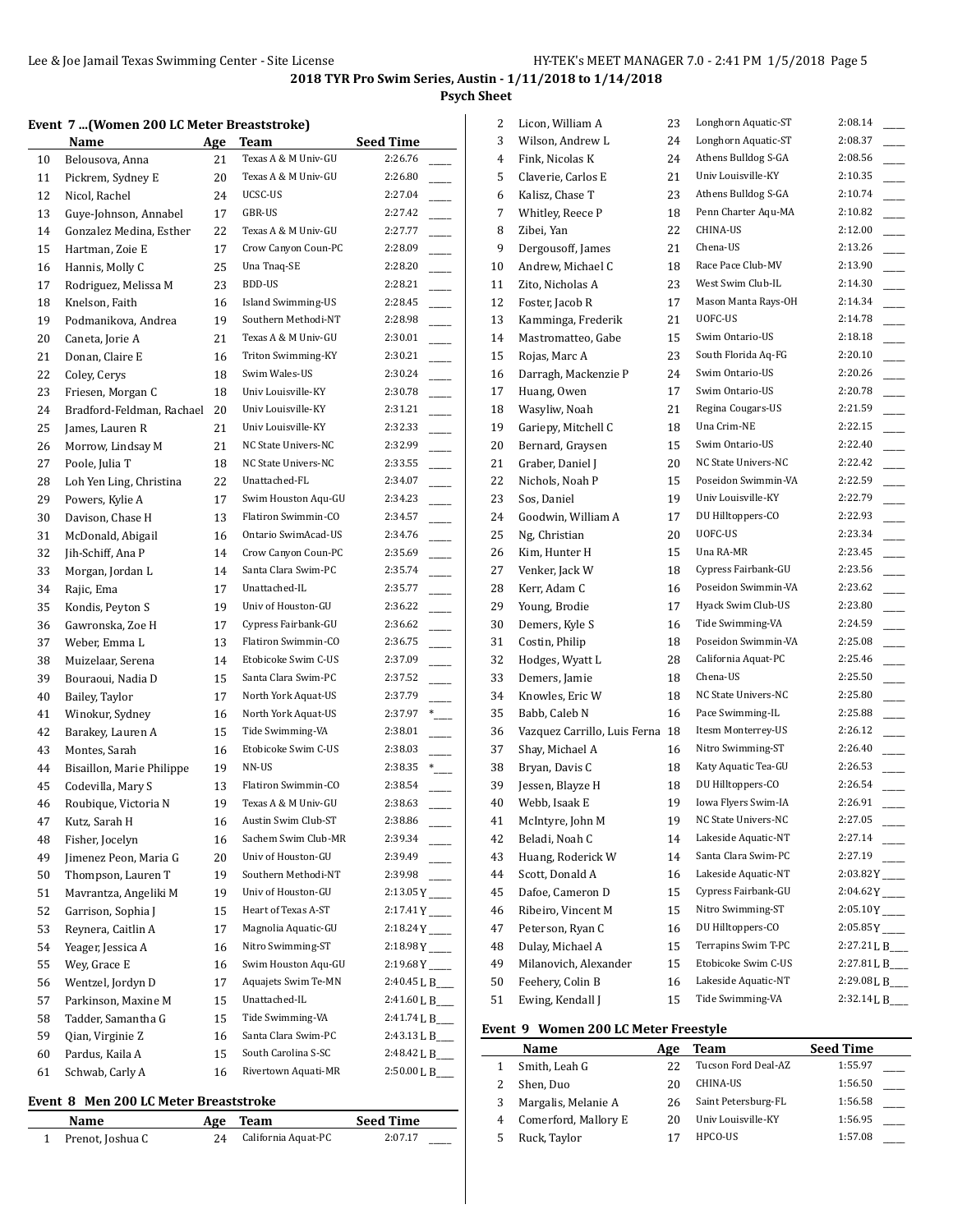## 2018 TYR Pro Swim Series, Austin - 1/11/2018 to 1/14/2018

### Psych Sheet

#### Event 7 ...(Women 200 LC Meter Breaststroke)

| | Name | Age | Team | Seed Time | |
|---|---|---|---|---|---|
| 10 | Belousova, Anna | 21 | Texas A & M Univ-GU | 2:26.76 | ____ |
| 11 | Pickrem, Sydney E | 20 | Texas A & M Univ-GU | 2:26.80 | ____ |
| 12 | Nicol, Rachel | 24 | UCSC-US | 2:27.04 | ____ |
| 13 | Guye-Johnson, Annabel | 17 | GBR-US | 2:27.42 | ____ |
| 14 | Gonzalez Medina, Esther | 22 | Texas A & M Univ-GU | 2:27.77 | ____ |
| 15 | Hartman, Zoie E | 17 | Crow Canyon Coun-PC | 2:28.09 | ____ |
| 16 | Hannis, Molly C | 25 | Una Tnaq-SE | 2:28.20 | ____ |
| 17 | Rodriguez, Melissa M | 23 | BDD-US | 2:28.21 | ____ |
| 18 | Knelson, Faith | 16 | Island Swimming-US | 2:28.45 | ____ |
| 19 | Podmanikova, Andrea | 19 | Southern Methodi-NT | 2:28.98 | ____ |
| 20 | Caneta, Jorie A | 21 | Texas A & M Univ-GU | 2:30.01 | ____ |
| 21 | Donan, Claire E | 16 | Triton Swimming-KY | 2:30.21 | ____ |
| 22 | Coley, Cerys | 18 | Swim Wales-US | 2:30.24 | ____ |
| 23 | Friesen, Morgan C | 18 | Univ Louisville-KY | 2:30.78 | ____ |
| 24 | Bradford-Feldman, Rachael | 20 | Univ Louisville-KY | 2:31.21 | ____ |
| 25 | James, Lauren R | 21 | Univ Louisville-KY | 2:32.33 | ____ |
| 26 | Morrow, Lindsay M | 21 | NC State Univers-NC | 2:32.99 | ____ |
| 27 | Poole, Julia T | 18 | NC State Univers-NC | 2:33.55 | ____ |
| 28 | Loh Yen Ling, Christina | 22 | Unattached-FL | 2:34.07 | ____ |
| 29 | Powers, Kylie A | 17 | Swim Houston Aqu-GU | 2:34.23 | ____ |
| 30 | Davison, Chase H | 13 | Flatiron Swimmin-CO | 2:34.57 | ____ |
| 31 | McDonald, Abigail | 16 | Ontario SwimAcad-US | 2:34.76 | ____ |
| 32 | Jih-Schiff, Ana P | 14 | Crow Canyon Coun-PC | 2:35.69 | ____ |
| 33 | Morgan, Jordan L | 14 | Santa Clara Swim-PC | 2:35.74 | ____ |
| 34 | Rajic, Ema | 17 | Unattached-IL | 2:35.77 | ____ |
| 35 | Kondis, Peyton S | 19 | Univ of Houston-GU | 2:36.22 | ____ |
| 36 | Gawronska, Zoe H | 17 | Cypress Fairbank-GU | 2:36.62 | ____ |
| 37 | Weber, Emma L | 13 | Flatiron Swimmin-CO | 2:36.75 | ____ |
| 38 | Muizelaar, Serena | 14 | Etobicoke Swim C-US | 2:37.09 | ____ |
| 39 | Bouraoui, Nadia D | 15 | Santa Clara Swim-PC | 2:37.52 | ____ |
| 40 | Bailey, Taylor | 17 | North York Aquat-US | 2:37.79 | ____ |
| 41 | Winokur, Sydney | 16 | North York Aquat-US | 2:37.97 | *____ |
| 42 | Barakey, Lauren A | 15 | Tide Swimming-VA | 2:38.01 | ____ |
| 43 | Montes, Sarah | 16 | Etobicoke Swim C-US | 2:38.03 | ____ |
| 44 | Bisaillon, Marie Philippe | 19 | NN-US | 2:38.35 | *____ |
| 45 | Codevilla, Mary S | 13 | Flatiron Swimmin-CO | 2:38.54 | ____ |
| 46 | Roubique, Victoria N | 19 | Texas A & M Univ-GU | 2:38.63 | ____ |
| 47 | Kutz, Sarah H | 16 | Austin Swim Club-ST | 2:38.86 | ____ |
| 48 | Fisher, Jocelyn | 16 | Sachem Swim Club-MR | 2:39.34 | ____ |
| 49 | Jimenez Peon, Maria G | 20 | Univ of Houston-GU | 2:39.49 | ____ |
| 50 | Thompson, Lauren T | 19 | Southern Methodi-NT | 2:39.98 | ____ |
| 51 | Mavrantza, Angeliki M | 19 | Univ of Houston-GU | 2:13.05 Y | ____ |
| 52 | Garrison, Sophia J | 15 | Heart of Texas A-ST | 2:17.41 Y | ____ |
| 53 | Reynera, Caitlin A | 17 | Magnolia Aquatic-GU | 2:18.24 Y | ____ |
| 54 | Yeager, Jessica A | 16 | Nitro Swimming-ST | 2:18.98 Y | ____ |
| 55 | Wey, Grace E | 16 | Swim Houston Aqu-GU | 2:19.68 Y | ____ |
| 56 | Wentzel, Jordyn D | 17 | Aquajets Swim Te-MN | 2:40.45 L | B____ |
| 57 | Parkinson, Maxine M | 15 | Unattached-IL | 2:41.60 L | B____ |
| 58 | Tadder, Samantha G | 15 | Tide Swimming-VA | 2:41.74 L | B____ |
| 59 | Qian, Virginie Z | 16 | Santa Clara Swim-PC | 2:43.13 L | B____ |
| 60 | Pardus, Kaila A | 15 | South Carolina S-SC | 2:48.42 L | B____ |
| 61 | Schwab, Carly A | 16 | Rivertown Aquati-MR | 2:50.00 L | B____ |

#### Event 8 Men 200 LC Meter Breaststroke

| | Name | Age | Team | Seed Time | |
|---|---|---|---|---|---|
| 1 | Prenot, Joshua C | 24 | California Aquat-PC | 2:07.17 | ____ |
| 2 | Licon, William A | 23 | Longhorn Aquatic-ST | 2:08.14 | ____ |
| 3 | Wilson, Andrew L | 24 | Longhorn Aquatic-ST | 2:08.37 | ____ |
| 4 | Fink, Nicolas K | 24 | Athens Bulldog S-GA | 2:08.56 | ____ |
| 5 | Claverie, Carlos E | 21 | Univ Louisville-KY | 2:10.35 | ____ |
| 6 | Kalisz, Chase T | 23 | Athens Bulldog S-GA | 2:10.74 | ____ |
| 7 | Whitley, Reece P | 18 | Penn Charter Aqu-MA | 2:10.82 | ____ |
| 8 | Zibei, Yan | 22 | CHINA-US | 2:12.00 | ____ |
| 9 | Dergousoff, James | 21 | Chena-US | 2:13.26 | ____ |
| 10 | Andrew, Michael C | 18 | Race Pace Club-MV | 2:13.90 | ____ |
| 11 | Zito, Nicholas A | 23 | West Swim Club-IL | 2:14.30 | ____ |
| 12 | Foster, Jacob R | 17 | Mason Manta Rays-OH | 2:14.34 | ____ |
| 13 | Kamminga, Frederik | 21 | UOFC-US | 2:14.78 | ____ |
| 14 | Mastromatteo, Gabe | 15 | Swim Ontario-US | 2:18.18 | ____ |
| 15 | Rojas, Marc A | 23 | South Florida Aq-FG | 2:20.10 | ____ |
| 16 | Darragh, Mackenzie P | 24 | Swim Ontario-US | 2:20.26 | ____ |
| 17 | Huang, Owen | 17 | Swim Ontario-US | 2:20.78 | ____ |
| 18 | Wasyliw, Noah | 21 | Regina Cougars-US | 2:21.59 | ____ |
| 19 | Gariepy, Mitchell C | 18 | Una Crim-NE | 2:22.15 | ____ |
| 20 | Bernard, Graysen | 15 | Swim Ontario-US | 2:22.40 | ____ |
| 21 | Graber, Daniel J | 20 | NC State Univers-NC | 2:22.42 | ____ |
| 22 | Nichols, Noah P | 15 | Poseidon Swimmin-VA | 2:22.59 | ____ |
| 23 | Sos, Daniel | 19 | Univ Louisville-KY | 2:22.79 | ____ |
| 24 | Goodwin, William A | 17 | DU Hilltoppers-CO | 2:22.93 | ____ |
| 25 | Ng, Christian | 20 | UOFC-US | 2:23.34 | ____ |
| 26 | Kim, Hunter H | 15 | Una RA-MR | 2:23.45 | ____ |
| 27 | Venker, Jack W | 18 | Cypress Fairbank-GU | 2:23.56 | ____ |
| 28 | Kerr, Adam C | 16 | Poseidon Swimmin-VA | 2:23.62 | ____ |
| 29 | Young, Brodie | 17 | Hyack Swim Club-US | 2:23.80 | ____ |
| 30 | Demers, Kyle S | 16 | Tide Swimming-VA | 2:24.59 | ____ |
| 31 | Costin, Philip | 18 | Poseidon Swimmin-VA | 2:25.08 | ____ |
| 32 | Hodges, Wyatt L | 28 | California Aquat-PC | 2:25.46 | ____ |
| 33 | Demers, Jamie | 18 | Chena-US | 2:25.50 | ____ |
| 34 | Knowles, Eric W | 18 | NC State Univers-NC | 2:25.80 | ____ |
| 35 | Babb, Caleb N | 16 | Pace Swimming-IL | 2:25.88 | ____ |
| 36 | Vazquez Carrillo, Luis Ferna | 18 | Itesm Monterrey-US | 2:26.12 | ____ |
| 37 | Shay, Michael A | 16 | Nitro Swimming-ST | 2:26.40 | ____ |
| 38 | Bryan, Davis C | 18 | Katy Aquatic Tea-GU | 2:26.53 | ____ |
| 39 | Jessen, Blayze H | 18 | DU Hilltoppers-CO | 2:26.54 | ____ |
| 40 | Webb, Isaak E | 19 | Iowa Flyers Swim-IA | 2:26.91 | ____ |
| 41 | McIntyre, John M | 19 | NC State Univers-NC | 2:27.05 | ____ |
| 42 | Beladi, Noah C | 14 | Lakeside Aquatic-NT | 2:27.14 | ____ |
| 43 | Huang, Roderick W | 14 | Santa Clara Swim-PC | 2:27.19 | ____ |
| 44 | Scott, Donald A | 16 | Lakeside Aquatic-NT | 2:03.82 Y | ____ |
| 45 | Dafoe, Cameron D | 15 | Cypress Fairbank-GU | 2:04.62 Y | ____ |
| 46 | Ribeiro, Vincent M | 15 | Nitro Swimming-ST | 2:05.10 Y | ____ |
| 47 | Peterson, Ryan C | 16 | DU Hilltoppers-CO | 2:05.85 Y | ____ |
| 48 | Dulay, Michael A | 15 | Terrapins Swim T-PC | 2:27.21 L | B____ |
| 49 | Milanovich, Alexander | 15 | Etobicoke Swim C-US | 2:27.81 L | B____ |
| 50 | Feehery, Colin B | 16 | Lakeside Aquatic-NT | 2:29.08 L | B____ |
| 51 | Ewing, Kendall J | 15 | Tide Swimming-VA | 2:32.14 L | B____ |

#### Event 9 Women 200 LC Meter Freestyle

| | Name | Age | Team | Seed Time | |
|---|---|---|---|---|---|
| 1 | Smith, Leah G | 22 | Tucson Ford Deal-AZ | 1:55.97 | ____ |
| 2 | Shen, Duo | 20 | CHINA-US | 1:56.50 | ____ |
| 3 | Margalis, Melanie A | 26 | Saint Petersburg-FL | 1:56.58 | ____ |
| 4 | Comerford, Mallory E | 20 | Univ Louisville-KY | 1:56.95 | ____ |
| 5 | Ruck, Taylor | 17 | HPCO-US | 1:57.08 | ____ |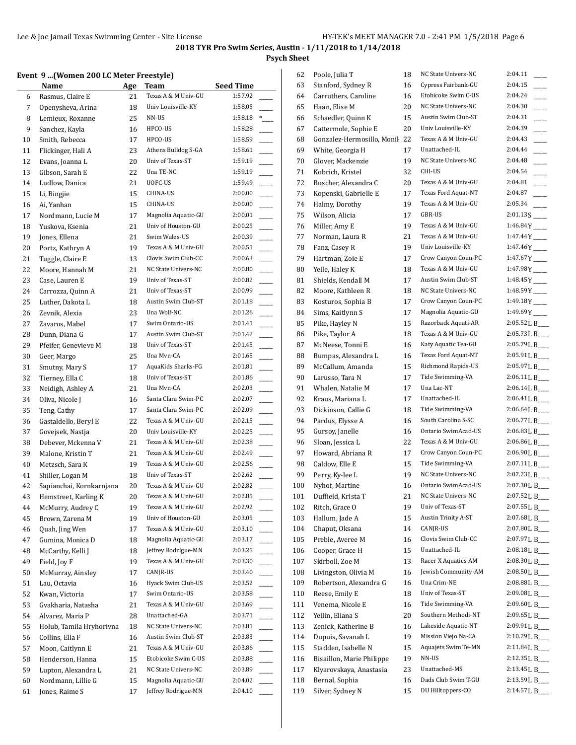**2018 TYR Pro Swim Series, Austin - 1/11/2018 to 1/14/2018**

**Psych Sheet**

**Event 9 ...(Women 200 LC Meter Freestyle)**

| | Name | Age | Team | Seed Time | |
|---|---|---|---|---|---|
| 6 | Rasmus, Claire E | 21 | Texas A & M Univ-GU | 1:57.92 | ____ |
| 7 | Openysheva, Arina | 18 | Univ Louisville-KY | 1:58.05 | ____ |
| 8 | Lemieux, Roxanne | 25 | NN-US | 1:58.18 | *___ |
| 9 | Sanchez, Kayla | 16 | HPCO-US | 1:58.28 | ____ |
| 10 | Smith, Rebecca | 17 | HPCO-US | 1:58.59 | ____ |
| 11 | Flickinger, Hali A | 23 | Athens Bulldog S-GA | 1:58.61 | ____ |
| 12 | Evans, Joanna L | 20 | Univ of Texas-ST | 1:59.19 | ____ |
| 13 | Gibson, Sarah E | 22 | Una TE-NC | 1:59.19 | ____ |
| 14 | Ludlow, Danica | 21 | UOFC-US | 1:59.49 | ____ |
| 15 | Li, Bingjie | 15 | CHINA-US | 2:00.00 | ____ |
| 16 | Ai, Yanhan | 15 | CHINA-US | 2:00.00 | ____ |
| 17 | Nordmann, Lucie M | 17 | Magnolia Aquatic-GU | 2:00.01 | ____ |
| 18 | Yuskova, Ksenia | 21 | Univ of Houston-GU | 2:00.25 | ____ |
| 19 | Jones, Ellena | 21 | Swim Wales-US | 2:00.39 | ____ |
| 20 | Portz, Kathryn A | 19 | Texas A & M Univ-GU | 2:00.51 | ____ |
| 21 | Tuggle, Claire E | 13 | Clovis Swim Club-CC | 2:00.63 | ____ |
| 22 | Moore, Hannah M | 21 | NC State Univers-NC | 2:00.80 | ____ |
| 23 | Case, Lauren E | 19 | Univ of Texas-ST | 2:00.82 | ____ |
| 24 | Carrozza, Quinn A | 21 | Univ of Texas-ST | 2:00.99 | ____ |
| 25 | Luther, Dakota L | 18 | Austin Swim Club-ST | 2:01.18 | ____ |
| 26 | Zevnik, Alexia | 23 | Una Wolf-NC | 2:01.26 | ____ |
| 27 | Zavaros, Mabel | 17 | Swim Ontario-US | 2:01.41 | ____ |
| 28 | Dunn, Diana G | 17 | Austin Swim Club-ST | 2:01.42 | ____ |
| 29 | Pfeifer, Genevieve M | 18 | Univ of Texas-ST | 2:01.45 | ____ |
| 30 | Geer, Margo | 25 | Una Mvn-CA | 2:01.65 | ____ |
| 31 | Smutny, Mary S | 17 | AquaKids Sharks-FG | 2:01.81 | ____ |
| 32 | Tierney, Ella C | 18 | Univ of Texas-ST | 2:01.86 | ____ |
| 33 | Neidigh, Ashley A | 21 | Una Mvn-CA | 2:02.03 | ____ |
| 34 | Oliva, Nicole J | 16 | Santa Clara Swim-PC | 2:02.07 | ____ |
| 35 | Teng, Cathy | 17 | Santa Clara Swim-PC | 2:02.09 | ____ |
| 36 | Gastaldello, Beryl E | 22 | Texas A & M Univ-GU | 2:02.15 | ____ |
| 37 | Govejsek, Nastja | 20 | Univ Louisville-KY | 2:02.25 | ____ |
| 38 | Debever, Mckenna V | 21 | Texas A & M Univ-GU | 2:02.38 | ____ |
| 39 | Malone, Kristin T | 21 | Texas A & M Univ-GU | 2:02.49 | ____ |
| 40 | Metzsch, Sara K | 19 | Texas A & M Univ-GU | 2:02.56 | ____ |
| 41 | Shiller, Logan M | 18 | Univ of Texas-ST | 2:02.62 | ____ |
| 42 | Sapianchai, Kornkarnjana | 20 | Texas A & M Univ-GU | 2:02.82 | ____ |
| 43 | Hemstreet, Karling K | 20 | Texas A & M Univ-GU | 2:02.85 | ____ |
| 44 | McMurry, Audrey C | 19 | Texas A & M Univ-GU | 2:02.92 | ____ |
| 45 | Brown, Zarena M | 19 | Univ of Houston-GU | 2:03.05 | ____ |
| 46 | Quah, Jing Wen | 17 | Texas A & M Univ-GU | 2:03.10 | ____ |
| 47 | Gumina, Monica D | 18 | Magnolia Aquatic-GU | 2:03.17 | ____ |
| 48 | McCarthy, Kelli J | 18 | Jeffrey Rodrigue-MN | 2:03.25 | ____ |
| 49 | Field, Joy F | 19 | Texas A & M Univ-GU | 2:03.30 | ____ |
| 50 | McMurray, Ainsley | 17 | CANJR-US | 2:03.40 | ____ |
| 51 | Lau, Octavia | 16 | Hyack Swim Club-US | 2:03.52 | ____ |
| 52 | Kwan, Victoria | 17 | Swim Ontario-US | 2:03.58 | ____ |
| 53 | Gvakharia, Natasha | 21 | Texas A & M Univ-GU | 2:03.69 | ____ |
| 54 | Alvarez, Maria P | 28 | Unattached-GA | 2:03.71 | ____ |
| 55 | Holub, Tamila Hryhorivna | 18 | NC State Univers-NC | 2:03.81 | ____ |
| 56 | Collins, Ella F | 16 | Austin Swim Club-ST | 2:03.83 | ____ |
| 57 | Moon, Caitlynn E | 21 | Texas A & M Univ-GU | 2:03.86 | ____ |
| 58 | Henderson, Hanna | 15 | Etobicoke Swim C-US | 2:03.88 | ____ |
| 59 | Lupton, Alexandra L | 21 | NC State Univers-NC | 2:03.89 | ____ |
| 60 | Nordmann, Lillie G | 15 | Magnolia Aquatic-GU | 2:04.02 | ____ |
| 61 | Jones, Raime S | 17 | Jeffrey Rodrigue-MN | 2:04.10 | ____ |
| 62 | Poole, Julia T | 18 | NC State Univers-NC | 2:04.11 | ____ |
| 63 | Stanford, Sydney R | 16 | Cypress Fairbank-GU | 2:04.15 | ____ |
| 64 | Carruthers, Caroline | 16 | Etobicoke Swim C-US | 2:04.24 | ____ |
| 65 | Haan, Elise M | 20 | NC State Univers-NC | 2:04.30 | ____ |
| 66 | Schaedler, Quinn K | 15 | Austin Swim Club-ST | 2:04.31 | ____ |
| 67 | Cattermole, Sophie E | 20 | Univ Louisville-KY | 2:04.39 | ____ |
| 68 | Gonzalez-Hermosillo, Monik | 22 | Texas A & M Univ-GU | 2:04.43 | ____ |
| 69 | White, Georgia H | 17 | Unattached-IL | 2:04.44 | ____ |
| 70 | Glover, Mackenzie | 19 | NC State Univers-NC | 2:04.48 | ____ |
| 71 | Kobrich, Kristel | 32 | CHI-US | 2:04.54 | ____ |
| 72 | Buscher, Alexandra C | 20 | Texas A & M Univ-GU | 2:04.81 | ____ |
| 73 | Kopenski, Gabrielle E | 17 | Texas Ford Aquat-NT | 2:04.87 | ____ |
| 74 | Halmy, Dorothy | 19 | Texas A & M Univ-GU | 2:05.34 | ____ |
| 75 | Wilson, Alicia | 17 | GBR-US | 2:01.13S | ____ |
| 76 | Miller, Amy E | 19 | Texas A & M Univ-GU | 1:46.84Y | ____ |
| 77 | Norman, Laura R | 21 | Texas A & M Univ-GU | 1:47.44Y | ____ |
| 78 | Fanz, Casey R | 19 | Univ Louisville-KY | 1:47.46Y | ____ |
| 79 | Hartman, Zoie E | 17 | Crow Canyon Coun-PC | 1:47.67Y | ____ |
| 80 | Yelle, Haley K | 18 | Texas A & M Univ-GU | 1:47.98Y | ____ |
| 81 | Shields, Kendall M | 17 | Austin Swim Club-ST | 1:48.45Y | ____ |
| 82 | Moore, Kathleen R | 18 | NC State Univers-NC | 1:48.59Y | ____ |
| 83 | Kosturos, Sophia B | 17 | Crow Canyon Coun-PC | 1:49.18Y | ____ |
| 84 | Sims, Kaitlynn S | 17 | Magnolia Aquatic-GU | 1:49.69Y | ____ |
| 85 | Pike, Hayley N | 15 | Razorback Aquati-AR | 2:05.52L | B___ |
| 86 | Pike, Taylor A | 18 | Texas A & M Univ-GU | 2:05.73L | B___ |
| 87 | McNeese, Tonni E | 16 | Katy Aquatic Tea-GU | 2:05.79L | B___ |
| 88 | Bumpas, Alexandra L | 16 | Texas Ford Aquat-NT | 2:05.91L | B___ |
| 89 | McCallum, Amanda | 15 | Richmond Rapids-US | 2:05.97L | B___ |
| 90 | Larusso, Tara N | 17 | Tide Swimming-VA | 2:06.11L | B___ |
| 91 | Whalen, Natalie M | 17 | Una Lac-NT | 2:06.14L | B___ |
| 92 | Kraus, Mariana L | 17 | Unattached-IL | 2:06.41L | B___ |
| 93 | Dickinson, Callie G | 18 | Tide Swimming-VA | 2:06.64L | B___ |
| 94 | Pardus, Elysse A | 16 | South Carolina S-SC | 2:06.77L | B___ |
| 95 | Gursoy, Janelle | 16 | Ontario SwimAcad-US | 2:06.83L | B___ |
| 96 | Sloan, Jessica L | 22 | Texas A & M Univ-GU | 2:06.86L | B___ |
| 97 | Howard, Abriana R | 17 | Crow Canyon Coun-PC | 2:06.90L | B___ |
| 98 | Caldow, Elle E | 15 | Tide Swimming-VA | 2:07.11L | B___ |
| 99 | Perry, Ky-lee L | 19 | NC State Univers-NC | 2:07.23L | B___ |
| 100 | Nyhof, Martine | 16 | Ontario SwimAcad-US | 2:07.30L | B___ |
| 101 | Duffield, Krista T | 21 | NC State Univers-NC | 2:07.52L | B___ |
| 102 | Ritch, Grace O | 19 | Univ of Texas-ST | 2:07.55L | B___ |
| 103 | Hallum, Jade A | 15 | Austin Trinity A-ST | 2:07.68L | B___ |
| 104 | Chaput, Oksana | 14 | CANJR-US | 2:07.80L | B___ |
| 105 | Preble, Averee M | 16 | Clovis Swim Club-CC | 2:07.97L | B___ |
| 106 | Cooper, Grace H | 15 | Unattached-IL | 2:08.18L | B___ |
| 107 | Skirboll, Zoe M | 13 | Racer X Aquatics-AM | 2:08.30L | B___ |
| 108 | Livingston, Olivia M | 16 | Jewish Community-AM | 2:08.50L | B___ |
| 109 | Robertson, Alexandra G | 16 | Una Crim-NE | 2:08.88L | B___ |
| 110 | Reese, Emily E | 18 | Univ of Texas-ST | 2:09.08L | B___ |
| 111 | Venema, Nicole E | 16 | Tide Swimming-VA | 2:09.60L | B___ |
| 112 | Yellin, Eliana S | 20 | Southern Methodi-NT | 2:09.65L | B___ |
| 113 | Zenick, Katherine B | 16 | Lakeside Aquatic-NT | 2:09.91L | B___ |
| 114 | Dupuis, Savanah L | 19 | Mission Viejo Na-CA | 2:10.29L | B___ |
| 115 | Stadden, Isabelle N | 15 | Aquajets Swim Te-MN | 2:11.84L | B___ |
| 116 | Bisaillon, Marie Philippe | 19 | NN-US | 2:12.35L | B___ |
| 117 | Klyarovskaya, Anastasia | 23 | Unattached-MS | 2:13.45L | B___ |
| 118 | Bernal, Sophia | 16 | Dads Club Swim T-GU | 2:13.59L | B___ |
| 119 | Silver, Sydney N | 15 | DU Hilltoppers-CO | 2:14.57L | B___ |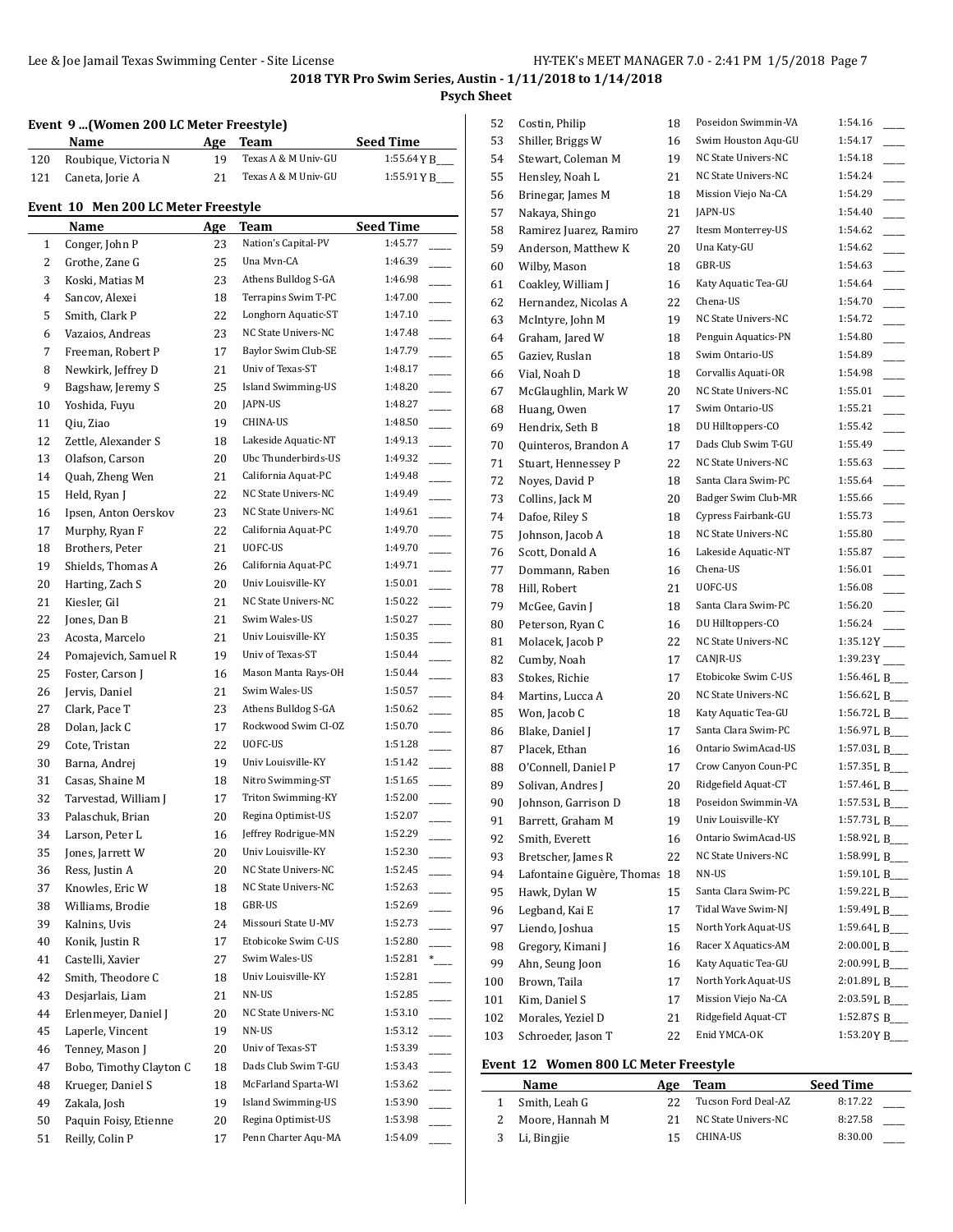**2018 TYR Pro Swim Series, Austin - 1/11/2018 to 1/14/2018**

**Psych Sheet**

### Event 9 ...(Women 200 LC Meter Freestyle)

| | Name | Age | Team | Seed Time |
|---|---|---|---|---|
| 120 | Roubique, Victoria N | 19 | Texas A & M Univ-GU | 1:55.64Y B___ |
| 121 | Caneta, Jorie A | 21 | Texas A & M Univ-GU | 1:55.91Y B___ |

### Event 10 Men 200 LC Meter Freestyle

| | Name | Age | Team | Seed Time |
|---|---|---|---|---|
| 1 | Conger, John P | 23 | Nation's Capital-PV | 1:45.77 ____ |
| 2 | Grothe, Zane G | 25 | Una Mvn-CA | 1:46.39 ____ |
| 3 | Koski, Matias M | 23 | Athens Bulldog S-GA | 1:46.98 ____ |
| 4 | Sancov, Alexei | 18 | Terrapins Swim T-PC | 1:47.00 ____ |
| 5 | Smith, Clark P | 22 | Longhorn Aquatic-ST | 1:47.10 ____ |
| 6 | Vazaios, Andreas | 23 | NC State Univers-NC | 1:47.48 ____ |
| 7 | Freeman, Robert P | 17 | Baylor Swim Club-SE | 1:47.79 ____ |
| 8 | Newkirk, Jeffrey D | 21 | Univ of Texas-ST | 1:48.17 ____ |
| 9 | Bagshaw, Jeremy S | 25 | Island Swimming-US | 1:48.20 ____ |
| 10 | Yoshida, Fuyu | 20 | JAPN-US | 1:48.27 ____ |
| 11 | Qiu, Ziao | 19 | CHINA-US | 1:48.50 ____ |
| 12 | Zettle, Alexander S | 18 | Lakeside Aquatic-NT | 1:49.13 ____ |
| 13 | Olafson, Carson | 20 | Ubc Thunderbirds-US | 1:49.32 ____ |
| 14 | Quah, Zheng Wen | 21 | California Aquat-PC | 1:49.48 ____ |
| 15 | Held, Ryan J | 22 | NC State Univers-NC | 1:49.49 ____ |
| 16 | Ipsen, Anton Oerskov | 23 | NC State Univers-NC | 1:49.61 ____ |
| 17 | Murphy, Ryan F | 22 | California Aquat-PC | 1:49.70 ____ |
| 18 | Brothers, Peter | 21 | UOFC-US | 1:49.70 ____ |
| 19 | Shields, Thomas A | 26 | California Aquat-PC | 1:49.71 ____ |
| 20 | Harting, Zach S | 20 | Univ Louisville-KY | 1:50.01 ____ |
| 21 | Kiesler, Gil | 21 | NC State Univers-NC | 1:50.22 ____ |
| 22 | Jones, Dan B | 21 | Swim Wales-US | 1:50.27 ____ |
| 23 | Acosta, Marcelo | 21 | Univ Louisville-KY | 1:50.35 ____ |
| 24 | Pomajevich, Samuel R | 19 | Univ of Texas-ST | 1:50.44 ____ |
| 25 | Foster, Carson J | 16 | Mason Manta Rays-OH | 1:50.44 ____ |
| 26 | Jervis, Daniel | 21 | Swim Wales-US | 1:50.57 ____ |
| 27 | Clark, Pace T | 23 | Athens Bulldog S-GA | 1:50.62 ____ |
| 28 | Dolan, Jack C | 17 | Rockwood Swim Cl-OZ | 1:50.70 ____ |
| 29 | Cote, Tristan | 22 | UOFC-US | 1:51.28 ____ |
| 30 | Barna, Andrej | 19 | Univ Louisville-KY | 1:51.42 ____ |
| 31 | Casas, Shaine M | 18 | Nitro Swimming-ST | 1:51.65 ____ |
| 32 | Tarvestad, William J | 17 | Triton Swimming-KY | 1:52.00 ____ |
| 33 | Palaschuk, Brian | 20 | Regina Optimist-US | 1:52.07 ____ |
| 34 | Larson, Peter L | 16 | Jeffrey Rodrigue-MN | 1:52.29 ____ |
| 35 | Jones, Jarrett W | 20 | Univ Louisville-KY | 1:52.30 ____ |
| 36 | Ress, Justin A | 20 | NC State Univers-NC | 1:52.45 ____ |
| 37 | Knowles, Eric W | 18 | NC State Univers-NC | 1:52.63 ____ |
| 38 | Williams, Brodie | 18 | GBR-US | 1:52.69 ____ |
| 39 | Kalnins, Uvis | 24 | Missouri State U-MV | 1:52.73 ____ |
| 40 | Konik, Justin R | 17 | Etobicoke Swim C-US | 1:52.80 ____ |
| 41 | Castelli, Xavier | 27 | Swim Wales-US | 1:52.81 *___ |
| 42 | Smith, Theodore C | 18 | Univ Louisville-KY | 1:52.81 ____ |
| 43 | Desjarlais, Liam | 21 | NN-US | 1:52.85 ____ |
| 44 | Erlenmeyer, Daniel J | 20 | NC State Univers-NC | 1:53.10 ____ |
| 45 | Laperle, Vincent | 19 | NN-US | 1:53.12 ____ |
| 46 | Tenney, Mason J | 20 | Univ of Texas-ST | 1:53.39 ____ |
| 47 | Bobo, Timothy Clayton C | 18 | Dads Club Swim T-GU | 1:53.43 ____ |
| 48 | Krueger, Daniel S | 18 | McFarland Sparta-WI | 1:53.62 ____ |
| 49 | Zakala, Josh | 19 | Island Swimming-US | 1:53.90 ____ |
| 50 | Paquin Foisy, Etienne | 20 | Regina Optimist-US | 1:53.98 ____ |
| 51 | Reilly, Colin P | 17 | Penn Charter Aqu-MA | 1:54.09 ____ |
| 52 | Costin, Philip | 18 | Poseidon Swimmin-VA | 1:54.16 ____ |
| 53 | Shiller, Briggs W | 16 | Swim Houston Aqu-GU | 1:54.17 ____ |
| 54 | Stewart, Coleman M | 19 | NC State Univers-NC | 1:54.18 ____ |
| 55 | Hensley, Noah L | 21 | NC State Univers-NC | 1:54.24 ____ |
| 56 | Brinegar, James M | 18 | Mission Viejo Na-CA | 1:54.29 ____ |
| 57 | Nakaya, Shingo | 21 | JAPN-US | 1:54.40 ____ |
| 58 | Ramirez Juarez, Ramiro | 27 | Itesm Monterrey-US | 1:54.62 ____ |
| 59 | Anderson, Matthew K | 20 | Una Katy-GU | 1:54.62 ____ |
| 60 | Wilby, Mason | 18 | GBR-US | 1:54.63 ____ |
| 61 | Coakley, William J | 16 | Katy Aquatic Tea-GU | 1:54.64 ____ |
| 62 | Hernandez, Nicolas A | 22 | Chena-US | 1:54.70 ____ |
| 63 | McIntyre, John M | 19 | NC State Univers-NC | 1:54.72 ____ |
| 64 | Graham, Jared W | 18 | Penguin Aquatics-PN | 1:54.80 ____ |
| 65 | Gaziev, Ruslan | 18 | Swim Ontario-US | 1:54.89 ____ |
| 66 | Vial, Noah D | 18 | Corvallis Aquati-OR | 1:54.98 ____ |
| 67 | McGlaughlin, Mark W | 20 | NC State Univers-NC | 1:55.01 ____ |
| 68 | Huang, Owen | 17 | Swim Ontario-US | 1:55.21 ____ |
| 69 | Hendrix, Seth B | 18 | DU Hilltoppers-CO | 1:55.42 ____ |
| 70 | Quinteros, Brandon A | 17 | Dads Club Swim T-GU | 1:55.49 ____ |
| 71 | Stuart, Hennessey P | 22 | NC State Univers-NC | 1:55.63 ____ |
| 72 | Noyes, David P | 18 | Santa Clara Swim-PC | 1:55.64 ____ |
| 73 | Collins, Jack M | 20 | Badger Swim Club-MR | 1:55.66 ____ |
| 74 | Dafoe, Riley S | 18 | Cypress Fairbank-GU | 1:55.73 ____ |
| 75 | Johnson, Jacob A | 18 | NC State Univers-NC | 1:55.80 ____ |
| 76 | Scott, Donald A | 16 | Lakeside Aquatic-NT | 1:55.87 ____ |
| 77 | Dommann, Raben | 16 | Chena-US | 1:56.01 ____ |
| 78 | Hill, Robert | 21 | UOFC-US | 1:56.08 ____ |
| 79 | McGee, Gavin J | 18 | Santa Clara Swim-PC | 1:56.20 ____ |
| 80 | Peterson, Ryan C | 16 | DU Hilltoppers-CO | 1:56.24 ____ |
| 81 | Molacek, Jacob P | 22 | NC State Univers-NC | 1:35.12Y ____ |
| 82 | Cumby, Noah | 17 | CANJR-US | 1:39.23Y ____ |
| 83 | Stokes, Richie | 17 | Etobicoke Swim C-US | 1:56.46L B___ |
| 84 | Martins, Lucca A | 20 | NC State Univers-NC | 1:56.62L B___ |
| 85 | Won, Jacob C | 18 | Katy Aquatic Tea-GU | 1:56.72L B___ |
| 86 | Blake, Daniel J | 17 | Santa Clara Swim-PC | 1:56.97L B___ |
| 87 | Placek, Ethan | 16 | Ontario SwimAcad-US | 1:57.03L B___ |
| 88 | O'Connell, Daniel P | 17 | Crow Canyon Coun-PC | 1:57.35L B___ |
| 89 | Solivan, Andres J | 20 | Ridgefield Aquat-CT | 1:57.46L B___ |
| 90 | Johnson, Garrison D | 18 | Poseidon Swimmin-VA | 1:57.53L B___ |
| 91 | Barrett, Graham M | 19 | Univ Louisville-KY | 1:57.73L B___ |
| 92 | Smith, Everett | 16 | Ontario SwimAcad-US | 1:58.92L B___ |
| 93 | Bretscher, James R | 22 | NC State Univers-NC | 1:58.99L B___ |
| 94 | Lafontaine Giguère, Thomas | 18 | NN-US | 1:59.10L B___ |
| 95 | Hawk, Dylan W | 15 | Santa Clara Swim-PC | 1:59.22L B___ |
| 96 | Legband, Kai E | 17 | Tidal Wave Swim-NJ | 1:59.49L B___ |
| 97 | Liendo, Joshua | 15 | North York Aquat-US | 1:59.64L B___ |
| 98 | Gregory, Kimani J | 16 | Racer X Aquatics-AM | 2:00.00L B___ |
| 99 | Ahn, Seung Joon | 16 | Katy Aquatic Tea-GU | 2:00.99L B___ |
| 100 | Brown, Taila | 17 | North York Aquat-US | 2:01.89L B___ |
| 101 | Kim, Daniel S | 17 | Mission Viejo Na-CA | 2:03.59L B___ |
| 102 | Morales, Yeziel D | 21 | Ridgefield Aquat-CT | 1:52.87S B___ |
| 103 | Schroeder, Jason T | 22 | Enid YMCA-OK | 1:53.20Y B___ |

### Event 12 Women 800 LC Meter Freestyle

| | Name | Age | Team | Seed Time |
|---|---|---|---|---|
| 1 | Smith, Leah G | 22 | Tucson Ford Deal-AZ | 8:17.22 ____ |
| 2 | Moore, Hannah M | 21 | NC State Univers-NC | 8:27.58 ____ |
| 3 | Li, Bingjie | 15 | CHINA-US | 8:30.00 ____ |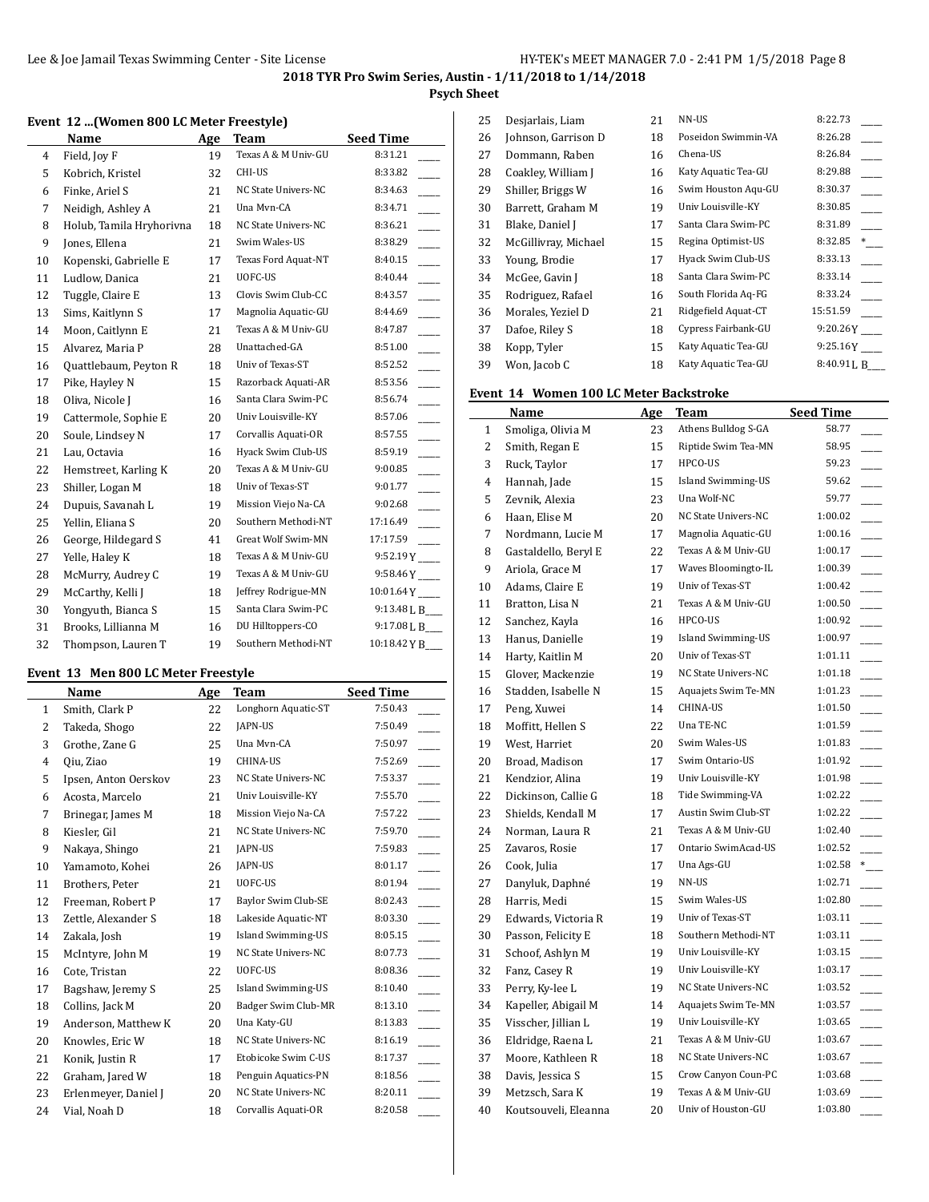2018 TYR Pro Swim Series, Austin - 1/11/2018 to 1/14/2018

Psych Sheet

### Event 12 ...(Women 800 LC Meter Freestyle)

| | Name | Age | Team | Seed Time |
|---|---|---|---|---|
| 4 | Field, Joy F | 19 | Texas A & M Univ-GU | 8:31.21 ____ |
| 5 | Kobrich, Kristel | 32 | CHI-US | 8:33.82 ____ |
| 6 | Finke, Ariel S | 21 | NC State Univers-NC | 8:34.63 ____ |
| 7 | Neidigh, Ashley A | 21 | Una Mvn-CA | 8:34.71 ____ |
| 8 | Holub, Tamila Hryhorivna | 18 | NC State Univers-NC | 8:36.21 ____ |
| 9 | Jones, Ellena | 21 | Swim Wales-US | 8:38.29 ____ |
| 10 | Kopenski, Gabrielle E | 17 | Texas Ford Aquat-NT | 8:40.15 ____ |
| 11 | Ludlow, Danica | 21 | UOFC-US | 8:40.44 ____ |
| 12 | Tuggle, Claire E | 13 | Clovis Swim Club-CC | 8:43.57 ____ |
| 13 | Sims, Kaitlynn S | 17 | Magnolia Aquatic-GU | 8:44.69 ____ |
| 14 | Moon, Caitlynn E | 21 | Texas A & M Univ-GU | 8:47.87 ____ |
| 15 | Alvarez, Maria P | 28 | Unattached-GA | 8:51.00 ____ |
| 16 | Quattlebaum, Peyton R | 18 | Univ of Texas-ST | 8:52.52 ____ |
| 17 | Pike, Hayley N | 15 | Razorback Aquati-AR | 8:53.56 ____ |
| 18 | Oliva, Nicole J | 16 | Santa Clara Swim-PC | 8:56.74 ____ |
| 19 | Cattermole, Sophie E | 20 | Univ Louisville-KY | 8:57.06 ____ |
| 20 | Soule, Lindsey N | 17 | Corvallis Aquati-OR | 8:57.55 ____ |
| 21 | Lau, Octavia | 16 | Hyack Swim Club-US | 8:59.19 ____ |
| 22 | Hemstreet, Karling K | 20 | Texas A & M Univ-GU | 9:00.85 ____ |
| 23 | Shiller, Logan M | 18 | Univ of Texas-ST | 9:01.77 ____ |
| 24 | Dupuis, Savanah L | 19 | Mission Viejo Na-CA | 9:02.68 ____ |
| 25 | Yellin, Eliana S | 20 | Southern Methodi-NT | 17:16.49 ____ |
| 26 | George, Hildegard S | 41 | Great Wolf Swim-MN | 17:17.59 ____ |
| 27 | Yelle, Haley K | 18 | Texas A & M Univ-GU | 9:52.19Y ____ |
| 28 | McMurry, Audrey C | 19 | Texas A & M Univ-GU | 9:58.46Y ____ |
| 29 | McCarthy, Kelli J | 18 | Jeffrey Rodrigue-MN | 10:01.64Y ____ |
| 30 | Yongyuth, Bianca S | 15 | Santa Clara Swim-PC | 9:13.48L B___ |
| 31 | Brooks, Lillianna M | 16 | DU Hilltoppers-CO | 9:17.08L B___ |
| 32 | Thompson, Lauren T | 19 | Southern Methodi-NT | 10:18.42Y B___ |

### Event 13 Men 800 LC Meter Freestyle

| | Name | Age | Team | Seed Time |
|---|---|---|---|---|
| 1 | Smith, Clark P | 22 | Longhorn Aquatic-ST | 7:50.43 ____ |
| 2 | Takeda, Shogo | 22 | JAPN-US | 7:50.49 ____ |
| 3 | Grothe, Zane G | 25 | Una Mvn-CA | 7:50.97 ____ |
| 4 | Qiu, Ziao | 19 | CHINA-US | 7:52.69 ____ |
| 5 | Ipsen, Anton Oerskov | 23 | NC State Univers-NC | 7:53.37 ____ |
| 6 | Acosta, Marcelo | 21 | Univ Louisville-KY | 7:55.70 ____ |
| 7 | Brinegar, James M | 18 | Mission Viejo Na-CA | 7:57.22 ____ |
| 8 | Kiesler, Gil | 21 | NC State Univers-NC | 7:59.70 ____ |
| 9 | Nakaya, Shingo | 21 | JAPN-US | 7:59.83 ____ |
| 10 | Yamamoto, Kohei | 26 | JAPN-US | 8:01.17 ____ |
| 11 | Brothers, Peter | 21 | UOFC-US | 8:01.94 ____ |
| 12 | Freeman, Robert P | 17 | Baylor Swim Club-SE | 8:02.43 ____ |
| 13 | Zettle, Alexander S | 18 | Lakeside Aquatic-NT | 8:03.30 ____ |
| 14 | Zakala, Josh | 19 | Island Swimming-US | 8:05.15 ____ |
| 15 | McIntyre, John M | 19 | NC State Univers-NC | 8:07.73 ____ |
| 16 | Cote, Tristan | 22 | UOFC-US | 8:08.36 ____ |
| 17 | Bagshaw, Jeremy S | 25 | Island Swimming-US | 8:10.40 ____ |
| 18 | Collins, Jack M | 20 | Badger Swim Club-MR | 8:13.10 ____ |
| 19 | Anderson, Matthew K | 20 | Una Katy-GU | 8:13.83 ____ |
| 20 | Knowles, Eric W | 18 | NC State Univers-NC | 8:16.19 ____ |
| 21 | Konik, Justin R | 17 | Etobicoke Swim C-US | 8:17.37 ____ |
| 22 | Graham, Jared W | 18 | Penguin Aquatics-PN | 8:18.56 ____ |
| 23 | Erlenmeyer, Daniel J | 20 | NC State Univers-NC | 8:20.11 ____ |
| 24 | Vial, Noah D | 18 | Corvallis Aquati-OR | 8:20.58 ____ |
| 25 | Desjarlais, Liam | 21 | NN-US | 8:22.73 ____ |
| 26 | Johnson, Garrison D | 18 | Poseidon Swimmin-VA | 8:26.28 ____ |
| 27 | Dommann, Raben | 16 | Chena-US | 8:26.84 ____ |
| 28 | Coakley, William J | 16 | Katy Aquatic Tea-GU | 8:29.88 ____ |
| 29 | Shiller, Briggs W | 16 | Swim Houston Aqu-GU | 8:30.37 ____ |
| 30 | Barrett, Graham M | 19 | Univ Louisville-KY | 8:30.85 ____ |
| 31 | Blake, Daniel J | 17 | Santa Clara Swim-PC | 8:31.89 ____ |
| 32 | McGillivray, Michael | 15 | Regina Optimist-US | 8:32.85 *___ |
| 33 | Young, Brodie | 17 | Hyack Swim Club-US | 8:33.13 ____ |
| 34 | McGee, Gavin J | 18 | Santa Clara Swim-PC | 8:33.14 ____ |
| 35 | Rodriguez, Rafael | 16 | South Florida Aq-FG | 8:33.24 ____ |
| 36 | Morales, Yeziel D | 21 | Ridgefield Aquat-CT | 15:51.59 ____ |
| 37 | Dafoe, Riley S | 18 | Cypress Fairbank-GU | 9:20.26Y ____ |
| 38 | Kopp, Tyler | 15 | Katy Aquatic Tea-GU | 9:25.16Y ____ |
| 39 | Won, Jacob C | 18 | Katy Aquatic Tea-GU | 8:40.91L B___ |

### Event 14 Women 100 LC Meter Backstroke

| | Name | Age | Team | Seed Time |
|---|---|---|---|---|
| 1 | Smoliga, Olivia M | 23 | Athens Bulldog S-GA | 58.77 ____ |
| 2 | Smith, Regan E | 15 | Riptide Swim Tea-MN | 58.95 ____ |
| 3 | Ruck, Taylor | 17 | HPCO-US | 59.23 ____ |
| 4 | Hannah, Jade | 15 | Island Swimming-US | 59.62 ____ |
| 5 | Zevnik, Alexia | 23 | Una Wolf-NC | 59.77 ____ |
| 6 | Haan, Elise M | 20 | NC State Univers-NC | 1:00.02 ____ |
| 7 | Nordmann, Lucie M | 17 | Magnolia Aquatic-GU | 1:00.16 ____ |
| 8 | Gastaldello, Beryl E | 22 | Texas A & M Univ-GU | 1:00.17 ____ |
| 9 | Ariola, Grace M | 17 | Waves Bloomingto-IL | 1:00.39 ____ |
| 10 | Adams, Claire E | 19 | Univ of Texas-ST | 1:00.42 ____ |
| 11 | Bratton, Lisa N | 21 | Texas A & M Univ-GU | 1:00.50 ____ |
| 12 | Sanchez, Kayla | 16 | HPCO-US | 1:00.92 ____ |
| 13 | Hanus, Danielle | 19 | Island Swimming-US | 1:00.97 ____ |
| 14 | Harty, Kaitlin M | 20 | Univ of Texas-ST | 1:01.11 ____ |
| 15 | Glover, Mackenzie | 19 | NC State Univers-NC | 1:01.18 ____ |
| 16 | Stadden, Isabelle N | 15 | Aquajets Swim Te-MN | 1:01.23 ____ |
| 17 | Peng, Xuwei | 14 | CHINA-US | 1:01.50 ____ |
| 18 | Moffitt, Hellen S | 22 | Una TE-NC | 1:01.59 ____ |
| 19 | West, Harriet | 20 | Swim Wales-US | 1:01.83 ____ |
| 20 | Broad, Madison | 17 | Swim Ontario-US | 1:01.92 ____ |
| 21 | Kendzior, Alina | 19 | Univ Louisville-KY | 1:01.98 ____ |
| 22 | Dickinson, Callie G | 18 | Tide Swimming-VA | 1:02.22 ____ |
| 23 | Shields, Kendall M | 17 | Austin Swim Club-ST | 1:02.22 ____ |
| 24 | Norman, Laura R | 21 | Texas A & M Univ-GU | 1:02.40 ____ |
| 25 | Zavaros, Rosie | 17 | Ontario SwimAcad-US | 1:02.52 ____ |
| 26 | Cook, Julia | 17 | Una Ags-GU | 1:02.58 *___ |
| 27 | Danyluk, Daphné | 19 | NN-US | 1:02.71 ____ |
| 28 | Harris, Medi | 15 | Swim Wales-US | 1:02.80 ____ |
| 29 | Edwards, Victoria R | 19 | Univ of Texas-ST | 1:03.11 ____ |
| 30 | Passon, Felicity E | 18 | Southern Methodi-NT | 1:03.11 ____ |
| 31 | Schoof, Ashlyn M | 19 | Univ Louisville-KY | 1:03.15 ____ |
| 32 | Fanz, Casey R | 19 | Univ Louisville-KY | 1:03.17 ____ |
| 33 | Perry, Ky-lee L | 19 | NC State Univers-NC | 1:03.52 ____ |
| 34 | Kapeller, Abigail M | 14 | Aquajets Swim Te-MN | 1:03.57 ____ |
| 35 | Visscher, Jillian L | 19 | Univ Louisville-KY | 1:03.65 ____ |
| 36 | Eldridge, Raena L | 21 | Texas A & M Univ-GU | 1:03.67 ____ |
| 37 | Moore, Kathleen R | 18 | NC State Univers-NC | 1:03.67 ____ |
| 38 | Davis, Jessica S | 15 | Crow Canyon Coun-PC | 1:03.68 ____ |
| 39 | Metzsch, Sara K | 19 | Texas A & M Univ-GU | 1:03.69 ____ |
| 40 | Koutsouveli, Eleanna | 20 | Univ of Houston-GU | 1:03.80 ____ |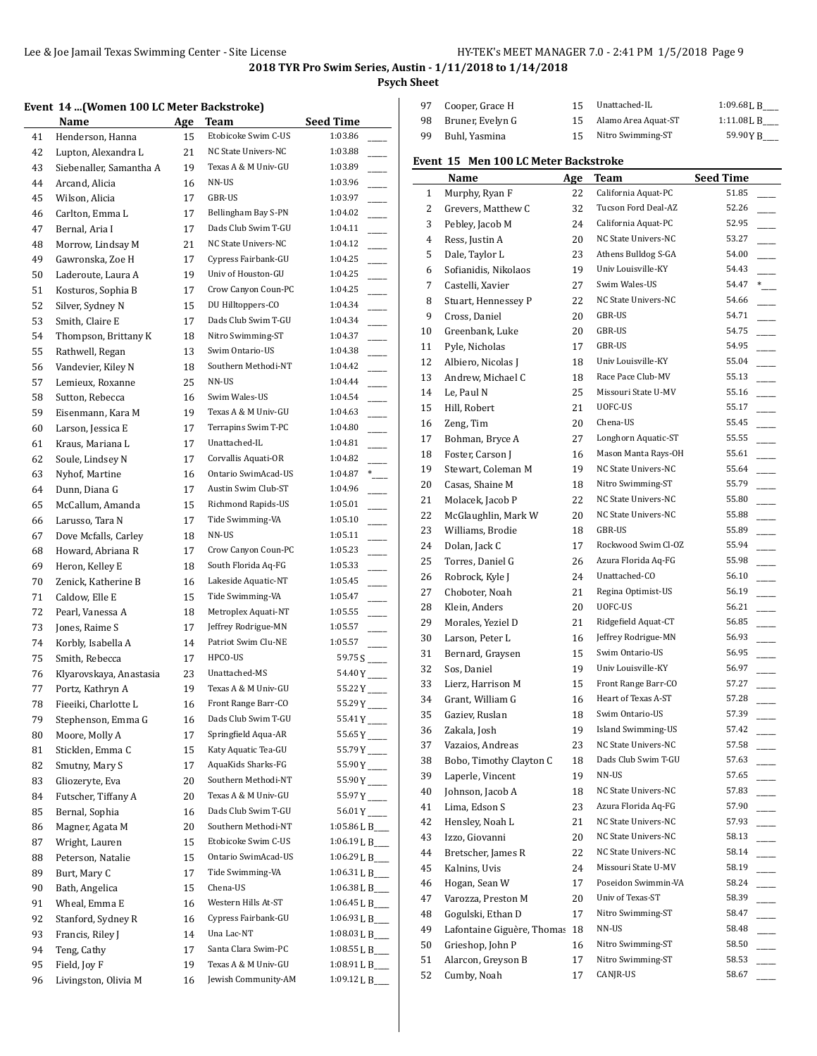2018 TYR Pro Swim Series, Austin - 1/11/2018 to 1/14/2018

**Psych Sheet**

### Event 14 ...(Women 100 LC Meter Backstroke)

| | Name | Age | Team | Seed Time | |
|---|---|---|---|---|---|
| 41 | Henderson, Hanna | 15 | Etobicoke Swim C-US | 1:03.86 | ____ |
| 42 | Lupton, Alexandra L | 21 | NC State Univers-NC | 1:03.88 | ____ |
| 43 | Siebenaller, Samantha A | 19 | Texas A & M Univ-GU | 1:03.89 | ____ |
| 44 | Arcand, Alicia | 16 | NN-US | 1:03.96 | ____ |
| 45 | Wilson, Alicia | 17 | GBR-US | 1:03.97 | ____ |
| 46 | Carlton, Emma L | 17 | Bellingham Bay S-PN | 1:04.02 | ____ |
| 47 | Bernal, Aria I | 17 | Dads Club Swim T-GU | 1:04.11 | ____ |
| 48 | Morrow, Lindsay M | 21 | NC State Univers-NC | 1:04.12 | ____ |
| 49 | Gawronska, Zoe H | 17 | Cypress Fairbank-GU | 1:04.25 | ____ |
| 50 | Laderoute, Laura A | 19 | Univ of Houston-GU | 1:04.25 | ____ |
| 51 | Kosturos, Sophia B | 17 | Crow Canyon Coun-PC | 1:04.25 | ____ |
| 52 | Silver, Sydney N | 15 | DU Hilltoppers-CO | 1:04.34 | ____ |
| 53 | Smith, Claire E | 17 | Dads Club Swim T-GU | 1:04.34 | ____ |
| 54 | Thompson, Brittany K | 18 | Nitro Swimming-ST | 1:04.37 | ____ |
| 55 | Rathwell, Regan | 13 | Swim Ontario-US | 1:04.38 | ____ |
| 56 | Vandevier, Kiley N | 18 | Southern Methodi-NT | 1:04.42 | ____ |
| 57 | Lemieux, Roxanne | 25 | NN-US | 1:04.44 | ____ |
| 58 | Sutton, Rebecca | 16 | Swim Wales-US | 1:04.54 | ____ |
| 59 | Eisenmann, Kara M | 19 | Texas A & M Univ-GU | 1:04.63 | ____ |
| 60 | Larson, Jessica E | 17 | Terrapins Swim T-PC | 1:04.80 | ____ |
| 61 | Kraus, Mariana L | 17 | Unattached-IL | 1:04.81 | ____ |
| 62 | Soule, Lindsey N | 17 | Corvallis Aquati-OR | 1:04.82 | ____ |
| 63 | Nyhof, Martine | 16 | Ontario SwimAcad-US | 1:04.87 | *___ |
| 64 | Dunn, Diana G | 17 | Austin Swim Club-ST | 1:04.96 | ____ |
| 65 | McCallum, Amanda | 15 | Richmond Rapids-US | 1:05.01 | ____ |
| 66 | Larusso, Tara N | 17 | Tide Swimming-VA | 1:05.10 | ____ |
| 67 | Dove Mcfalls, Carley | 18 | NN-US | 1:05.11 | ____ |
| 68 | Howard, Abriana R | 17 | Crow Canyon Coun-PC | 1:05.23 | ____ |
| 69 | Heron, Kelley E | 18 | South Florida Aq-FG | 1:05.33 | ____ |
| 70 | Zenick, Katherine B | 16 | Lakeside Aquatic-NT | 1:05.45 | ____ |
| 71 | Caldow, Elle E | 15 | Tide Swimming-VA | 1:05.47 | ____ |
| 72 | Pearl, Vanessa A | 18 | Metroplex Aquati-NT | 1:05.55 | ____ |
| 73 | Jones, Raime S | 17 | Jeffrey Rodrigue-MN | 1:05.57 | ____ |
| 74 | Korbly, Isabella A | 14 | Patriot Swim Clu-NE | 1:05.57 | ____ |
| 75 | Smith, Rebecca | 17 | HPCO-US | 59.75 S | ____ |
| 76 | Klyarovskaya, Anastasia | 23 | Unattached-MS | 54.40 Y | ____ |
| 77 | Portz, Kathryn A | 19 | Texas A & M Univ-GU | 55.22 Y | ____ |
| 78 | Fieeiki, Charlotte L | 16 | Front Range Barr-CO | 55.29 Y | ____ |
| 79 | Stephenson, Emma G | 16 | Dads Club Swim T-GU | 55.41 Y | ____ |
| 80 | Moore, Molly A | 17 | Springfield Aqua-AR | 55.65 Y | ____ |
| 81 | Sticklen, Emma C | 15 | Katy Aquatic Tea-GU | 55.79 Y | ____ |
| 82 | Smutny, Mary S | 17 | AquaKids Sharks-FG | 55.90 Y | ____ |
| 83 | Gliozeryte, Eva | 20 | Southern Methodi-NT | 55.90 Y | ____ |
| 84 | Futscher, Tiffany A | 20 | Texas A & M Univ-GU | 55.97 Y | ____ |
| 85 | Bernal, Sophia | 16 | Dads Club Swim T-GU | 56.01 Y | ____ |
| 86 | Magner, Agata M | 20 | Southern Methodi-NT | 1:05.86 L | B___ |
| 87 | Wright, Lauren | 15 | Etobicoke Swim C-US | 1:06.19 L | B___ |
| 88 | Peterson, Natalie | 15 | Ontario SwimAcad-US | 1:06.29 L | B___ |
| 89 | Burt, Mary C | 17 | Tide Swimming-VA | 1:06.31 L | B___ |
| 90 | Bath, Angelica | 15 | Chena-US | 1:06.38 L | B___ |
| 91 | Wheal, Emma E | 16 | Western Hills At-ST | 1:06.45 L | B___ |
| 92 | Stanford, Sydney R | 16 | Cypress Fairbank-GU | 1:06.93 L | B___ |
| 93 | Francis, Riley J | 14 | Una Lac-NT | 1:08.03 L | B___ |
| 94 | Teng, Cathy | 17 | Santa Clara Swim-PC | 1:08.55 L | B___ |
| 95 | Field, Joy F | 19 | Texas A & M Univ-GU | 1:08.91 L | B___ |
| 96 | Livingston, Olivia M | 16 | Jewish Community-AM | 1:09.12 L | B___ |
| 97 | Cooper, Grace H | 15 | Unattached-IL | 1:09.68 L | B___ |
| 98 | Bruner, Evelyn G | 15 | Alamo Area Aquat-ST | 1:11.08 L | B___ |
| 99 | Buhl, Yasmina | 15 | Nitro Swimming-ST | 59.90 Y | B___ |

### Event 15 Men 100 LC Meter Backstroke

| | Name | Age | Team | Seed Time | |
|---|---|---|---|---|---|
| 1 | Murphy, Ryan F | 22 | California Aquat-PC | 51.85 | ____ |
| 2 | Grevers, Matthew C | 32 | Tucson Ford Deal-AZ | 52.26 | ____ |
| 3 | Pebley, Jacob M | 24 | California Aquat-PC | 52.95 | ____ |
| 4 | Ress, Justin A | 20 | NC State Univers-NC | 53.27 | ____ |
| 5 | Dale, Taylor L | 23 | Athens Bulldog S-GA | 54.00 | ____ |
| 6 | Sofianidis, Nikolaos | 19 | Univ Louisville-KY | 54.43 | ____ |
| 7 | Castelli, Xavier | 27 | Swim Wales-US | 54.47 | *___ |
| 8 | Stuart, Hennessey P | 22 | NC State Univers-NC | 54.66 | ____ |
| 9 | Cross, Daniel | 20 | GBR-US | 54.71 | ____ |
| 10 | Greenbank, Luke | 20 | GBR-US | 54.75 | ____ |
| 11 | Pyle, Nicholas | 17 | GBR-US | 54.95 | ____ |
| 12 | Albiero, Nicolas J | 18 | Univ Louisville-KY | 55.04 | ____ |
| 13 | Andrew, Michael C | 18 | Race Pace Club-MV | 55.13 | ____ |
| 14 | Le, Paul N | 25 | Missouri State U-MV | 55.16 | ____ |
| 15 | Hill, Robert | 21 | UOFC-US | 55.17 | ____ |
| 16 | Zeng, Tim | 20 | Chena-US | 55.45 | ____ |
| 17 | Bohman, Bryce A | 27 | Longhorn Aquatic-ST | 55.55 | ____ |
| 18 | Foster, Carson J | 16 | Mason Manta Rays-OH | 55.61 | ____ |
| 19 | Stewart, Coleman M | 19 | NC State Univers-NC | 55.64 | ____ |
| 20 | Casas, Shaine M | 18 | Nitro Swimming-ST | 55.79 | ____ |
| 21 | Molacek, Jacob P | 22 | NC State Univers-NC | 55.80 | ____ |
| 22 | McGlaughlin, Mark W | 20 | NC State Univers-NC | 55.88 | ____ |
| 23 | Williams, Brodie | 18 | GBR-US | 55.89 | ____ |
| 24 | Dolan, Jack C | 17 | Rockwood Swim Cl-OZ | 55.94 | ____ |
| 25 | Torres, Daniel G | 26 | Azura Florida Aq-FG | 55.98 | ____ |
| 26 | Robrock, Kyle J | 24 | Unattached-CO | 56.10 | ____ |
| 27 | Choboter, Noah | 21 | Regina Optimist-US | 56.19 | ____ |
| 28 | Klein, Anders | 20 | UOFC-US | 56.21 | ____ |
| 29 | Morales, Yeziel D | 21 | Ridgefield Aquat-CT | 56.85 | ____ |
| 30 | Larson, Peter L | 16 | Jeffrey Rodrigue-MN | 56.93 | ____ |
| 31 | Bernard, Graysen | 15 | Swim Ontario-US | 56.95 | ____ |
| 32 | Sos, Daniel | 19 | Univ Louisville-KY | 56.97 | ____ |
| 33 | Lierz, Harrison M | 15 | Front Range Barr-CO | 57.27 | ____ |
| 34 | Grant, William G | 16 | Heart of Texas A-ST | 57.28 | ____ |
| 35 | Gaziev, Ruslan | 18 | Swim Ontario-US | 57.39 | ____ |
| 36 | Zakala, Josh | 19 | Island Swimming-US | 57.42 | ____ |
| 37 | Vazaios, Andreas | 23 | NC State Univers-NC | 57.58 | ____ |
| 38 | Bobo, Timothy Clayton C | 18 | Dads Club Swim T-GU | 57.63 | ____ |
| 39 | Laperle, Vincent | 19 | NN-US | 57.65 | ____ |
| 40 | Johnson, Jacob A | 18 | NC State Univers-NC | 57.83 | ____ |
| 41 | Lima, Edson S | 23 | Azura Florida Aq-FG | 57.90 | ____ |
| 42 | Hensley, Noah L | 21 | NC State Univers-NC | 57.93 | ____ |
| 43 | Izzo, Giovanni | 20 | NC State Univers-NC | 58.13 | ____ |
| 44 | Bretscher, James R | 22 | NC State Univers-NC | 58.14 | ____ |
| 45 | Kalnins, Uvis | 24 | Missouri State U-MV | 58.19 | ____ |
| 46 | Hogan, Sean W | 17 | Poseidon Swimmin-VA | 58.24 | ____ |
| 47 | Varozza, Preston M | 20 | Univ of Texas-ST | 58.39 | ____ |
| 48 | Gogulski, Ethan D | 17 | Nitro Swimming-ST | 58.47 | ____ |
| 49 | Lafontaine Giguère, Thomas | 18 | NN-US | 58.48 | ____ |
| 50 | Grieshop, John P | 16 | Nitro Swimming-ST | 58.50 | ____ |
| 51 | Alarcon, Greyson B | 17 | Nitro Swimming-ST | 58.53 | ____ |
| 52 | Cumby, Noah | 17 | CANJR-US | 58.67 | ____ |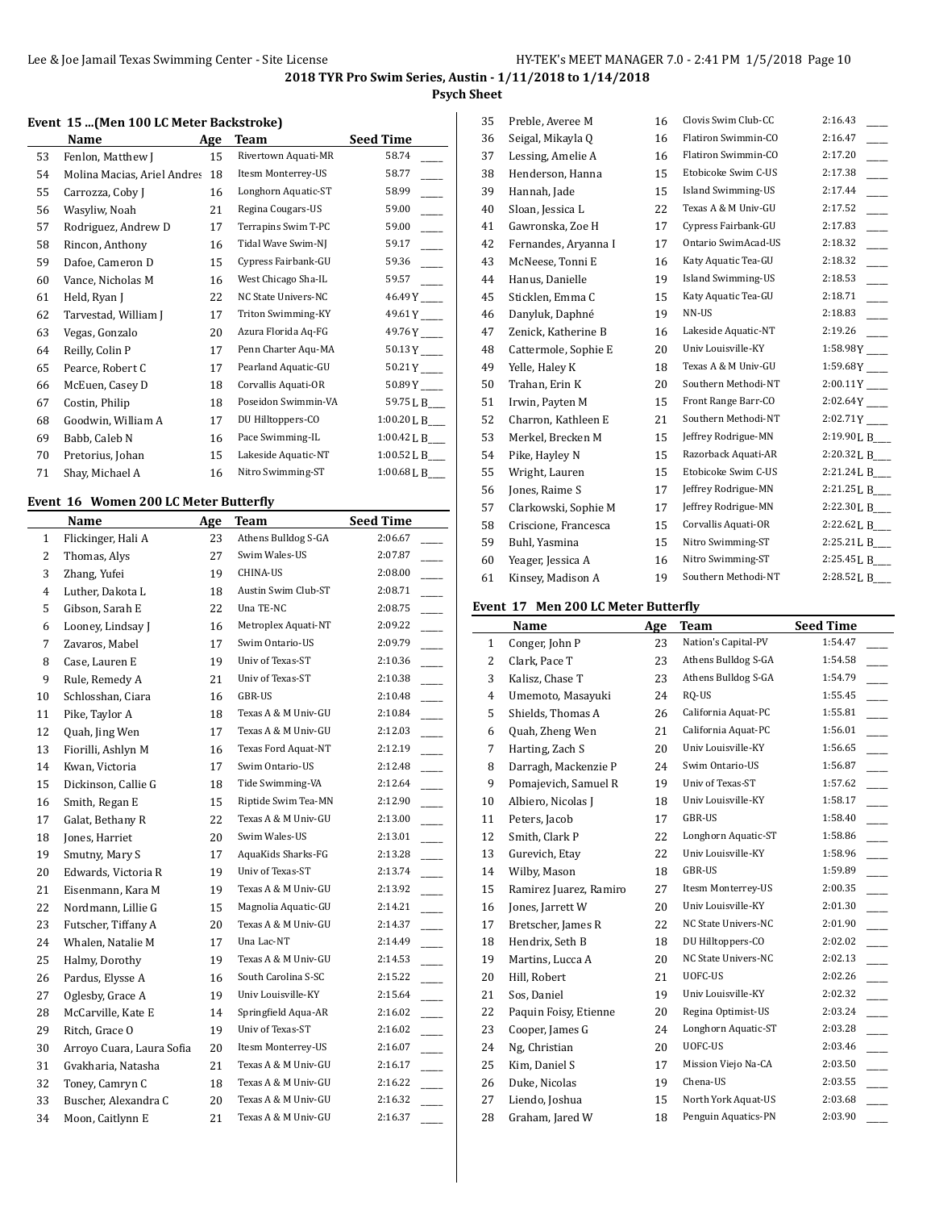**2018 TYR Pro Swim Series, Austin - 1/11/2018 to 1/14/2018**

**Psych Sheet**

### Event 15 ...(Men 100 LC Meter Backstroke)

| | Name | Age | Team | Seed Time | |
|---|---|---|---|---|---|
| 53 | Fenlon, Matthew J | 15 | Rivertown Aquati-MR | 58.74 | ____ |
| 54 | Molina Macias, Ariel Andres | 18 | Itesm Monterrey-US | 58.77 | ____ |
| 55 | Carrozza, Coby J | 16 | Longhorn Aquatic-ST | 58.99 | ____ |
| 56 | Wasyliw, Noah | 21 | Regina Cougars-US | 59.00 | ____ |
| 57 | Rodriguez, Andrew D | 17 | Terrapins Swim T-PC | 59.00 | ____ |
| 58 | Rincon, Anthony | 16 | Tidal Wave Swim-NJ | 59.17 | ____ |
| 59 | Dafoe, Cameron D | 15 | Cypress Fairbank-GU | 59.36 | ____ |
| 60 | Vance, Nicholas M | 16 | West Chicago Sha-IL | 59.57 | ____ |
| 61 | Held, Ryan J | 22 | NC State Univers-NC | 46.49Y | ____ |
| 62 | Tarvestad, William J | 17 | Triton Swimming-KY | 49.61Y | ____ |
| 63 | Vegas, Gonzalo | 20 | Azura Florida Aq-FG | 49.76Y | ____ |
| 64 | Reilly, Colin P | 17 | Penn Charter Aqu-MA | 50.13Y | ____ |
| 65 | Pearce, Robert C | 17 | Pearland Aquatic-GU | 50.21Y | ____ |
| 66 | McEuen, Casey D | 18 | Corvallis Aquati-OR | 50.89Y | ____ |
| 67 | Costin, Philip | 18 | Poseidon Swimmin-VA | 59.75L | B___ |
| 68 | Goodwin, William A | 17 | DU Hilltoppers-CO | 1:00.20L | B___ |
| 69 | Babb, Caleb N | 16 | Pace Swimming-IL | 1:00.42L | B___ |
| 70 | Pretorius, Johan | 15 | Lakeside Aquatic-NT | 1:00.52L | B___ |
| 71 | Shay, Michael A | 16 | Nitro Swimming-ST | 1:00.68L | B___ |

### Event 16 Women 200 LC Meter Butterfly

| | Name | Age | Team | Seed Time | |
|---|---|---|---|---|---|
| 1 | Flickinger, Hali A | 23 | Athens Bulldog S-GA | 2:06.67 | ____ |
| 2 | Thomas, Alys | 27 | Swim Wales-US | 2:07.87 | ____ |
| 3 | Zhang, Yufei | 19 | CHINA-US | 2:08.00 | ____ |
| 4 | Luther, Dakota L | 18 | Austin Swim Club-ST | 2:08.71 | ____ |
| 5 | Gibson, Sarah E | 22 | Una TE-NC | 2:08.75 | ____ |
| 6 | Looney, Lindsay J | 16 | Metroplex Aquati-NT | 2:09.22 | ____ |
| 7 | Zavaros, Mabel | 17 | Swim Ontario-US | 2:09.79 | ____ |
| 8 | Case, Lauren E | 19 | Univ of Texas-ST | 2:10.36 | ____ |
| 9 | Rule, Remedy A | 21 | Univ of Texas-ST | 2:10.38 | ____ |
| 10 | Schlosshan, Ciara | 16 | GBR-US | 2:10.48 | ____ |
| 11 | Pike, Taylor A | 18 | Texas A & M Univ-GU | 2:10.84 | ____ |
| 12 | Quah, Jing Wen | 17 | Texas A & M Univ-GU | 2:12.03 | ____ |
| 13 | Fiorilli, Ashlyn M | 16 | Texas Ford Aquat-NT | 2:12.19 | ____ |
| 14 | Kwan, Victoria | 17 | Swim Ontario-US | 2:12.48 | ____ |
| 15 | Dickinson, Callie G | 18 | Tide Swimming-VA | 2:12.64 | ____ |
| 16 | Smith, Regan E | 15 | Riptide Swim Tea-MN | 2:12.90 | ____ |
| 17 | Galat, Bethany R | 22 | Texas A & M Univ-GU | 2:13.00 | ____ |
| 18 | Jones, Harriet | 20 | Swim Wales-US | 2:13.01 | ____ |
| 19 | Smutny, Mary S | 17 | AquaKids Sharks-FG | 2:13.28 | ____ |
| 20 | Edwards, Victoria R | 19 | Univ of Texas-ST | 2:13.74 | ____ |
| 21 | Eisenmann, Kara M | 19 | Texas A & M Univ-GU | 2:13.92 | ____ |
| 22 | Nordmann, Lillie G | 15 | Magnolia Aquatic-GU | 2:14.21 | ____ |
| 23 | Futscher, Tiffany A | 20 | Texas A & M Univ-GU | 2:14.37 | ____ |
| 24 | Whalen, Natalie M | 17 | Una Lac-NT | 2:14.49 | ____ |
| 25 | Halmy, Dorothy | 19 | Texas A & M Univ-GU | 2:14.53 | ____ |
| 26 | Pardus, Elysse A | 16 | South Carolina S-SC | 2:15.22 | ____ |
| 27 | Oglesby, Grace A | 19 | Univ Louisville-KY | 2:15.64 | ____ |
| 28 | McCarville, Kate E | 14 | Springfield Aqua-AR | 2:16.02 | ____ |
| 29 | Ritch, Grace O | 19 | Univ of Texas-ST | 2:16.02 | ____ |
| 30 | Arroyo Cuara, Laura Sofia | 20 | Itesm Monterrey-US | 2:16.07 | ____ |
| 31 | Gvakharia, Natasha | 21 | Texas A & M Univ-GU | 2:16.17 | ____ |
| 32 | Toney, Camryn C | 18 | Texas A & M Univ-GU | 2:16.22 | ____ |
| 33 | Buscher, Alexandra C | 20 | Texas A & M Univ-GU | 2:16.32 | ____ |
| 34 | Moon, Caitlynn E | 21 | Texas A & M Univ-GU | 2:16.37 | ____ |
| 35 | Preble, Averee M | 16 | Clovis Swim Club-CC | 2:16.43 | ____ |
| 36 | Seigal, Mikayla Q | 16 | Flatiron Swimmin-CO | 2:16.47 | ____ |
| 37 | Lessing, Amelie A | 16 | Flatiron Swimmin-CO | 2:17.20 | ____ |
| 38 | Henderson, Hanna | 15 | Etobicoke Swim C-US | 2:17.38 | ____ |
| 39 | Hannah, Jade | 15 | Island Swimming-US | 2:17.44 | ____ |
| 40 | Sloan, Jessica L | 22 | Texas A & M Univ-GU | 2:17.52 | ____ |
| 41 | Gawronska, Zoe H | 17 | Cypress Fairbank-GU | 2:17.83 | ____ |
| 42 | Fernandes, Aryanna I | 17 | Ontario SwimAcad-US | 2:18.32 | ____ |
| 43 | McNeese, Tonni E | 16 | Katy Aquatic Tea-GU | 2:18.32 | ____ |
| 44 | Hanus, Danielle | 19 | Island Swimming-US | 2:18.53 | ____ |
| 45 | Sticklen, Emma C | 15 | Katy Aquatic Tea-GU | 2:18.71 | ____ |
| 46 | Danyluk, Daphné | 19 | NN-US | 2:18.83 | ____ |
| 47 | Zenick, Katherine B | 16 | Lakeside Aquatic-NT | 2:19.26 | ____ |
| 48 | Cattermole, Sophie E | 20 | Univ Louisville-KY | 1:58.98Y | ____ |
| 49 | Yelle, Haley K | 18 | Texas A & M Univ-GU | 1:59.68Y | ____ |
| 50 | Trahan, Erin K | 20 | Southern Methodi-NT | 2:00.11Y | ____ |
| 51 | Irwin, Payten M | 15 | Front Range Barr-CO | 2:02.64Y | ____ |
| 52 | Charron, Kathleen E | 21 | Southern Methodi-NT | 2:02.71Y | ____ |
| 53 | Merkel, Brecken M | 15 | Jeffrey Rodrigue-MN | 2:19.90L | B___ |
| 54 | Pike, Hayley N | 15 | Razorback Aquati-AR | 2:20.32L | B___ |
| 55 | Wright, Lauren | 15 | Etobicoke Swim C-US | 2:21.24L | B___ |
| 56 | Jones, Raime S | 17 | Jeffrey Rodrigue-MN | 2:21.25L | B___ |
| 57 | Clarkowski, Sophie M | 17 | Jeffrey Rodrigue-MN | 2:22.30L | B___ |
| 58 | Criscione, Francesca | 15 | Corvallis Aquati-OR | 2:22.62L | B___ |
| 59 | Buhl, Yasmina | 15 | Nitro Swimming-ST | 2:25.21L | B___ |
| 60 | Yeager, Jessica A | 16 | Nitro Swimming-ST | 2:25.45L | B___ |
| 61 | Kinsey, Madison A | 19 | Southern Methodi-NT | 2:28.52L | B___ |

### Event 17 Men 200 LC Meter Butterfly

| | Name | Age | Team | Seed Time | |
|---|---|---|---|---|---|
| 1 | Conger, John P | 23 | Nation's Capital-PV | 1:54.47 | ____ |
| 2 | Clark, Pace T | 23 | Athens Bulldog S-GA | 1:54.58 | ____ |
| 3 | Kalisz, Chase T | 23 | Athens Bulldog S-GA | 1:54.79 | ____ |
| 4 | Umemoto, Masayuki | 24 | RQ-US | 1:55.45 | ____ |
| 5 | Shields, Thomas A | 26 | California Aquat-PC | 1:55.81 | ____ |
| 6 | Quah, Zheng Wen | 21 | California Aquat-PC | 1:56.01 | ____ |
| 7 | Harting, Zach S | 20 | Univ Louisville-KY | 1:56.65 | ____ |
| 8 | Darragh, Mackenzie P | 24 | Swim Ontario-US | 1:56.87 | ____ |
| 9 | Pomajevich, Samuel R | 19 | Univ of Texas-ST | 1:57.62 | ____ |
| 10 | Albiero, Nicolas J | 18 | Univ Louisville-KY | 1:58.17 | ____ |
| 11 | Peters, Jacob | 17 | GBR-US | 1:58.40 | ____ |
| 12 | Smith, Clark P | 22 | Longhorn Aquatic-ST | 1:58.86 | ____ |
| 13 | Gurevich, Etay | 22 | Univ Louisville-KY | 1:58.96 | ____ |
| 14 | Wilby, Mason | 18 | GBR-US | 1:59.89 | ____ |
| 15 | Ramirez Juarez, Ramiro | 27 | Itesm Monterrey-US | 2:00.35 | ____ |
| 16 | Jones, Jarrett W | 20 | Univ Louisville-KY | 2:01.30 | ____ |
| 17 | Bretscher, James R | 22 | NC State Univers-NC | 2:01.90 | ____ |
| 18 | Hendrix, Seth B | 18 | DU Hilltoppers-CO | 2:02.02 | ____ |
| 19 | Martins, Lucca A | 20 | NC State Univers-NC | 2:02.13 | ____ |
| 20 | Hill, Robert | 21 | UOFC-US | 2:02.26 | ____ |
| 21 | Sos, Daniel | 19 | Univ Louisville-KY | 2:02.32 | ____ |
| 22 | Paquin Foisy, Etienne | 20 | Regina Optimist-US | 2:03.24 | ____ |
| 23 | Cooper, James G | 24 | Longhorn Aquatic-ST | 2:03.28 | ____ |
| 24 | Ng, Christian | 20 | UOFC-US | 2:03.46 | ____ |
| 25 | Kim, Daniel S | 17 | Mission Viejo Na-CA | 2:03.50 | ____ |
| 26 | Duke, Nicolas | 19 | Chena-US | 2:03.55 | ____ |
| 27 | Liendo, Joshua | 15 | North York Aquat-US | 2:03.68 | ____ |
| 28 | Graham, Jared W | 18 | Penguin Aquatics-PN | 2:03.90 | ____ |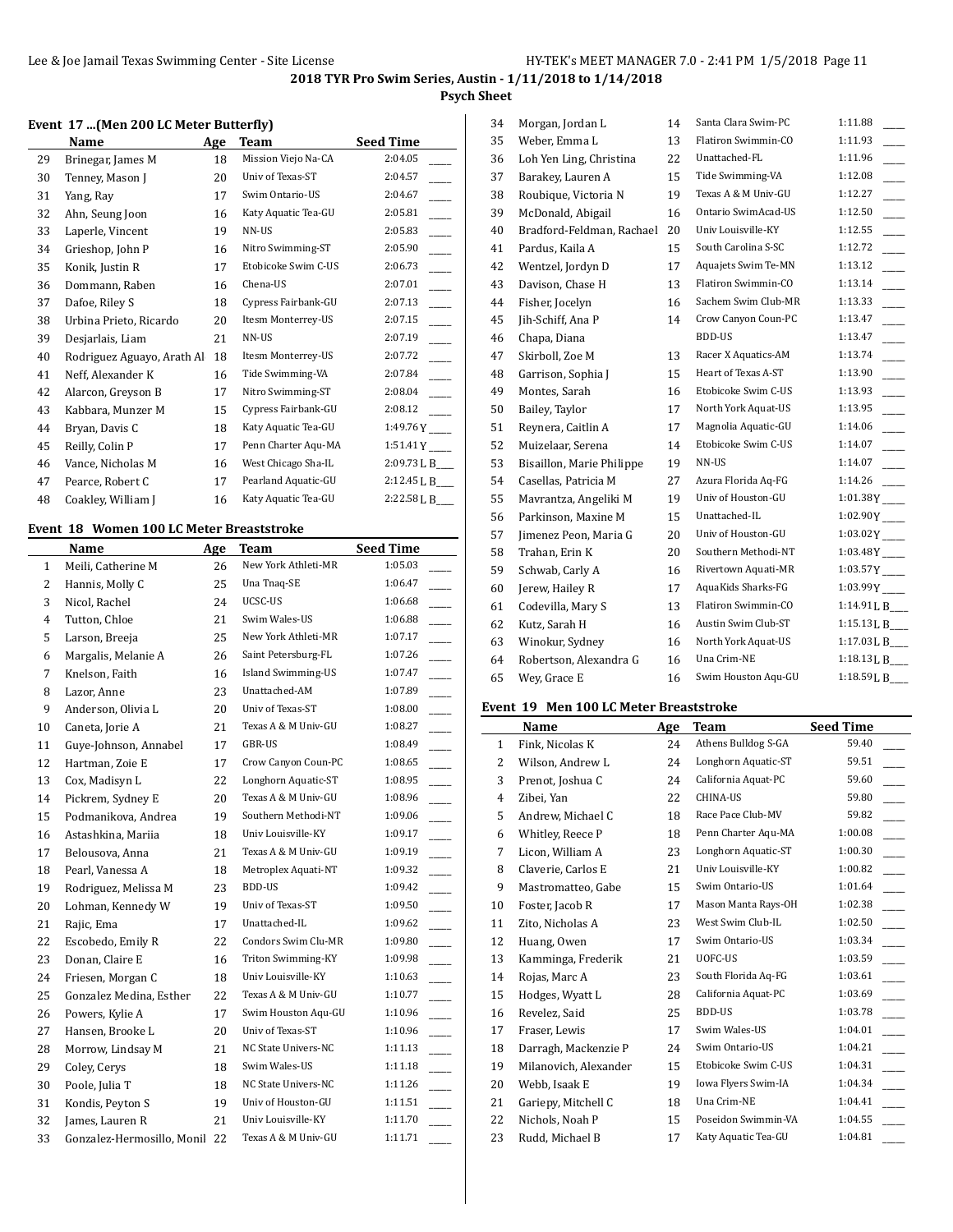## 2018 TYR Pro Swim Series, Austin - 1/11/2018 to 1/14/2018

### Psych Sheet

#### Event 17 ...(Men 200 LC Meter Butterfly)

| | Name | Age | Team | Seed Time | |
|---|---|---|---|---|---|
| 29 | Brinegar, James M | 18 | Mission Viejo Na-CA | 2:04.05 | ____ |
| 30 | Tenney, Mason J | 20 | Univ of Texas-ST | 2:04.57 | ____ |
| 31 | Yang, Ray | 17 | Swim Ontario-US | 2:04.67 | ____ |
| 32 | Ahn, Seung Joon | 16 | Katy Aquatic Tea-GU | 2:05.81 | ____ |
| 33 | Laperle, Vincent | 19 | NN-US | 2:05.83 | ____ |
| 34 | Grieshop, John P | 16 | Nitro Swimming-ST | 2:05.90 | ____ |
| 35 | Konik, Justin R | 17 | Etobicoke Swim C-US | 2:06.73 | ____ |
| 36 | Dommann, Raben | 16 | Chena-US | 2:07.01 | ____ |
| 37 | Dafoe, Riley S | 18 | Cypress Fairbank-GU | 2:07.13 | ____ |
| 38 | Urbina Prieto, Ricardo | 20 | Itesm Monterrey-US | 2:07.15 | ____ |
| 39 | Desjarlais, Liam | 21 | NN-US | 2:07.19 | ____ |
| 40 | Rodriguez Aguayo, Arath Al | 18 | Itesm Monterrey-US | 2:07.72 | ____ |
| 41 | Neff, Alexander K | 16 | Tide Swimming-VA | 2:07.84 | ____ |
| 42 | Alarcon, Greyson B | 17 | Nitro Swimming-ST | 2:08.04 | ____ |
| 43 | Kabbara, Munzer M | 15 | Cypress Fairbank-GU | 2:08.12 | ____ |
| 44 | Bryan, Davis C | 18 | Katy Aquatic Tea-GU | 1:49.76Y | ____ |
| 45 | Reilly, Colin P | 17 | Penn Charter Aqu-MA | 1:51.41Y | ____ |
| 46 | Vance, Nicholas M | 16 | West Chicago Sha-IL | 2:09.73L B | ____ |
| 47 | Pearce, Robert C | 17 | Pearland Aquatic-GU | 2:12.45L B | ____ |
| 48 | Coakley, William J | 16 | Katy Aquatic Tea-GU | 2:22.58L B | ____ |

#### Event 18 Women 100 LC Meter Breaststroke

| | Name | Age | Team | Seed Time | |
|---|---|---|---|---|---|
| 1 | Meili, Catherine M | 26 | New York Athleti-MR | 1:05.03 | ____ |
| 2 | Hannis, Molly C | 25 | Una Tnaq-SE | 1:06.47 | ____ |
| 3 | Nicol, Rachel | 24 | UCSC-US | 1:06.68 | ____ |
| 4 | Tutton, Chloe | 21 | Swim Wales-US | 1:06.88 | ____ |
| 5 | Larson, Breeja | 25 | New York Athleti-MR | 1:07.17 | ____ |
| 6 | Margalis, Melanie A | 26 | Saint Petersburg-FL | 1:07.26 | ____ |
| 7 | Knelson, Faith | 16 | Island Swimming-US | 1:07.47 | ____ |
| 8 | Lazor, Anne | 23 | Unattached-AM | 1:07.89 | ____ |
| 9 | Anderson, Olivia L | 20 | Univ of Texas-ST | 1:08.00 | ____ |
| 10 | Caneta, Jorie A | 21 | Texas A & M Univ-GU | 1:08.27 | ____ |
| 11 | Guye-Johnson, Annabel | 17 | GBR-US | 1:08.49 | ____ |
| 12 | Hartman, Zoie E | 17 | Crow Canyon Coun-PC | 1:08.65 | ____ |
| 13 | Cox, Madisyn L | 22 | Longhorn Aquatic-ST | 1:08.95 | ____ |
| 14 | Pickrem, Sydney E | 20 | Texas A & M Univ-GU | 1:08.96 | ____ |
| 15 | Podmanikova, Andrea | 19 | Southern Methodi-NT | 1:09.06 | ____ |
| 16 | Astashkina, Mariia | 18 | Univ Louisville-KY | 1:09.17 | ____ |
| 17 | Belousova, Anna | 21 | Texas A & M Univ-GU | 1:09.19 | ____ |
| 18 | Pearl, Vanessa A | 18 | Metroplex Aquati-NT | 1:09.32 | ____ |
| 19 | Rodriguez, Melissa M | 23 | BDD-US | 1:09.42 | ____ |
| 20 | Lohman, Kennedy W | 19 | Univ of Texas-ST | 1:09.50 | ____ |
| 21 | Rajic, Ema | 17 | Unattached-IL | 1:09.62 | ____ |
| 22 | Escobedo, Emily R | 22 | Condors Swim Clu-MR | 1:09.80 | ____ |
| 23 | Donan, Claire E | 16 | Triton Swimming-KY | 1:09.98 | ____ |
| 24 | Friesen, Morgan C | 18 | Univ Louisville-KY | 1:10.63 | ____ |
| 25 | Gonzalez Medina, Esther | 22 | Texas A & M Univ-GU | 1:10.77 | ____ |
| 26 | Powers, Kylie A | 17 | Swim Houston Aqu-GU | 1:10.96 | ____ |
| 27 | Hansen, Brooke L | 20 | Univ of Texas-ST | 1:10.96 | ____ |
| 28 | Morrow, Lindsay M | 21 | NC State Univers-NC | 1:11.13 | ____ |
| 29 | Coley, Cerys | 18 | Swim Wales-US | 1:11.18 | ____ |
| 30 | Poole, Julia T | 18 | NC State Univers-NC | 1:11.26 | ____ |
| 31 | Kondis, Peyton S | 19 | Univ of Houston-GU | 1:11.51 | ____ |
| 32 | James, Lauren R | 21 | Univ Louisville-KY | 1:11.70 | ____ |
| 33 | Gonzalez-Hermosillo, Monil | 22 | Texas A & M Univ-GU | 1:11.71 | ____ |
| 34 | Morgan, Jordan L | 14 | Santa Clara Swim-PC | 1:11.88 | ____ |
| 35 | Weber, Emma L | 13 | Flatiron Swimmin-CO | 1:11.93 | ____ |
| 36 | Loh Yen Ling, Christina | 22 | Unattached-FL | 1:11.96 | ____ |
| 37 | Barakey, Lauren A | 15 | Tide Swimming-VA | 1:12.08 | ____ |
| 38 | Roubique, Victoria N | 19 | Texas A & M Univ-GU | 1:12.27 | ____ |
| 39 | McDonald, Abigail | 16 | Ontario SwimAcad-US | 1:12.50 | ____ |
| 40 | Bradford-Feldman, Rachael | 20 | Univ Louisville-KY | 1:12.55 | ____ |
| 41 | Pardus, Kaila A | 15 | South Carolina S-SC | 1:12.72 | ____ |
| 42 | Wentzel, Jordyn D | 17 | Aquajets Swim Te-MN | 1:13.12 | ____ |
| 43 | Davison, Chase H | 13 | Flatiron Swimmin-CO | 1:13.14 | ____ |
| 44 | Fisher, Jocelyn | 16 | Sachem Swim Club-MR | 1:13.33 | ____ |
| 45 | Jih-Schiff, Ana P | 14 | Crow Canyon Coun-PC | 1:13.47 | ____ |
| 46 | Chapa, Diana | | BDD-US | 1:13.47 | ____ |
| 47 | Skirboll, Zoe M | 13 | Racer X Aquatics-AM | 1:13.74 | ____ |
| 48 | Garrison, Sophia J | 15 | Heart of Texas A-ST | 1:13.90 | ____ |
| 49 | Montes, Sarah | 16 | Etobicoke Swim C-US | 1:13.93 | ____ |
| 50 | Bailey, Taylor | 17 | North York Aquat-US | 1:13.95 | ____ |
| 51 | Reynera, Caitlin A | 17 | Magnolia Aquatic-GU | 1:14.06 | ____ |
| 52 | Muizelaar, Serena | 14 | Etobicoke Swim C-US | 1:14.07 | ____ |
| 53 | Bisaillon, Marie Philippe | 19 | NN-US | 1:14.07 | ____ |
| 54 | Casellas, Patricia M | 27 | Azura Florida Aq-FG | 1:14.26 | ____ |
| 55 | Mavrantza, Angeliki M | 19 | Univ of Houston-GU | 1:01.38Y | ____ |
| 56 | Parkinson, Maxine M | 15 | Unattached-IL | 1:02.90Y | ____ |
| 57 | Jimenez Peon, Maria G | 20 | Univ of Houston-GU | 1:03.02Y | ____ |
| 58 | Trahan, Erin K | 20 | Southern Methodi-NT | 1:03.48Y | ____ |
| 59 | Schwab, Carly A | 16 | Rivertown Aquati-MR | 1:03.57Y | ____ |
| 60 | Jerew, Hailey R | 17 | AquaKids Sharks-FG | 1:03.99Y | ____ |
| 61 | Codevilla, Mary S | 13 | Flatiron Swimmin-CO | 1:14.91L B | ____ |
| 62 | Kutz, Sarah H | 16 | Austin Swim Club-ST | 1:15.13L B | ____ |
| 63 | Winokur, Sydney | 16 | North York Aquat-US | 1:17.03L B | ____ |
| 64 | Robertson, Alexandra G | 16 | Una Crim-NE | 1:18.13L B | ____ |
| 65 | Wey, Grace E | 16 | Swim Houston Aqu-GU | 1:18.59L B | ____ |

#### Event 19 Men 100 LC Meter Breaststroke

| | Name | Age | Team | Seed Time | |
|---|---|---|---|---|---|
| 1 | Fink, Nicolas K | 24 | Athens Bulldog S-GA | 59.40 | ____ |
| 2 | Wilson, Andrew L | 24 | Longhorn Aquatic-ST | 59.51 | ____ |
| 3 | Prenot, Joshua C | 24 | California Aquat-PC | 59.60 | ____ |
| 4 | Zibei, Yan | 22 | CHINA-US | 59.80 | ____ |
| 5 | Andrew, Michael C | 18 | Race Pace Club-MV | 59.82 | ____ |
| 6 | Whitley, Reece P | 18 | Penn Charter Aqu-MA | 1:00.08 | ____ |
| 7 | Licon, William A | 23 | Longhorn Aquatic-ST | 1:00.30 | ____ |
| 8 | Claverie, Carlos E | 21 | Univ Louisville-KY | 1:00.82 | ____ |
| 9 | Mastromatteo, Gabe | 15 | Swim Ontario-US | 1:01.64 | ____ |
| 10 | Foster, Jacob R | 17 | Mason Manta Rays-OH | 1:02.38 | ____ |
| 11 | Zito, Nicholas A | 23 | West Swim Club-IL | 1:02.50 | ____ |
| 12 | Huang, Owen | 17 | Swim Ontario-US | 1:03.34 | ____ |
| 13 | Kamminga, Frederik | 21 | UOFC-US | 1:03.59 | ____ |
| 14 | Rojas, Marc A | 23 | South Florida Aq-FG | 1:03.61 | ____ |
| 15 | Hodges, Wyatt L | 28 | California Aquat-PC | 1:03.69 | ____ |
| 16 | Revelez, Said | 25 | BDD-US | 1:03.78 | ____ |
| 17 | Fraser, Lewis | 17 | Swim Wales-US | 1:04.01 | ____ |
| 18 | Darragh, Mackenzie P | 24 | Swim Ontario-US | 1:04.21 | ____ |
| 19 | Milanovich, Alexander | 15 | Etobicoke Swim C-US | 1:04.31 | ____ |
| 20 | Webb, Isaak E | 19 | Iowa Flyers Swim-IA | 1:04.34 | ____ |
| 21 | Gariepy, Mitchell C | 18 | Una Crim-NE | 1:04.41 | ____ |
| 22 | Nichols, Noah P | 15 | Poseidon Swimmin-VA | 1:04.55 | ____ |
| 23 | Rudd, Michael B | 17 | Katy Aquatic Tea-GU | 1:04.81 | ____ |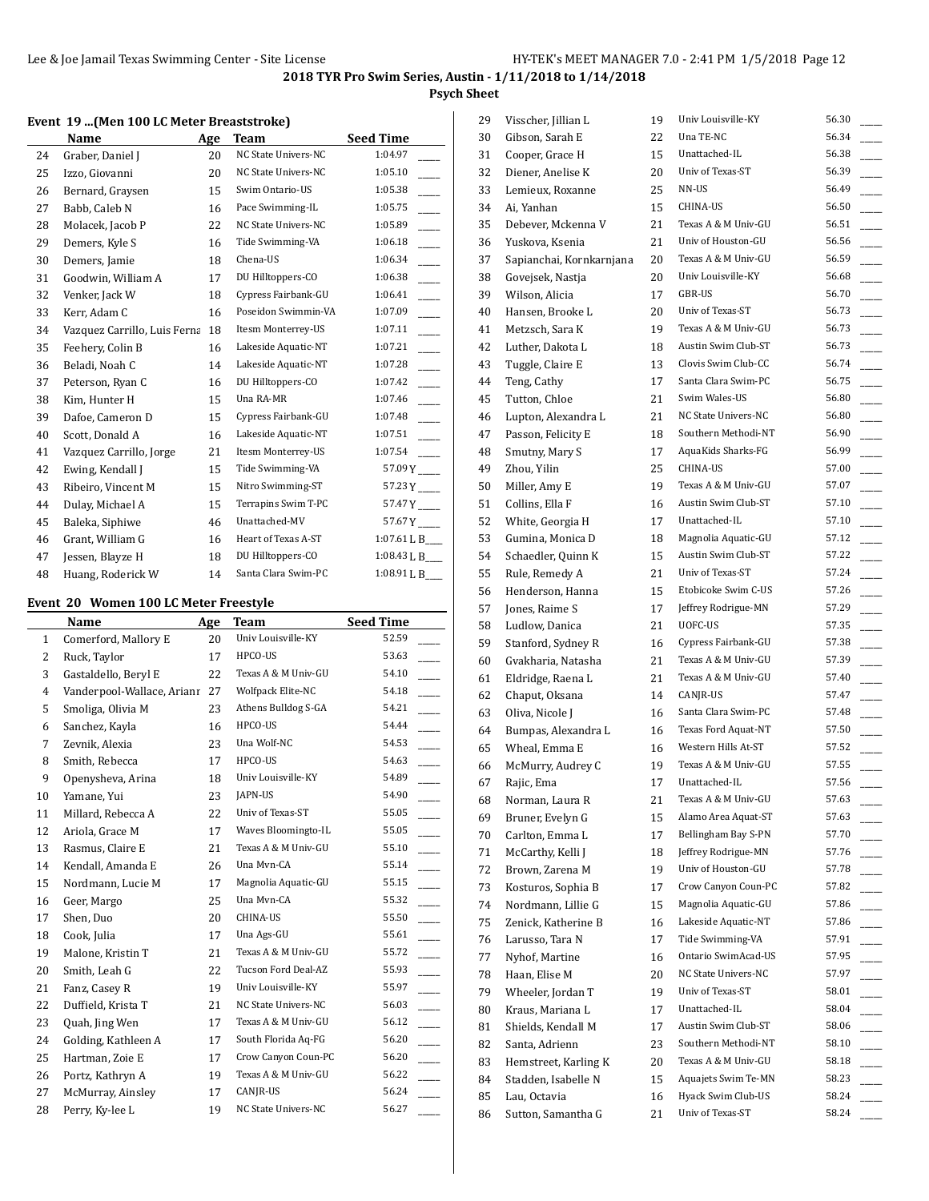## Event 19 ...(Men 100 LC Meter Breaststroke)

| | Name | Age | Team | Seed Time | |
|---|---|---|---|---|---|
| 24 | Graber, Daniel J | 20 | NC State Univers-NC | 1:04.97 | ____ |
| 25 | Izzo, Giovanni | 20 | NC State Univers-NC | 1:05.10 | ____ |
| 26 | Bernard, Graysen | 15 | Swim Ontario-US | 1:05.38 | ____ |
| 27 | Babb, Caleb N | 16 | Pace Swimming-IL | 1:05.75 | ____ |
| 28 | Molacek, Jacob P | 22 | NC State Univers-NC | 1:05.89 | ____ |
| 29 | Demers, Kyle S | 16 | Tide Swimming-VA | 1:06.18 | ____ |
| 30 | Demers, Jamie | 18 | Chena-US | 1:06.34 | ____ |
| 31 | Goodwin, William A | 17 | DU Hilltoppers-CO | 1:06.38 | ____ |
| 32 | Venker, Jack W | 18 | Cypress Fairbank-GU | 1:06.41 | ____ |
| 33 | Kerr, Adam C | 16 | Poseidon Swimmin-VA | 1:07.09 | ____ |
| 34 | Vazquez Carrillo, Luis Ferna | 18 | Itesm Monterrey-US | 1:07.11 | ____ |
| 35 | Feehery, Colin B | 16 | Lakeside Aquatic-NT | 1:07.21 | ____ |
| 36 | Beladi, Noah C | 14 | Lakeside Aquatic-NT | 1:07.28 | ____ |
| 37 | Peterson, Ryan C | 16 | DU Hilltoppers-CO | 1:07.42 | ____ |
| 38 | Kim, Hunter H | 15 | Una RA-MR | 1:07.46 | ____ |
| 39 | Dafoe, Cameron D | 15 | Cypress Fairbank-GU | 1:07.48 | ____ |
| 40 | Scott, Donald A | 16 | Lakeside Aquatic-NT | 1:07.51 | ____ |
| 41 | Vazquez Carrillo, Jorge | 21 | Itesm Monterrey-US | 1:07.54 | ____ |
| 42 | Ewing, Kendall J | 15 | Tide Swimming-VA | 57.09 Y | ____ |
| 43 | Ribeiro, Vincent M | 15 | Nitro Swimming-ST | 57.23 Y | ____ |
| 44 | Dulay, Michael A | 15 | Terrapins Swim T-PC | 57.47 Y | ____ |
| 45 | Baleka, Siphiwe | 46 | Unattached-MV | 57.67 Y | ____ |
| 46 | Grant, William G | 16 | Heart of Texas A-ST | 1:07.61 L B | ____ |
| 47 | Jessen, Blayze H | 18 | DU Hilltoppers-CO | 1:08.43 L B | ____ |
| 48 | Huang, Roderick W | 14 | Santa Clara Swim-PC | 1:08.91 L B | ____ |

## Event 20 Women 100 LC Meter Freestyle

| | Name | Age | Team | Seed Time | |
|---|---|---|---|---|---|
| 1 | Comerford, Mallory E | 20 | Univ Louisville-KY | 52.59 | ____ |
| 2 | Ruck, Taylor | 17 | HPCO-US | 53.63 | ____ |
| 3 | Gastaldello, Beryl E | 22 | Texas A & M Univ-GU | 54.10 | ____ |
| 4 | Vanderpool-Wallace, Arianr | 27 | Wolfpack Elite-NC | 54.18 | ____ |
| 5 | Smoliga, Olivia M | 23 | Athens Bulldog S-GA | 54.21 | ____ |
| 6 | Sanchez, Kayla | 16 | HPCO-US | 54.44 | ____ |
| 7 | Zevnik, Alexia | 23 | Una Wolf-NC | 54.53 | ____ |
| 8 | Smith, Rebecca | 17 | HPCO-US | 54.63 | ____ |
| 9 | Openysheva, Arina | 18 | Univ Louisville-KY | 54.89 | ____ |
| 10 | Yamane, Yui | 23 | JAPN-US | 54.90 | ____ |
| 11 | Millard, Rebecca A | 22 | Univ of Texas-ST | 55.05 | ____ |
| 12 | Ariola, Grace M | 17 | Waves Bloomingto-IL | 55.05 | ____ |
| 13 | Rasmus, Claire E | 21 | Texas A & M Univ-GU | 55.10 | ____ |
| 14 | Kendall, Amanda E | 26 | Una Mvn-CA | 55.14 | ____ |
| 15 | Nordmann, Lucie M | 17 | Magnolia Aquatic-GU | 55.15 | ____ |
| 16 | Geer, Margo | 25 | Una Mvn-CA | 55.32 | ____ |
| 17 | Shen, Duo | 20 | CHINA-US | 55.50 | ____ |
| 18 | Cook, Julia | 17 | Una Ags-GU | 55.61 | ____ |
| 19 | Malone, Kristin T | 21 | Texas A & M Univ-GU | 55.72 | ____ |
| 20 | Smith, Leah G | 22 | Tucson Ford Deal-AZ | 55.93 | ____ |
| 21 | Fanz, Casey R | 19 | Univ Louisville-KY | 55.97 | ____ |
| 22 | Duffield, Krista T | 21 | NC State Univers-NC | 56.03 | ____ |
| 23 | Quah, Jing Wen | 17 | Texas A & M Univ-GU | 56.12 | ____ |
| 24 | Golding, Kathleen A | 17 | South Florida Aq-FG | 56.20 | ____ |
| 25 | Hartman, Zoie E | 17 | Crow Canyon Coun-PC | 56.20 | ____ |
| 26 | Portz, Kathryn A | 19 | Texas A & M Univ-GU | 56.22 | ____ |
| 27 | McMurray, Ainsley | 17 | CANJR-US | 56.24 | ____ |
| 28 | Perry, Ky-lee L | 19 | NC State Univers-NC | 56.27 | ____ |
| 29 | Visscher, Jillian L | 19 | Univ Louisville-KY | 56.30 | ____ |
| 30 | Gibson, Sarah E | 22 | Una TE-NC | 56.34 | ____ |
| 31 | Cooper, Grace H | 15 | Unattached-IL | 56.38 | ____ |
| 32 | Diener, Anelise K | 20 | Univ of Texas-ST | 56.39 | ____ |
| 33 | Lemieux, Roxanne | 25 | NN-US | 56.49 | ____ |
| 34 | Ai, Yanhan | 15 | CHINA-US | 56.50 | ____ |
| 35 | Debever, Mckenna V | 21 | Texas A & M Univ-GU | 56.51 | ____ |
| 36 | Yuskova, Ksenia | 21 | Univ of Houston-GU | 56.56 | ____ |
| 37 | Sapianchai, Kornkarnjana | 20 | Texas A & M Univ-GU | 56.59 | ____ |
| 38 | Govejsek, Nastja | 20 | Univ Louisville-KY | 56.68 | ____ |
| 39 | Wilson, Alicia | 17 | GBR-US | 56.70 | ____ |
| 40 | Hansen, Brooke L | 20 | Univ of Texas-ST | 56.73 | ____ |
| 41 | Metzsch, Sara K | 19 | Texas A & M Univ-GU | 56.73 | ____ |
| 42 | Luther, Dakota L | 18 | Austin Swim Club-ST | 56.73 | ____ |
| 43 | Tuggle, Claire E | 13 | Clovis Swim Club-CC | 56.74 | ____ |
| 44 | Teng, Cathy | 17 | Santa Clara Swim-PC | 56.75 | ____ |
| 45 | Tutton, Chloe | 21 | Swim Wales-US | 56.80 | ____ |
| 46 | Lupton, Alexandra L | 21 | NC State Univers-NC | 56.80 | ____ |
| 47 | Passon, Felicity E | 18 | Southern Methodi-NT | 56.90 | ____ |
| 48 | Smutny, Mary S | 17 | AquaKids Sharks-FG | 56.99 | ____ |
| 49 | Zhou, Yilin | 25 | CHINA-US | 57.00 | ____ |
| 50 | Miller, Amy E | 19 | Texas A & M Univ-GU | 57.07 | ____ |
| 51 | Collins, Ella F | 16 | Austin Swim Club-ST | 57.10 | ____ |
| 52 | White, Georgia H | 17 | Unattached-IL | 57.10 | ____ |
| 53 | Gumina, Monica D | 18 | Magnolia Aquatic-GU | 57.12 | ____ |
| 54 | Schaedler, Quinn K | 15 | Austin Swim Club-ST | 57.22 | ____ |
| 55 | Rule, Remedy A | 21 | Univ of Texas-ST | 57.24 | ____ |
| 56 | Henderson, Hanna | 15 | Etobicoke Swim C-US | 57.26 | ____ |
| 57 | Jones, Raime S | 17 | Jeffrey Rodrigue-MN | 57.29 | ____ |
| 58 | Ludlow, Danica | 21 | UOFC-US | 57.35 | ____ |
| 59 | Stanford, Sydney R | 16 | Cypress Fairbank-GU | 57.38 | ____ |
| 60 | Gvakharia, Natasha | 21 | Texas A & M Univ-GU | 57.39 | ____ |
| 61 | Eldridge, Raena L | 21 | Texas A & M Univ-GU | 57.40 | ____ |
| 62 | Chaput, Oksana | 14 | CANJR-US | 57.47 | ____ |
| 63 | Oliva, Nicole J | 16 | Santa Clara Swim-PC | 57.48 | ____ |
| 64 | Bumpas, Alexandra L | 16 | Texas Ford Aquat-NT | 57.50 | ____ |
| 65 | Wheal, Emma E | 16 | Western Hills At-ST | 57.52 | ____ |
| 66 | McMurry, Audrey C | 19 | Texas A & M Univ-GU | 57.55 | ____ |
| 67 | Rajic, Ema | 17 | Unattached-IL | 57.56 | ____ |
| 68 | Norman, Laura R | 21 | Texas A & M Univ-GU | 57.63 | ____ |
| 69 | Bruner, Evelyn G | 15 | Alamo Area Aquat-ST | 57.63 | ____ |
| 70 | Carlton, Emma L | 17 | Bellingham Bay S-PN | 57.70 | ____ |
| 71 | McCarthy, Kelli J | 18 | Jeffrey Rodrigue-MN | 57.76 | ____ |
| 72 | Brown, Zarena M | 19 | Univ of Houston-GU | 57.78 | ____ |
| 73 | Kosturos, Sophia B | 17 | Crow Canyon Coun-PC | 57.82 | ____ |
| 74 | Nordmann, Lillie G | 15 | Magnolia Aquatic-GU | 57.86 | ____ |
| 75 | Zenick, Katherine B | 16 | Lakeside Aquatic-NT | 57.86 | ____ |
| 76 | Larusso, Tara N | 17 | Tide Swimming-VA | 57.91 | ____ |
| 77 | Nyhof, Martine | 16 | Ontario SwimAcad-US | 57.95 | ____ |
| 78 | Haan, Elise M | 20 | NC State Univers-NC | 57.97 | ____ |
| 79 | Wheeler, Jordan T | 19 | Univ of Texas-ST | 58.01 | ____ |
| 80 | Kraus, Mariana L | 17 | Unattached-IL | 58.04 | ____ |
| 81 | Shields, Kendall M | 17 | Austin Swim Club-ST | 58.06 | ____ |
| 82 | Santa, Adrienn | 23 | Southern Methodi-NT | 58.10 | ____ |
| 83 | Hemstreet, Karling K | 20 | Texas A & M Univ-GU | 58.18 | ____ |
| 84 | Stadden, Isabelle N | 15 | Aquajets Swim Te-MN | 58.23 | ____ |
| 85 | Lau, Octavia | 16 | Hyack Swim Club-US | 58.24 | ____ |
| 86 | Sutton, Samantha G | 21 | Univ of Texas-ST | 58.24 | ____ |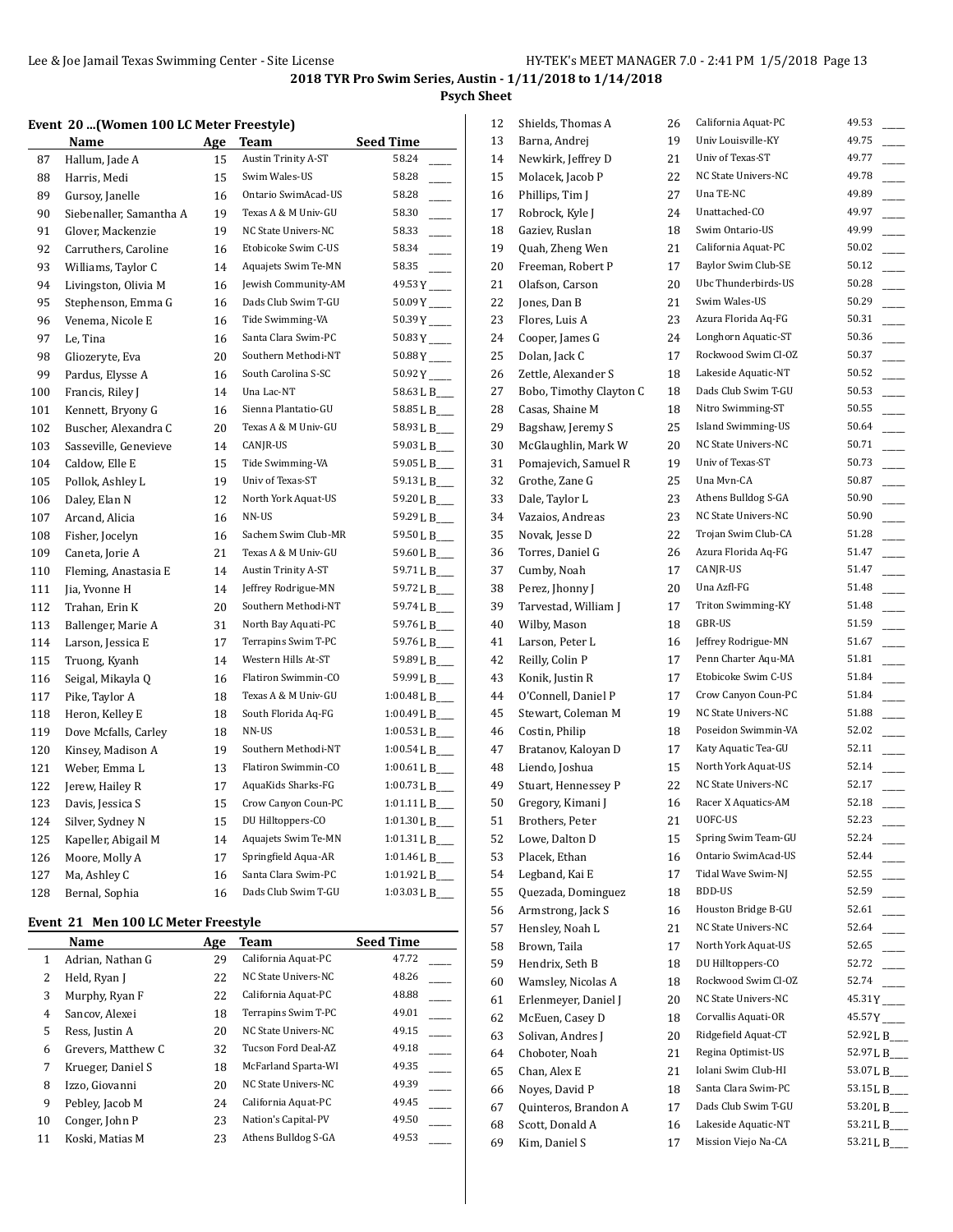## 2018 TYR Pro Swim Series, Austin - 1/11/2018 to 1/14/2018

### Psych Sheet

#### Event 20 ...(Women 100 LC Meter Freestyle)

| | Name | Age | Team | Seed Time |
|---|---|---|---|---|
| 87 | Hallum, Jade A | 15 | Austin Trinity A-ST | 58.24 ____ |
| 88 | Harris, Medi | 15 | Swim Wales-US | 58.28 ____ |
| 89 | Gursoy, Janelle | 16 | Ontario SwimAcad-US | 58.28 ____ |
| 90 | Siebenaller, Samantha A | 19 | Texas A & M Univ-GU | 58.30 ____ |
| 91 | Glover, Mackenzie | 19 | NC State Univers-NC | 58.33 ____ |
| 92 | Carruthers, Caroline | 16 | Etobicoke Swim C-US | 58.34 ____ |
| 93 | Williams, Taylor C | 14 | Aquajets Swim Te-MN | 58.35 ____ |
| 94 | Livingston, Olivia M | 16 | Jewish Community-AM | 49.53 Y ____ |
| 95 | Stephenson, Emma G | 16 | Dads Club Swim T-GU | 50.09 Y ____ |
| 96 | Venema, Nicole E | 16 | Tide Swimming-VA | 50.39 Y ____ |
| 97 | Le, Tina | 16 | Santa Clara Swim-PC | 50.83 Y ____ |
| 98 | Gliozeryte, Eva | 20 | Southern Methodi-NT | 50.88 Y ____ |
| 99 | Pardus, Elysse A | 16 | South Carolina S-SC | 50.92 Y ____ |
| 100 | Francis, Riley J | 14 | Una Lac-NT | 58.63 L B____ |
| 101 | Kennett, Bryony G | 16 | Sienna Plantatio-GU | 58.85 L B____ |
| 102 | Buscher, Alexandra C | 20 | Texas A & M Univ-GU | 58.93 L B____ |
| 103 | Sasseville, Genevieve | 14 | CANJR-US | 59.03 L B____ |
| 104 | Caldow, Elle E | 15 | Tide Swimming-VA | 59.05 L B____ |
| 105 | Pollok, Ashley L | 19 | Univ of Texas-ST | 59.13 L B____ |
| 106 | Daley, Elan N | 12 | North York Aquat-US | 59.20 L B____ |
| 107 | Arcand, Alicia | 16 | NN-US | 59.29 L B____ |
| 108 | Fisher, Jocelyn | 16 | Sachem Swim Club-MR | 59.50 L B____ |
| 109 | Caneta, Jorie A | 21 | Texas A & M Univ-GU | 59.60 L B____ |
| 110 | Fleming, Anastasia E | 14 | Austin Trinity A-ST | 59.71 L B____ |
| 111 | Jia, Yvonne H | 14 | Jeffrey Rodrigue-MN | 59.72 L B____ |
| 112 | Trahan, Erin K | 20 | Southern Methodi-NT | 59.74 L B____ |
| 113 | Ballenger, Marie A | 31 | North Bay Aquati-PC | 59.76 L B____ |
| 114 | Larson, Jessica E | 17 | Terrapins Swim T-PC | 59.76 L B____ |
| 115 | Truong, Kyanh | 14 | Western Hills At-ST | 59.89 L B____ |
| 116 | Seigal, Mikayla Q | 16 | Flatiron Swimmin-CO | 59.99 L B____ |
| 117 | Pike, Taylor A | 18 | Texas A & M Univ-GU | 1:00.48 L B____ |
| 118 | Heron, Kelley E | 18 | South Florida Aq-FG | 1:00.49 L B____ |
| 119 | Dove Mcfalls, Carley | 18 | NN-US | 1:00.53 L B____ |
| 120 | Kinsey, Madison A | 19 | Southern Methodi-NT | 1:00.54 L B____ |
| 121 | Weber, Emma L | 13 | Flatiron Swimmin-CO | 1:00.61 L B____ |
| 122 | Jerew, Hailey R | 17 | AquaKids Sharks-FG | 1:00.73 L B____ |
| 123 | Davis, Jessica S | 15 | Crow Canyon Coun-PC | 1:01.11 L B____ |
| 124 | Silver, Sydney N | 15 | DU Hilltoppers-CO | 1:01.30 L B____ |
| 125 | Kapeller, Abigail M | 14 | Aquajets Swim Te-MN | 1:01.31 L B____ |
| 126 | Moore, Molly A | 17 | Springfield Aqua-AR | 1:01.46 L B____ |
| 127 | Ma, Ashley C | 16 | Santa Clara Swim-PC | 1:01.92 L B____ |
| 128 | Bernal, Sophia | 16 | Dads Club Swim T-GU | 1:03.03 L B____ |

#### Event 21 Men 100 LC Meter Freestyle

| | Name | Age | Team | Seed Time |
|---|---|---|---|---|
| 1 | Adrian, Nathan G | 29 | California Aquat-PC | 47.72 ____ |
| 2 | Held, Ryan J | 22 | NC State Univers-NC | 48.26 ____ |
| 3 | Murphy, Ryan F | 22 | California Aquat-PC | 48.88 ____ |
| 4 | Sancov, Alexei | 18 | Terrapins Swim T-PC | 49.01 ____ |
| 5 | Ress, Justin A | 20 | NC State Univers-NC | 49.15 ____ |
| 6 | Grevers, Matthew C | 32 | Tucson Ford Deal-AZ | 49.18 ____ |
| 7 | Krueger, Daniel S | 18 | McFarland Sparta-WI | 49.35 ____ |
| 8 | Izzo, Giovanni | 20 | NC State Univers-NC | 49.39 ____ |
| 9 | Pebley, Jacob M | 24 | California Aquat-PC | 49.45 ____ |
| 10 | Conger, John P | 23 | Nation's Capital-PV | 49.50 ____ |
| 11 | Koski, Matias M | 23 | Athens Bulldog S-GA | 49.53 ____ |
| 12 | Shields, Thomas A | 26 | California Aquat-PC | 49.53 ____ |
| 13 | Barna, Andrej | 19 | Univ Louisville-KY | 49.75 ____ |
| 14 | Newkirk, Jeffrey D | 21 | Univ of Texas-ST | 49.77 ____ |
| 15 | Molacek, Jacob P | 22 | NC State Univers-NC | 49.78 ____ |
| 16 | Phillips, Tim J | 27 | Una TE-NC | 49.89 ____ |
| 17 | Robrock, Kyle J | 24 | Unattached-CO | 49.97 ____ |
| 18 | Gaziev, Ruslan | 18 | Swim Ontario-US | 49.99 ____ |
| 19 | Quah, Zheng Wen | 21 | California Aquat-PC | 50.02 ____ |
| 20 | Freeman, Robert P | 17 | Baylor Swim Club-SE | 50.12 ____ |
| 21 | Olafson, Carson | 20 | Ubc Thunderbirds-US | 50.28 ____ |
| 22 | Jones, Dan B | 21 | Swim Wales-US | 50.29 ____ |
| 23 | Flores, Luis A | 23 | Azura Florida Aq-FG | 50.31 ____ |
| 24 | Cooper, James G | 24 | Longhorn Aquatic-ST | 50.36 ____ |
| 25 | Dolan, Jack C | 17 | Rockwood Swim Cl-OZ | 50.37 ____ |
| 26 | Zettle, Alexander S | 18 | Lakeside Aquatic-NT | 50.52 ____ |
| 27 | Bobo, Timothy Clayton C | 18 | Dads Club Swim T-GU | 50.53 ____ |
| 28 | Casas, Shaine M | 18 | Nitro Swimming-ST | 50.55 ____ |
| 29 | Bagshaw, Jeremy S | 25 | Island Swimming-US | 50.64 ____ |
| 30 | McGlaughlin, Mark W | 20 | NC State Univers-NC | 50.71 ____ |
| 31 | Pomajevich, Samuel R | 19 | Univ of Texas-ST | 50.73 ____ |
| 32 | Grothe, Zane G | 25 | Una Mvn-CA | 50.87 ____ |
| 33 | Dale, Taylor L | 23 | Athens Bulldog S-GA | 50.90 ____ |
| 34 | Vazaios, Andreas | 23 | NC State Univers-NC | 50.90 ____ |
| 35 | Novak, Jesse D | 22 | Trojan Swim Club-CA | 51.28 ____ |
| 36 | Torres, Daniel G | 26 | Azura Florida Aq-FG | 51.47 ____ |
| 37 | Cumby, Noah | 17 | CANJR-US | 51.47 ____ |
| 38 | Perez, Jhonny J | 20 | Una Azfl-FG | 51.48 ____ |
| 39 | Tarvestad, William J | 17 | Triton Swimming-KY | 51.48 ____ |
| 40 | Wilby, Mason | 18 | GBR-US | 51.59 ____ |
| 41 | Larson, Peter L | 16 | Jeffrey Rodrigue-MN | 51.67 ____ |
| 42 | Reilly, Colin P | 17 | Penn Charter Aqu-MA | 51.81 ____ |
| 43 | Konik, Justin R | 17 | Etobicoke Swim C-US | 51.84 ____ |
| 44 | O'Connell, Daniel P | 17 | Crow Canyon Coun-PC | 51.84 ____ |
| 45 | Stewart, Coleman M | 19 | NC State Univers-NC | 51.88 ____ |
| 46 | Costin, Philip | 18 | Poseidon Swimmin-VA | 52.02 ____ |
| 47 | Bratanov, Kaloyan D | 17 | Katy Aquatic Tea-GU | 52.11 ____ |
| 48 | Liendo, Joshua | 15 | North York Aquat-US | 52.14 ____ |
| 49 | Stuart, Hennessey P | 22 | NC State Univers-NC | 52.17 ____ |
| 50 | Gregory, Kimani J | 16 | Racer X Aquatics-AM | 52.18 ____ |
| 51 | Brothers, Peter | 21 | UOFC-US | 52.23 ____ |
| 52 | Lowe, Dalton D | 15 | Spring Swim Team-GU | 52.24 ____ |
| 53 | Placek, Ethan | 16 | Ontario SwimAcad-US | 52.44 ____ |
| 54 | Legband, Kai E | 17 | Tidal Wave Swim-NJ | 52.55 ____ |
| 55 | Quezada, Dominguez | 18 | BDD-US | 52.59 ____ |
| 56 | Armstrong, Jack S | 16 | Houston Bridge B-GU | 52.61 ____ |
| 57 | Hensley, Noah L | 21 | NC State Univers-NC | 52.64 ____ |
| 58 | Brown, Taila | 17 | North York Aquat-US | 52.65 ____ |
| 59 | Hendrix, Seth B | 18 | DU Hilltoppers-CO | 52.72 ____ |
| 60 | Wamsley, Nicolas A | 18 | Rockwood Swim Cl-OZ | 52.74 ____ |
| 61 | Erlenmeyer, Daniel J | 20 | NC State Univers-NC | 45.31 Y ____ |
| 62 | McEuen, Casey D | 18 | Corvallis Aquati-OR | 45.57 Y ____ |
| 63 | Solivan, Andres J | 20 | Ridgefield Aquat-CT | 52.92 L B____ |
| 64 | Choboter, Noah | 21 | Regina Optimist-US | 52.97 L B____ |
| 65 | Chan, Alex E | 21 | Iolani Swim Club-HI | 53.07 L B____ |
| 66 | Noyes, David P | 18 | Santa Clara Swim-PC | 53.15 L B____ |
| 67 | Quinteros, Brandon A | 17 | Dads Club Swim T-GU | 53.20 L B____ |
| 68 | Scott, Donald A | 16 | Lakeside Aquatic-NT | 53.21 L B____ |
| 69 | Kim, Daniel S | 17 | Mission Viejo Na-CA | 53.21 L B____ |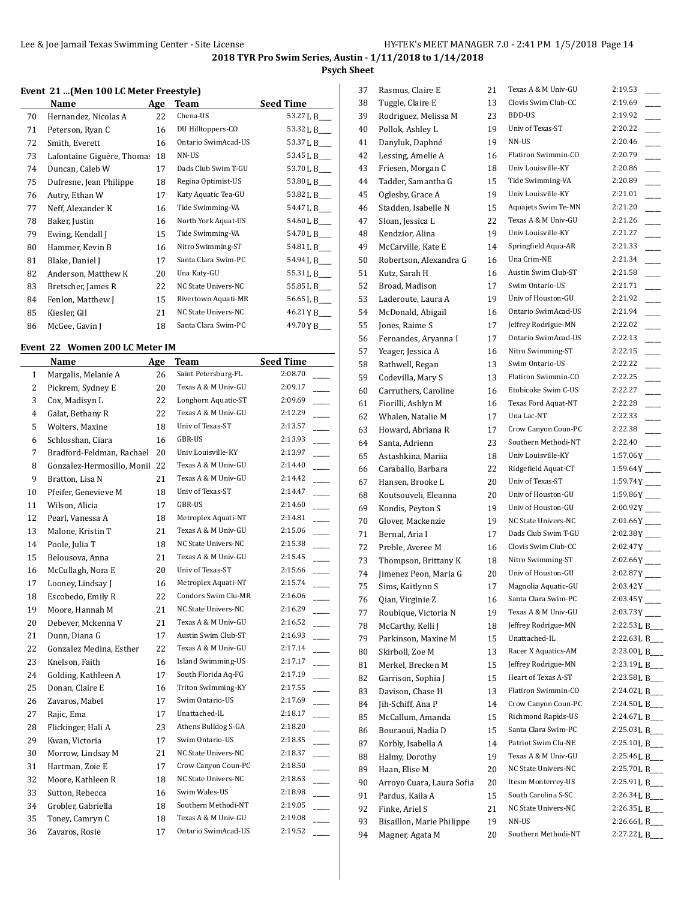## 2018 TYR Pro Swim Series, Austin - 1/11/2018 to 1/14/2018

**Psych Sheet**

### Event 21 ...(Men 100 LC Meter Freestyle)

| | Name | Age | Team | Seed Time |
|---|---|---|---|---|
| 70 | Hernandez, Nicolas A | 22 | Chena-US | 53.27L B___ |
| 71 | Peterson, Ryan C | 16 | DU Hilltoppers-CO | 53.32L B___ |
| 72 | Smith, Everett | 16 | Ontario SwimAcad-US | 53.37L B___ |
| 73 | Lafontaine Giguère, Thomas | 18 | NN-US | 53.45L B___ |
| 74 | Duncan, Caleb W | 17 | Dads Club Swim T-GU | 53.70L B___ |
| 75 | Dufresne, Jean Philippe | 18 | Regina Optimist-US | 53.80L B___ |
| 76 | Autry, Ethan W | 17 | Katy Aquatic Tea-GU | 53.82L B___ |
| 77 | Neff, Alexander K | 16 | Tide Swimming-VA | 54.47L B___ |
| 78 | Baker, Justin | 16 | North York Aquat-US | 54.60L B___ |
| 79 | Ewing, Kendall J | 15 | Tide Swimming-VA | 54.70L B___ |
| 80 | Hammer, Kevin B | 16 | Nitro Swimming-ST | 54.81L B___ |
| 81 | Blake, Daniel J | 17 | Santa Clara Swim-PC | 54.94L B___ |
| 82 | Anderson, Matthew K | 20 | Una Katy-GU | 55.31L B___ |
| 83 | Bretscher, James R | 22 | NC State Univers-NC | 55.85L B___ |
| 84 | Fenlon, Matthew J | 15 | Rivertown Aquati-MR | 56.65L B___ |
| 85 | Kiesler, Gil | 21 | NC State Univers-NC | 46.21Y B___ |
| 86 | McGee, Gavin J | 18 | Santa Clara Swim-PC | 49.70Y B___ |

### Event 22 Women 200 LC Meter IM

| | Name | Age | Team | Seed Time |
|---|---|---|---|---|
| 1 | Margalis, Melanie A | 26 | Saint Petersburg-FL | 2:08.70 _____ |
| 2 | Pickrem, Sydney E | 20 | Texas A & M Univ-GU | 2:09.17 _____ |
| 3 | Cox, Madisyn L | 22 | Longhorn Aquatic-ST | 2:09.69 _____ |
| 4 | Galat, Bethany R | 22 | Texas A & M Univ-GU | 2:12.29 _____ |
| 5 | Wolters, Maxine | 18 | Univ of Texas-ST | 2:13.57 _____ |
| 6 | Schlosshan, Ciara | 16 | GBR-US | 2:13.93 _____ |
| 7 | Bradford-Feldman, Rachael | 20 | Univ Louisville-KY | 2:13.97 _____ |
| 8 | Gonzalez-Hermosillo, Monil | 22 | Texas A & M Univ-GU | 2:14.40 _____ |
| 9 | Bratton, Lisa N | 21 | Texas A & M Univ-GU | 2:14.42 _____ |
| 10 | Pfeifer, Genevieve M | 18 | Univ of Texas-ST | 2:14.47 _____ |
| 11 | Wilson, Alicia | 17 | GBR-US | 2:14.60 _____ |
| 12 | Pearl, Vanessa A | 18 | Metroplex Aquati-NT | 2:14.81 _____ |
| 13 | Malone, Kristin T | 21 | Texas A & M Univ-GU | 2:15.06 _____ |
| 14 | Poole, Julia T | 18 | NC State Univers-NC | 2:15.38 _____ |
| 15 | Belousova, Anna | 21 | Texas A & M Univ-GU | 2:15.45 _____ |
| 16 | McCullagh, Nora E | 20 | Univ of Texas-ST | 2:15.66 _____ |
| 17 | Looney, Lindsay J | 16 | Metroplex Aquati-NT | 2:15.74 _____ |
| 18 | Escobedo, Emily R | 22 | Condors Swim Clu-MR | 2:16.06 _____ |
| 19 | Moore, Hannah M | 21 | NC State Univers-NC | 2:16.29 _____ |
| 20 | Debever, Mckenna V | 21 | Texas A & M Univ-GU | 2:16.52 _____ |
| 21 | Dunn, Diana G | 17 | Austin Swim Club-ST | 2:16.93 _____ |
| 22 | Gonzalez Medina, Esther | 22 | Texas A & M Univ-GU | 2:17.14 _____ |
| 23 | Knelson, Faith | 16 | Island Swimming-US | 2:17.17 _____ |
| 24 | Golding, Kathleen A | 17 | South Florida Aq-FG | 2:17.19 _____ |
| 25 | Donan, Claire E | 16 | Triton Swimming-KY | 2:17.55 _____ |
| 26 | Zavaros, Mabel | 17 | Swim Ontario-US | 2:17.69 _____ |
| 27 | Rajic, Ema | 17 | Unattached-IL | 2:18.17 _____ |
| 28 | Flickinger, Hali A | 23 | Athens Bulldog S-GA | 2:18.20 _____ |
| 29 | Kwan, Victoria | 17 | Swim Ontario-US | 2:18.35 _____ |
| 30 | Morrow, Lindsay M | 21 | NC State Univers-NC | 2:18.37 _____ |
| 31 | Hartman, Zoie E | 17 | Crow Canyon Coun-PC | 2:18.50 _____ |
| 32 | Moore, Kathleen R | 18 | NC State Univers-NC | 2:18.63 _____ |
| 33 | Sutton, Rebecca | 16 | Swim Wales-US | 2:18.98 _____ |
| 34 | Grobler, Gabriella | 18 | Southern Methodi-NT | 2:19.05 _____ |
| 35 | Toney, Camryn C | 18 | Texas A & M Univ-GU | 2:19.08 _____ |
| 36 | Zavaros, Rosie | 17 | Ontario SwimAcad-US | 2:19.52 _____ |
| 37 | Rasmus, Claire E | 21 | Texas A & M Univ-GU | 2:19.53 _____ |
| 38 | Tuggle, Claire E | 13 | Clovis Swim Club-CC | 2:19.69 _____ |
| 39 | Rodriguez, Melissa M | 23 | BDD-US | 2:19.92 _____ |
| 40 | Pollok, Ashley L | 19 | Univ of Texas-ST | 2:20.22 _____ |
| 41 | Danyluk, Daphné | 19 | NN-US | 2:20.46 _____ |
| 42 | Lessing, Amelie A | 16 | Flatiron Swimmin-CO | 2:20.79 _____ |
| 43 | Friesen, Morgan C | 18 | Univ Louisville-KY | 2:20.86 _____ |
| 44 | Tadder, Samantha G | 15 | Tide Swimming-VA | 2:20.89 _____ |
| 45 | Oglesby, Grace A | 19 | Univ Louisville-KY | 2:21.01 _____ |
| 46 | Stadden, Isabelle N | 15 | Aquajets Swim Te-MN | 2:21.20 _____ |
| 47 | Sloan, Jessica L | 22 | Texas A & M Univ-GU | 2:21.26 _____ |
| 48 | Kendzior, Alina | 19 | Univ Louisville-KY | 2:21.27 _____ |
| 49 | McCarville, Kate E | 14 | Springfield Aqua-AR | 2:21.33 _____ |
| 50 | Robertson, Alexandra G | 16 | Una Crim-NE | 2:21.34 _____ |
| 51 | Kutz, Sarah H | 16 | Austin Swim Club-ST | 2:21.58 _____ |
| 52 | Broad, Madison | 17 | Swim Ontario-US | 2:21.71 _____ |
| 53 | Laderoute, Laura A | 19 | Univ of Houston-GU | 2:21.92 _____ |
| 54 | McDonald, Abigail | 16 | Ontario SwimAcad-US | 2:21.94 _____ |
| 55 | Jones, Raime S | 17 | Jeffrey Rodrigue-MN | 2:22.02 _____ |
| 56 | Fernandes, Aryanna I | 17 | Ontario SwimAcad-US | 2:22.13 _____ |
| 57 | Yeager, Jessica A | 16 | Nitro Swimming-ST | 2:22.15 _____ |
| 58 | Rathwell, Regan | 13 | Swim Ontario-US | 2:22.22 _____ |
| 59 | Codevilla, Mary S | 13 | Flatiron Swimmin-CO | 2:22.25 _____ |
| 60 | Carruthers, Caroline | 16 | Etobicoke Swim C-US | 2:22.27 _____ |
| 61 | Fiorilli, Ashlyn M | 16 | Texas Ford Aquat-NT | 2:22.28 _____ |
| 62 | Whalen, Natalie M | 17 | Una Lac-NT | 2:22.33 _____ |
| 63 | Howard, Abriana R | 17 | Crow Canyon Coun-PC | 2:22.38 _____ |
| 64 | Santa, Adrienn | 23 | Southern Methodi-NT | 2:22.40 _____ |
| 65 | Astashkina, Mariia | 18 | Univ Louisville-KY | 1:57.06Y _____ |
| 66 | Caraballo, Barbara | 22 | Ridgefield Aquat-CT | 1:59.64Y _____ |
| 67 | Hansen, Brooke L | 20 | Univ of Texas-ST | 1:59.74Y _____ |
| 68 | Koutsouveli, Eleanna | 20 | Univ of Houston-GU | 1:59.86Y _____ |
| 69 | Kondis, Peyton S | 19 | Univ of Houston-GU | 2:00.92Y _____ |
| 70 | Glover, Mackenzie | 19 | NC State Univers-NC | 2:01.66Y _____ |
| 71 | Bernal, Aria I | 17 | Dads Club Swim T-GU | 2:02.38Y _____ |
| 72 | Preble, Averee M | 16 | Clovis Swim Club-CC | 2:02.47Y _____ |
| 73 | Thompson, Brittany K | 18 | Nitro Swimming-ST | 2:02.66Y _____ |
| 74 | Jimenez Peon, Maria G | 20 | Univ of Houston-GU | 2:02.87Y _____ |
| 75 | Sims, Kaitlynn S | 17 | Magnolia Aquatic-GU | 2:03.42Y _____ |
| 76 | Qian, Virginie Z | 16 | Santa Clara Swim-PC | 2:03.45Y _____ |
| 77 | Roubique, Victoria N | 19 | Texas A & M Univ-GU | 2:03.73Y _____ |
| 78 | McCarthy, Kelli J | 18 | Jeffrey Rodrigue-MN | 2:22.53L B___ |
| 79 | Parkinson, Maxine M | 15 | Unattached-IL | 2:22.63L B___ |
| 80 | Skirboll, Zoe M | 13 | Racer X Aquatics-AM | 2:23.00L B___ |
| 81 | Merkel, Brecken M | 15 | Jeffrey Rodrigue-MN | 2:23.19L B___ |
| 82 | Garrison, Sophia J | 15 | Heart of Texas A-ST | 2:23.58L B___ |
| 83 | Davison, Chase H | 13 | Flatiron Swimmin-CO | 2:24.02L B___ |
| 84 | Jih-Schiff, Ana P | 14 | Crow Canyon Coun-PC | 2:24.50L B___ |
| 85 | McCallum, Amanda | 15 | Richmond Rapids-US | 2:24.67L B___ |
| 86 | Bouraoui, Nadia D | 15 | Santa Clara Swim-PC | 2:25.03L B___ |
| 87 | Korbly, Isabella A | 14 | Patriot Swim Clu-NE | 2:25.10L B___ |
| 88 | Halmy, Dorothy | 19 | Texas A & M Univ-GU | 2:25.46L B___ |
| 89 | Haan, Elise M | 20 | NC State Univers-NC | 2:25.70L B___ |
| 90 | Arroyo Cuara, Laura Sofia | 20 | Itesm Monterrey-US | 2:25.91L B___ |
| 91 | Pardus, Kaila A | 15 | South Carolina S-SC | 2:26.34L B___ |
| 92 | Finke, Ariel S | 21 | NC State Univers-NC | 2:26.35L B___ |
| 93 | Bisaillon, Marie Philippe | 19 | NN-US | 2:26.66L B___ |
| 94 | Magner, Agata M | 20 | Southern Methodi-NT | 2:27.22L B___ |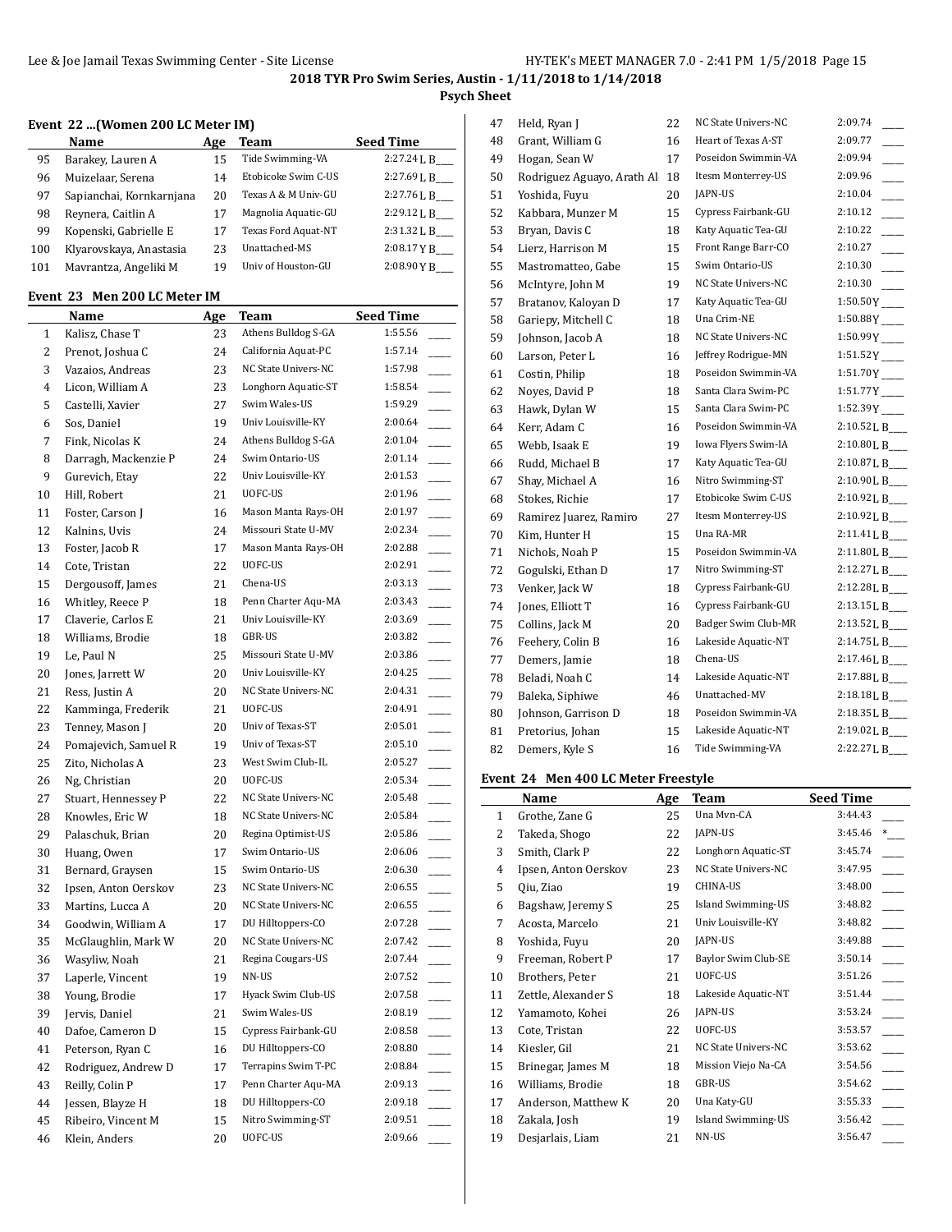**2018 TYR Pro Swim Series, Austin - 1/11/2018 to 1/14/2018**

**Psych Sheet**

### Event 22 ...(Women 200 LC Meter IM)

| | Name | Age | Team | Seed Time |
|---|---|---|---|---|
| 95 | Barakey, Lauren A | 15 | Tide Swimming-VA | 2:27.24 L B___ |
| 96 | Muizelaar, Serena | 14 | Etobicoke Swim C-US | 2:27.69 L B___ |
| 97 | Sapianchai, Kornkarnjana | 20 | Texas A & M Univ-GU | 2:27.76 L B___ |
| 98 | Reynera, Caitlin A | 17 | Magnolia Aquatic-GU | 2:29.12 L B___ |
| 99 | Kopenski, Gabrielle E | 17 | Texas Ford Aquat-NT | 2:31.32 L B___ |
| 100 | Klyarovskaya, Anastasia | 23 | Unattached-MS | 2:08.17 Y B___ |
| 101 | Mavrantza, Angeliki M | 19 | Univ of Houston-GU | 2:08.90 Y B___ |

### Event 23 Men 200 LC Meter IM

| | Name | Age | Team | Seed Time |
|---|---|---|---|---|
| 1 | Kalisz, Chase T | 23 | Athens Bulldog S-GA | 1:55.56 ____ |
| 2 | Prenot, Joshua C | 24 | California Aquat-PC | 1:57.14 ____ |
| 3 | Vazaios, Andreas | 23 | NC State Univers-NC | 1:57.98 ____ |
| 4 | Licon, William A | 23 | Longhorn Aquatic-ST | 1:58.54 ____ |
| 5 | Castelli, Xavier | 27 | Swim Wales-US | 1:59.29 ____ |
| 6 | Sos, Daniel | 19 | Univ Louisville-KY | 2:00.64 ____ |
| 7 | Fink, Nicolas K | 24 | Athens Bulldog S-GA | 2:01.04 ____ |
| 8 | Darragh, Mackenzie P | 24 | Swim Ontario-US | 2:01.14 ____ |
| 9 | Gurevich, Etay | 22 | Univ Louisville-KY | 2:01.53 ____ |
| 10 | Hill, Robert | 21 | UOFC-US | 2:01.96 ____ |
| 11 | Foster, Carson J | 16 | Mason Manta Rays-OH | 2:01.97 ____ |
| 12 | Kalnins, Uvis | 24 | Missouri State U-MV | 2:02.34 ____ |
| 13 | Foster, Jacob R | 17 | Mason Manta Rays-OH | 2:02.88 ____ |
| 14 | Cote, Tristan | 22 | UOFC-US | 2:02.91 ____ |
| 15 | Dergousoff, James | 21 | Chena-US | 2:03.13 ____ |
| 16 | Whitley, Reece P | 18 | Penn Charter Aqu-MA | 2:03.43 ____ |
| 17 | Claverie, Carlos E | 21 | Univ Louisville-KY | 2:03.69 ____ |
| 18 | Williams, Brodie | 18 | GBR-US | 2:03.82 ____ |
| 19 | Le, Paul N | 25 | Missouri State U-MV | 2:03.86 ____ |
| 20 | Jones, Jarrett W | 20 | Univ Louisville-KY | 2:04.25 ____ |
| 21 | Ress, Justin A | 20 | NC State Univers-NC | 2:04.31 ____ |
| 22 | Kamminga, Frederik | 21 | UOFC-US | 2:04.91 ____ |
| 23 | Tenney, Mason J | 20 | Univ of Texas-ST | 2:05.01 ____ |
| 24 | Pomajevich, Samuel R | 19 | Univ of Texas-ST | 2:05.10 ____ |
| 25 | Zito, Nicholas A | 23 | West Swim Club-IL | 2:05.27 ____ |
| 26 | Ng, Christian | 20 | UOFC-US | 2:05.34 ____ |
| 27 | Stuart, Hennessey P | 22 | NC State Univers-NC | 2:05.48 ____ |
| 28 | Knowles, Eric W | 18 | NC State Univers-NC | 2:05.84 ____ |
| 29 | Palaschuk, Brian | 20 | Regina Optimist-US | 2:05.86 ____ |
| 30 | Huang, Owen | 17 | Swim Ontario-US | 2:06.06 ____ |
| 31 | Bernard, Graysen | 15 | Swim Ontario-US | 2:06.30 ____ |
| 32 | Ipsen, Anton Oerskov | 23 | NC State Univers-NC | 2:06.55 ____ |
| 33 | Martins, Lucca A | 20 | NC State Univers-NC | 2:06.55 ____ |
| 34 | Goodwin, William A | 17 | DU Hilltoppers-CO | 2:07.28 ____ |
| 35 | McGlaughlin, Mark W | 20 | NC State Univers-NC | 2:07.42 ____ |
| 36 | Wasyliw, Noah | 21 | Regina Cougars-US | 2:07.44 ____ |
| 37 | Laperle, Vincent | 19 | NN-US | 2:07.52 ____ |
| 38 | Young, Brodie | 17 | Hyack Swim Club-US | 2:07.58 ____ |
| 39 | Jervis, Daniel | 21 | Swim Wales-US | 2:08.19 ____ |
| 40 | Dafoe, Cameron D | 15 | Cypress Fairbank-GU | 2:08.58 ____ |
| 41 | Peterson, Ryan C | 16 | DU Hilltoppers-CO | 2:08.80 ____ |
| 42 | Rodriguez, Andrew D | 17 | Terrapins Swim T-PC | 2:08.84 ____ |
| 43 | Reilly, Colin P | 17 | Penn Charter Aqu-MA | 2:09.13 ____ |
| 44 | Jessen, Blayze H | 18 | DU Hilltoppers-CO | 2:09.18 ____ |
| 45 | Ribeiro, Vincent M | 15 | Nitro Swimming-ST | 2:09.51 ____ |
| 46 | Klein, Anders | 20 | UOFC-US | 2:09.66 ____ |
| 47 | Held, Ryan J | 22 | NC State Univers-NC | 2:09.74 ____ |
| 48 | Grant, William G | 16 | Heart of Texas A-ST | 2:09.77 ____ |
| 49 | Hogan, Sean W | 17 | Poseidon Swimmin-VA | 2:09.94 ____ |
| 50 | Rodriguez Aguayo, Arath Al | 18 | Itesm Monterrey-US | 2:09.96 ____ |
| 51 | Yoshida, Fuyu | 20 | JAPN-US | 2:10.04 ____ |
| 52 | Kabbara, Munzer M | 15 | Cypress Fairbank-GU | 2:10.12 ____ |
| 53 | Bryan, Davis C | 18 | Katy Aquatic Tea-GU | 2:10.22 ____ |
| 54 | Lierz, Harrison M | 15 | Front Range Barr-CO | 2:10.27 ____ |
| 55 | Mastromatteo, Gabe | 15 | Swim Ontario-US | 2:10.30 ____ |
| 56 | McIntyre, John M | 19 | NC State Univers-NC | 2:10.30 ____ |
| 57 | Bratanov, Kaloyan D | 17 | Katy Aquatic Tea-GU | 1:50.50Y ____ |
| 58 | Gariepy, Mitchell C | 18 | Una Crim-NE | 1:50.88Y ____ |
| 59 | Johnson, Jacob A | 18 | NC State Univers-NC | 1:50.99Y ____ |
| 60 | Larson, Peter L | 16 | Jeffrey Rodrigue-MN | 1:51.52Y ____ |
| 61 | Costin, Philip | 18 | Poseidon Swimmin-VA | 1:51.70Y ____ |
| 62 | Noyes, David P | 18 | Santa Clara Swim-PC | 1:51.77Y ____ |
| 63 | Hawk, Dylan W | 15 | Santa Clara Swim-PC | 1:52.39Y ____ |
| 64 | Kerr, Adam C | 16 | Poseidon Swimmin-VA | 2:10.52 L B____ |
| 65 | Webb, Isaak E | 19 | Iowa Flyers Swim-IA | 2:10.80 L B____ |
| 66 | Rudd, Michael B | 17 | Katy Aquatic Tea-GU | 2:10.87 L B____ |
| 67 | Shay, Michael A | 16 | Nitro Swimming-ST | 2:10.90 L B____ |
| 68 | Stokes, Richie | 17 | Etobicoke Swim C-US | 2:10.92 L B____ |
| 69 | Ramirez Juarez, Ramiro | 27 | Itesm Monterrey-US | 2:10.92 L B____ |
| 70 | Kim, Hunter H | 15 | Una RA-MR | 2:11.41 L B____ |
| 71 | Nichols, Noah P | 15 | Poseidon Swimmin-VA | 2:11.80 L B____ |
| 72 | Gogulski, Ethan D | 17 | Nitro Swimming-ST | 2:12.27 L B____ |
| 73 | Venker, Jack W | 18 | Cypress Fairbank-GU | 2:12.28 L B____ |
| 74 | Jones, Elliott T | 16 | Cypress Fairbank-GU | 2:13.15 L B____ |
| 75 | Collins, Jack M | 20 | Badger Swim Club-MR | 2:13.52 L B____ |
| 76 | Feehery, Colin B | 16 | Lakeside Aquatic-NT | 2:14.75 L B____ |
| 77 | Demers, Jamie | 18 | Chena-US | 2:17.46 L B____ |
| 78 | Beladi, Noah C | 14 | Lakeside Aquatic-NT | 2:17.88 L B____ |
| 79 | Baleka, Siphiwe | 46 | Unattached-MV | 2:18.18 L B____ |
| 80 | Johnson, Garrison D | 18 | Poseidon Swimmin-VA | 2:18.35 L B____ |
| 81 | Pretorius, Johan | 15 | Lakeside Aquatic-NT | 2:19.02 L B____ |
| 82 | Demers, Kyle S | 16 | Tide Swimming-VA | 2:22.27 L B____ |

### Event 24 Men 400 LC Meter Freestyle

| | Name | Age | Team | Seed Time |
|---|---|---|---|---|
| 1 | Grothe, Zane G | 25 | Una Mvn-CA | 3:44.43 ____ |
| 2 | Takeda, Shogo | 22 | JAPN-US | 3:45.46 *___ |
| 3 | Smith, Clark P | 22 | Longhorn Aquatic-ST | 3:45.74 ____ |
| 4 | Ipsen, Anton Oerskov | 23 | NC State Univers-NC | 3:47.95 ____ |
| 5 | Qiu, Ziao | 19 | CHINA-US | 3:48.00 ____ |
| 6 | Bagshaw, Jeremy S | 25 | Island Swimming-US | 3:48.82 ____ |
| 7 | Acosta, Marcelo | 21 | Univ Louisville-KY | 3:48.82 ____ |
| 8 | Yoshida, Fuyu | 20 | JAPN-US | 3:49.88 ____ |
| 9 | Freeman, Robert P | 17 | Baylor Swim Club-SE | 3:50.14 ____ |
| 10 | Brothers, Peter | 21 | UOFC-US | 3:51.26 ____ |
| 11 | Zettle, Alexander S | 18 | Lakeside Aquatic-NT | 3:51.44 ____ |
| 12 | Yamamoto, Kohei | 26 | JAPN-US | 3:53.24 ____ |
| 13 | Cote, Tristan | 22 | UOFC-US | 3:53.57 ____ |
| 14 | Kiesler, Gil | 21 | NC State Univers-NC | 3:53.62 ____ |
| 15 | Brinegar, James M | 18 | Mission Viejo Na-CA | 3:54.56 ____ |
| 16 | Williams, Brodie | 18 | GBR-US | 3:54.62 ____ |
| 17 | Anderson, Matthew K | 20 | Una Katy-GU | 3:55.33 ____ |
| 18 | Zakala, Josh | 19 | Island Swimming-US | 3:56.42 ____ |
| 19 | Desjarlais, Liam | 21 | NN-US | 3:56.47 ____ |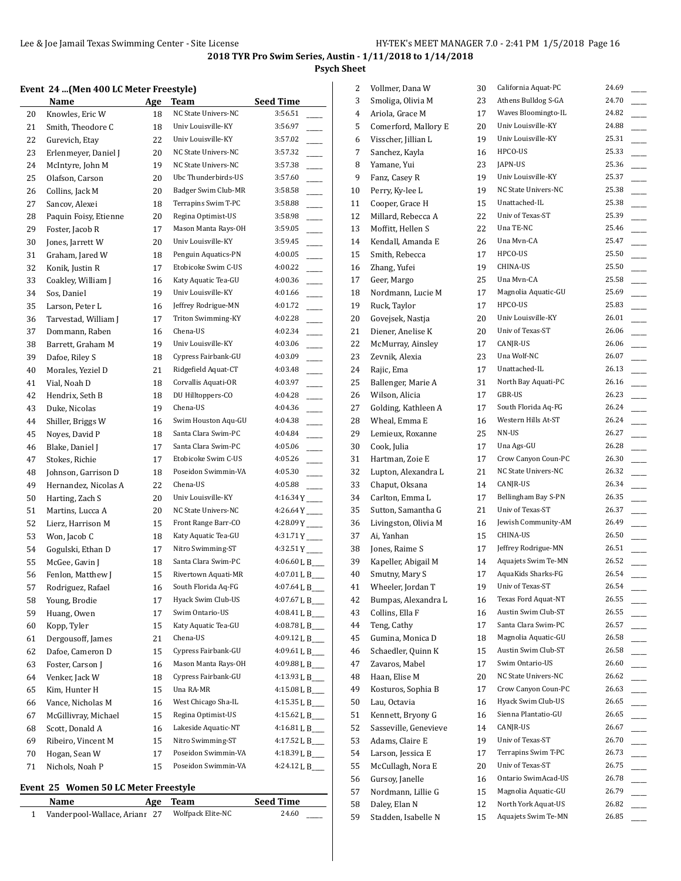**2018 TYR Pro Swim Series, Austin - 1/11/2018 to 1/14/2018**

**Psych Sheet**

### Event 24 ...(Men 400 LC Meter Freestyle)

| | Name | Age | Team | Seed Time | |
|---|---|---|---|---|---|
| 20 | Knowles, Eric W | 18 | NC State Univers-NC | 3:56.51 | ____ |
| 21 | Smith, Theodore C | 18 | Univ Louisville-KY | 3:56.97 | ____ |
| 22 | Gurevich, Etay | 22 | Univ Louisville-KY | 3:57.02 | ____ |
| 23 | Erlenmeyer, Daniel J | 20 | NC State Univers-NC | 3:57.32 | ____ |
| 24 | McIntyre, John M | 19 | NC State Univers-NC | 3:57.38 | ____ |
| 25 | Olafson, Carson | 20 | Ubc Thunderbirds-US | 3:57.60 | ____ |
| 26 | Collins, Jack M | 20 | Badger Swim Club-MR | 3:58.58 | ____ |
| 27 | Sancov, Alexei | 18 | Terrapins Swim T-PC | 3:58.88 | ____ |
| 28 | Paquin Foisy, Etienne | 20 | Regina Optimist-US | 3:58.98 | ____ |
| 29 | Foster, Jacob R | 17 | Mason Manta Rays-OH | 3:59.05 | ____ |
| 30 | Jones, Jarrett W | 20 | Univ Louisville-KY | 3:59.45 | ____ |
| 31 | Graham, Jared W | 18 | Penguin Aquatics-PN | 4:00.05 | ____ |
| 32 | Konik, Justin R | 17 | Etobicoke Swim C-US | 4:00.22 | ____ |
| 33 | Coakley, William J | 16 | Katy Aquatic Tea-GU | 4:00.36 | ____ |
| 34 | Sos, Daniel | 19 | Univ Louisville-KY | 4:01.66 | ____ |
| 35 | Larson, Peter L | 16 | Jeffrey Rodrigue-MN | 4:01.72 | ____ |
| 36 | Tarvestad, William J | 17 | Triton Swimming-KY | 4:02.28 | ____ |
| 37 | Dommann, Raben | 16 | Chena-US | 4:02.34 | ____ |
| 38 | Barrett, Graham M | 19 | Univ Louisville-KY | 4:03.06 | ____ |
| 39 | Dafoe, Riley S | 18 | Cypress Fairbank-GU | 4:03.09 | ____ |
| 40 | Morales, Yeziel D | 21 | Ridgefield Aquat-CT | 4:03.48 | ____ |
| 41 | Vial, Noah D | 18 | Corvallis Aquati-OR | 4:03.97 | ____ |
| 42 | Hendrix, Seth B | 18 | DU Hilltoppers-CO | 4:04.28 | ____ |
| 43 | Duke, Nicolas | 19 | Chena-US | 4:04.36 | ____ |
| 44 | Shiller, Briggs W | 16 | Swim Houston Aqu-GU | 4:04.38 | ____ |
| 45 | Noyes, David P | 18 | Santa Clara Swim-PC | 4:04.84 | ____ |
| 46 | Blake, Daniel J | 17 | Santa Clara Swim-PC | 4:05.06 | ____ |
| 47 | Stokes, Richie | 17 | Etobicoke Swim C-US | 4:05.26 | ____ |
| 48 | Johnson, Garrison D | 18 | Poseidon Swimmin-VA | 4:05.30 | ____ |
| 49 | Hernandez, Nicolas A | 22 | Chena-US | 4:05.88 | ____ |
| 50 | Harting, Zach S | 20 | Univ Louisville-KY | 4:16.34 Y | ____ |
| 51 | Martins, Lucca A | 20 | NC State Univers-NC | 4:26.64 Y | ____ |
| 52 | Lierz, Harrison M | 15 | Front Range Barr-CO | 4:28.09 Y | ____ |
| 53 | Won, Jacob C | 18 | Katy Aquatic Tea-GU | 4:31.71 Y | ____ |
| 54 | Gogulski, Ethan D | 17 | Nitro Swimming-ST | 4:32.51 Y | ____ |
| 55 | McGee, Gavin J | 18 | Santa Clara Swim-PC | 4:06.60 L | B____ |
| 56 | Fenlon, Matthew J | 15 | Rivertown Aquati-MR | 4:07.01 L | B____ |
| 57 | Rodriguez, Rafael | 16 | South Florida Aq-FG | 4:07.64 L | B____ |
| 58 | Young, Brodie | 17 | Hyack Swim Club-US | 4:07.67 L | B____ |
| 59 | Huang, Owen | 17 | Swim Ontario-US | 4:08.41 L | B____ |
| 60 | Kopp, Tyler | 15 | Katy Aquatic Tea-GU | 4:08.78 L | B____ |
| 61 | Dergousoff, James | 21 | Chena-US | 4:09.12 L | B____ |
| 62 | Dafoe, Cameron D | 15 | Cypress Fairbank-GU | 4:09.61 L | B____ |
| 63 | Foster, Carson J | 16 | Mason Manta Rays-OH | 4:09.88 L | B____ |
| 64 | Venker, Jack W | 18 | Cypress Fairbank-GU | 4:13.93 L | B____ |
| 65 | Kim, Hunter H | 15 | Una RA-MR | 4:15.08 L | B____ |
| 66 | Vance, Nicholas M | 16 | West Chicago Sha-IL | 4:15.35 L | B____ |
| 67 | McGillivray, Michael | 15 | Regina Optimist-US | 4:15.62 L | B____ |
| 68 | Scott, Donald A | 16 | Lakeside Aquatic-NT | 4:16.81 L | B____ |
| 69 | Ribeiro, Vincent M | 15 | Nitro Swimming-ST | 4:17.52 L | B____ |
| 70 | Hogan, Sean W | 17 | Poseidon Swimmin-VA | 4:18.39 L | B____ |
| 71 | Nichols, Noah P | 15 | Poseidon Swimmin-VA | 4:24.12 L | B____ |

### Event 25 Women 50 LC Meter Freestyle

| | Name | Age | Team | Seed Time | |
|---|---|---|---|---|---|
| 1 | Vanderpool-Wallace, Arianr | 27 | Wolfpack Elite-NC | 24.60 | ____ |
| 2 | Vollmer, Dana W | 30 | California Aquat-PC | 24.69 | ____ |
| 3 | Smoliga, Olivia M | 23 | Athens Bulldog S-GA | 24.70 | ____ |
| 4 | Ariola, Grace M | 17 | Waves Bloomingto-IL | 24.82 | ____ |
| 5 | Comerford, Mallory E | 20 | Univ Louisville-KY | 24.88 | ____ |
| 6 | Visscher, Jillian L | 19 | Univ Louisville-KY | 25.31 | ____ |
| 7 | Sanchez, Kayla | 16 | HPCO-US | 25.33 | ____ |
| 8 | Yamane, Yui | 23 | JAPN-US | 25.36 | ____ |
| 9 | Fanz, Casey R | 19 | Univ Louisville-KY | 25.37 | ____ |
| 10 | Perry, Ky-lee L | 19 | NC State Univers-NC | 25.38 | ____ |
| 11 | Cooper, Grace H | 15 | Unattached-IL | 25.38 | ____ |
| 12 | Millard, Rebecca A | 22 | Univ of Texas-ST | 25.39 | ____ |
| 13 | Moffitt, Hellen S | 22 | Una TE-NC | 25.46 | ____ |
| 14 | Kendall, Amanda E | 26 | Una Mvn-CA | 25.47 | ____ |
| 15 | Smith, Rebecca | 17 | HPCO-US | 25.50 | ____ |
| 16 | Zhang, Yufei | 19 | CHINA-US | 25.50 | ____ |
| 17 | Geer, Margo | 25 | Una Mvn-CA | 25.58 | ____ |
| 18 | Nordmann, Lucie M | 17 | Magnolia Aquatic-GU | 25.69 | ____ |
| 19 | Ruck, Taylor | 17 | HPCO-US | 25.83 | ____ |
| 20 | Govejsek, Nastja | 20 | Univ Louisville-KY | 26.01 | ____ |
| 21 | Diener, Anelise K | 20 | Univ of Texas-ST | 26.06 | ____ |
| 22 | McMurray, Ainsley | 17 | CANJR-US | 26.06 | ____ |
| 23 | Zevnik, Alexia | 23 | Una Wolf-NC | 26.07 | ____ |
| 24 | Rajic, Ema | 17 | Unattached-IL | 26.13 | ____ |
| 25 | Ballenger, Marie A | 31 | North Bay Aquati-PC | 26.16 | ____ |
| 26 | Wilson, Alicia | 17 | GBR-US | 26.23 | ____ |
| 27 | Golding, Kathleen A | 17 | South Florida Aq-FG | 26.24 | ____ |
| 28 | Wheal, Emma E | 16 | Western Hills At-ST | 26.24 | ____ |
| 29 | Lemieux, Roxanne | 25 | NN-US | 26.27 | ____ |
| 30 | Cook, Julia | 17 | Una Ags-GU | 26.28 | ____ |
| 31 | Hartman, Zoie E | 17 | Crow Canyon Coun-PC | 26.30 | ____ |
| 32 | Lupton, Alexandra L | 21 | NC State Univers-NC | 26.32 | ____ |
| 33 | Chaput, Oksana | 14 | CANJR-US | 26.34 | ____ |
| 34 | Carlton, Emma L | 17 | Bellingham Bay S-PN | 26.35 | ____ |
| 35 | Sutton, Samantha G | 21 | Univ of Texas-ST | 26.37 | ____ |
| 36 | Livingston, Olivia M | 16 | Jewish Community-AM | 26.49 | ____ |
| 37 | Ai, Yanhan | 15 | CHINA-US | 26.50 | ____ |
| 38 | Jones, Raime S | 17 | Jeffrey Rodrigue-MN | 26.51 | ____ |
| 39 | Kapeller, Abigail M | 14 | Aquajets Swim Te-MN | 26.52 | ____ |
| 40 | Smutny, Mary S | 17 | AquaKids Sharks-FG | 26.54 | ____ |
| 41 | Wheeler, Jordan T | 19 | Univ of Texas-ST | 26.54 | ____ |
| 42 | Bumpas, Alexandra L | 16 | Texas Ford Aquat-NT | 26.55 | ____ |
| 43 | Collins, Ella F | 16 | Austin Swim Club-ST | 26.55 | ____ |
| 44 | Teng, Cathy | 17 | Santa Clara Swim-PC | 26.57 | ____ |
| 45 | Gumina, Monica D | 18 | Magnolia Aquatic-GU | 26.58 | ____ |
| 46 | Schaedler, Quinn K | 15 | Austin Swim Club-ST | 26.58 | ____ |
| 47 | Zavaros, Mabel | 17 | Swim Ontario-US | 26.60 | ____ |
| 48 | Haan, Elise M | 20 | NC State Univers-NC | 26.62 | ____ |
| 49 | Kosturos, Sophia B | 17 | Crow Canyon Coun-PC | 26.63 | ____ |
| 50 | Lau, Octavia | 16 | Hyack Swim Club-US | 26.65 | ____ |
| 51 | Kennett, Bryony G | 16 | Sienna Plantatio-GU | 26.65 | ____ |
| 52 | Sasseville, Genevieve | 14 | CANJR-US | 26.67 | ____ |
| 53 | Adams, Claire E | 19 | Univ of Texas-ST | 26.70 | ____ |
| 54 | Larson, Jessica E | 17 | Terrapins Swim T-PC | 26.73 | ____ |
| 55 | McCullagh, Nora E | 20 | Univ of Texas-ST | 26.75 | ____ |
| 56 | Gursoy, Janelle | 16 | Ontario SwimAcad-US | 26.78 | ____ |
| 57 | Nordmann, Lillie G | 15 | Magnolia Aquatic-GU | 26.79 | ____ |
| 58 | Daley, Elan N | 12 | North York Aquat-US | 26.82 | ____ |
| 59 | Stadden, Isabelle N | 15 | Aquajets Swim Te-MN | 26.85 | ____ |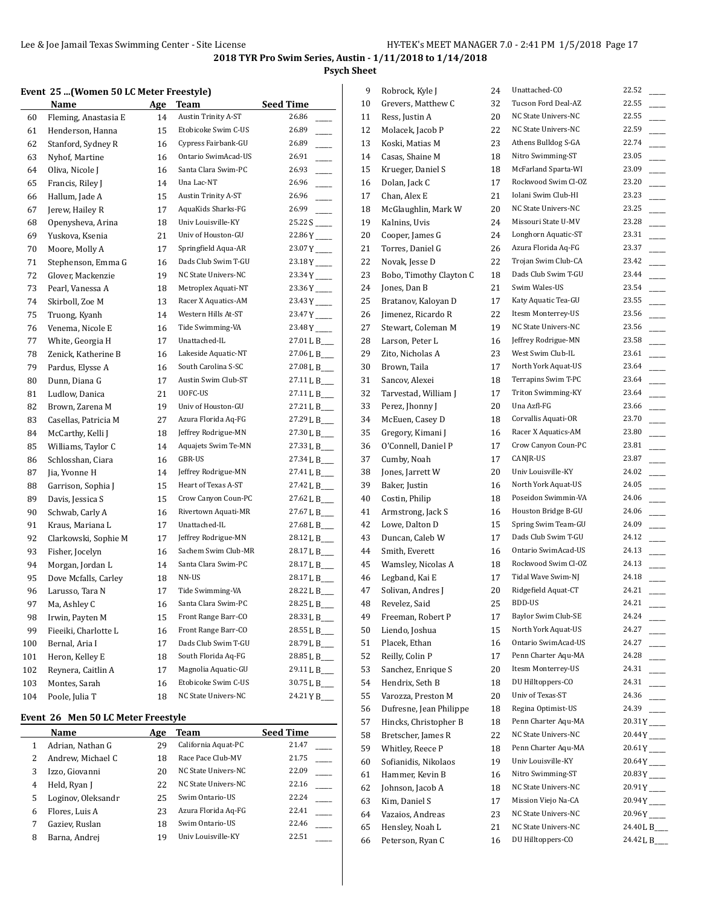**2018 TYR Pro Swim Series, Austin - 1/11/2018 to 1/14/2018**

**Psych Sheet**

### Event 25 ...(Women 50 LC Meter Freestyle)

| | Name | Age | Team | Seed Time |
|---|---|---|---|---|
| 60 | Fleming, Anastasia E | 14 | Austin Trinity A-ST | 26.86 ____ |
| 61 | Henderson, Hanna | 15 | Etobicoke Swim C-US | 26.89 ____ |
| 62 | Stanford, Sydney R | 16 | Cypress Fairbank-GU | 26.89 ____ |
| 63 | Nyhof, Martine | 16 | Ontario SwimAcad-US | 26.91 ____ |
| 64 | Oliva, Nicole J | 16 | Santa Clara Swim-PC | 26.93 ____ |
| 65 | Francis, Riley J | 14 | Una Lac-NT | 26.96 ____ |
| 66 | Hallum, Jade A | 15 | Austin Trinity A-ST | 26.96 ____ |
| 67 | Jerew, Hailey R | 17 | AquaKids Sharks-FG | 26.99 ____ |
| 68 | Openysheva, Arina | 18 | Univ Louisville-KY | 25.22 S ____ |
| 69 | Yuskova, Ksenia | 21 | Univ of Houston-GU | 22.86 Y ____ |
| 70 | Moore, Molly A | 17 | Springfield Aqua-AR | 23.07 Y ____ |
| 71 | Stephenson, Emma G | 16 | Dads Club Swim T-GU | 23.18 Y ____ |
| 72 | Glover, Mackenzie | 19 | NC State Univers-NC | 23.34 Y ____ |
| 73 | Pearl, Vanessa A | 18 | Metroplex Aquati-NT | 23.36 Y ____ |
| 74 | Skirboll, Zoe M | 13 | Racer X Aquatics-AM | 23.43 Y ____ |
| 75 | Truong, Kyanh | 14 | Western Hills At-ST | 23.47 Y ____ |
| 76 | Venema, Nicole E | 16 | Tide Swimming-VA | 23.48 Y ____ |
| 77 | White, Georgia H | 17 | Unattached-IL | 27.01 L B____ |
| 78 | Zenick, Katherine B | 16 | Lakeside Aquatic-NT | 27.06 L B____ |
| 79 | Pardus, Elysse A | 16 | South Carolina S-SC | 27.08 L B____ |
| 80 | Dunn, Diana G | 17 | Austin Swim Club-ST | 27.11 L B____ |
| 81 | Ludlow, Danica | 21 | UOFC-US | 27.11 L B____ |
| 82 | Brown, Zarena M | 19 | Univ of Houston-GU | 27.21 L B____ |
| 83 | Casellas, Patricia M | 27 | Azura Florida Aq-FG | 27.29 L B____ |
| 84 | McCarthy, Kelli J | 18 | Jeffrey Rodrigue-MN | 27.30 L B____ |
| 85 | Williams, Taylor C | 14 | Aquajets Swim Te-MN | 27.33 L B____ |
| 86 | Schlosshan, Ciara | 16 | GBR-US | 27.34 L B____ |
| 87 | Jia, Yvonne H | 14 | Jeffrey Rodrigue-MN | 27.41 L B____ |
| 88 | Garrison, Sophia J | 15 | Heart of Texas A-ST | 27.42 L B____ |
| 89 | Davis, Jessica S | 15 | Crow Canyon Coun-PC | 27.62 L B____ |
| 90 | Schwab, Carly A | 16 | Rivertown Aquati-MR | 27.67 L B____ |
| 91 | Kraus, Mariana L | 17 | Unattached-IL | 27.68 L B____ |
| 92 | Clarkowski, Sophie M | 17 | Jeffrey Rodrigue-MN | 28.12 L B____ |
| 93 | Fisher, Jocelyn | 16 | Sachem Swim Club-MR | 28.17 L B____ |
| 94 | Morgan, Jordan L | 14 | Santa Clara Swim-PC | 28.17 L B____ |
| 95 | Dove Mcfalls, Carley | 18 | NN-US | 28.17 L B____ |
| 96 | Larusso, Tara N | 17 | Tide Swimming-VA | 28.22 L B____ |
| 97 | Ma, Ashley C | 16 | Santa Clara Swim-PC | 28.25 L B____ |
| 98 | Irwin, Payten M | 15 | Front Range Barr-CO | 28.33 L B____ |
| 99 | Fieeiki, Charlotte L | 16 | Front Range Barr-CO | 28.55 L B____ |
| 100 | Bernal, Aria I | 17 | Dads Club Swim T-GU | 28.79 L B____ |
| 101 | Heron, Kelley E | 18 | South Florida Aq-FG | 28.85 L B____ |
| 102 | Reynera, Caitlin A | 17 | Magnolia Aquatic-GU | 29.11 L B____ |
| 103 | Montes, Sarah | 16 | Etobicoke Swim C-US | 30.75 L B____ |
| 104 | Poole, Julia T | 18 | NC State Univers-NC | 24.21 Y B____ |

### Event 26 Men 50 LC Meter Freestyle

| | Name | Age | Team | Seed Time |
|---|---|---|---|---|
| 1 | Adrian, Nathan G | 29 | California Aquat-PC | 21.47 ____ |
| 2 | Andrew, Michael C | 18 | Race Pace Club-MV | 21.75 ____ |
| 3 | Izzo, Giovanni | 20 | NC State Univers-NC | 22.09 ____ |
| 4 | Held, Ryan J | 22 | NC State Univers-NC | 22.16 ____ |
| 5 | Loginov, Oleksandr | 25 | Swim Ontario-US | 22.24 ____ |
| 6 | Flores, Luis A | 23 | Azura Florida Aq-FG | 22.41 ____ |
| 7 | Gaziev, Ruslan | 18 | Swim Ontario-US | 22.46 ____ |
| 8 | Barna, Andrej | 19 | Univ Louisville-KY | 22.51 ____ |
| 9 | Robrock, Kyle J | 24 | Unattached-CO | 22.52 ____ |
| 10 | Grevers, Matthew C | 32 | Tucson Ford Deal-AZ | 22.55 ____ |
| 11 | Ress, Justin A | 20 | NC State Univers-NC | 22.55 ____ |
| 12 | Molacek, Jacob P | 22 | NC State Univers-NC | 22.59 ____ |
| 13 | Koski, Matias M | 23 | Athens Bulldog S-GA | 22.74 ____ |
| 14 | Casas, Shaine M | 18 | Nitro Swimming-ST | 23.05 ____ |
| 15 | Krueger, Daniel S | 18 | McFarland Sparta-WI | 23.09 ____ |
| 16 | Dolan, Jack C | 17 | Rockwood Swim Cl-OZ | 23.20 ____ |
| 17 | Chan, Alex E | 21 | Iolani Swim Club-HI | 23.23 ____ |
| 18 | McGlaughlin, Mark W | 20 | NC State Univers-NC | 23.25 ____ |
| 19 | Kalnins, Uvis | 24 | Missouri State U-MV | 23.28 ____ |
| 20 | Cooper, James G | 24 | Longhorn Aquatic-ST | 23.31 ____ |
| 21 | Torres, Daniel G | 26 | Azura Florida Aq-FG | 23.37 ____ |
| 22 | Novak, Jesse D | 22 | Trojan Swim Club-CA | 23.42 ____ |
| 23 | Bobo, Timothy Clayton C | 18 | Dads Club Swim T-GU | 23.44 ____ |
| 24 | Jones, Dan B | 21 | Swim Wales-US | 23.54 ____ |
| 25 | Bratanov, Kaloyan D | 17 | Katy Aquatic Tea-GU | 23.55 ____ |
| 26 | Jimenez, Ricardo R | 22 | Itesm Monterrey-US | 23.56 ____ |
| 27 | Stewart, Coleman M | 19 | NC State Univers-NC | 23.56 ____ |
| 28 | Larson, Peter L | 16 | Jeffrey Rodrigue-MN | 23.58 ____ |
| 29 | Zito, Nicholas A | 23 | West Swim Club-IL | 23.61 ____ |
| 30 | Brown, Taila | 17 | North York Aquat-US | 23.64 ____ |
| 31 | Sancov, Alexei | 18 | Terrapins Swim T-PC | 23.64 ____ |
| 32 | Tarvestad, William J | 17 | Triton Swimming-KY | 23.64 ____ |
| 33 | Perez, Jhonny J | 20 | Una Azfl-FG | 23.66 ____ |
| 34 | McEuen, Casey D | 18 | Corvallis Aquati-OR | 23.70 ____ |
| 35 | Gregory, Kimani J | 16 | Racer X Aquatics-AM | 23.80 ____ |
| 36 | O'Connell, Daniel P | 17 | Crow Canyon Coun-PC | 23.81 ____ |
| 37 | Cumby, Noah | 17 | CANJR-US | 23.87 ____ |
| 38 | Jones, Jarrett W | 20 | Univ Louisville-KY | 24.02 ____ |
| 39 | Baker, Justin | 16 | North York Aquat-US | 24.05 ____ |
| 40 | Costin, Philip | 18 | Poseidon Swimmin-VA | 24.06 ____ |
| 41 | Armstrong, Jack S | 16 | Houston Bridge B-GU | 24.06 ____ |
| 42 | Lowe, Dalton D | 15 | Spring Swim Team-GU | 24.09 ____ |
| 43 | Duncan, Caleb W | 17 | Dads Club Swim T-GU | 24.12 ____ |
| 44 | Smith, Everett | 16 | Ontario SwimAcad-US | 24.13 ____ |
| 45 | Wamsley, Nicolas A | 18 | Rockwood Swim Cl-OZ | 24.13 ____ |
| 46 | Legband, Kai E | 17 | Tidal Wave Swim-NJ | 24.18 ____ |
| 47 | Solivan, Andres J | 20 | Ridgefield Aquat-CT | 24.21 ____ |
| 48 | Revelez, Said | 25 | BDD-US | 24.21 ____ |
| 49 | Freeman, Robert P | 17 | Baylor Swim Club-SE | 24.24 ____ |
| 50 | Liendo, Joshua | 15 | North York Aquat-US | 24.27 ____ |
| 51 | Placek, Ethan | 16 | Ontario SwimAcad-US | 24.27 ____ |
| 52 | Reilly, Colin P | 17 | Penn Charter Aqu-MA | 24.28 ____ |
| 53 | Sanchez, Enrique S | 20 | Itesm Monterrey-US | 24.31 ____ |
| 54 | Hendrix, Seth B | 18 | DU Hilltoppers-CO | 24.31 ____ |
| 55 | Varozza, Preston M | 20 | Univ of Texas-ST | 24.36 ____ |
| 56 | Dufresne, Jean Philippe | 18 | Regina Optimist-US | 24.39 ____ |
| 57 | Hincks, Christopher B | 18 | Penn Charter Aqu-MA | 20.31 Y ____ |
| 58 | Bretscher, James R | 22 | NC State Univers-NC | 20.44 Y ____ |
| 59 | Whitley, Reece P | 18 | Penn Charter Aqu-MA | 20.61 Y ____ |
| 60 | Sofianidis, Nikolaos | 19 | Univ Louisville-KY | 20.64 Y ____ |
| 61 | Hammer, Kevin B | 16 | Nitro Swimming-ST | 20.83 Y ____ |
| 62 | Johnson, Jacob A | 18 | NC State Univers-NC | 20.91 Y ____ |
| 63 | Kim, Daniel S | 17 | Mission Viejo Na-CA | 20.94 Y ____ |
| 64 | Vazaios, Andreas | 23 | NC State Univers-NC | 20.96 Y ____ |
| 65 | Hensley, Noah L | 21 | NC State Univers-NC | 24.40 L B____ |
| 66 | Peterson, Ryan C | 16 | DU Hilltoppers-CO | 24.42 L B____ |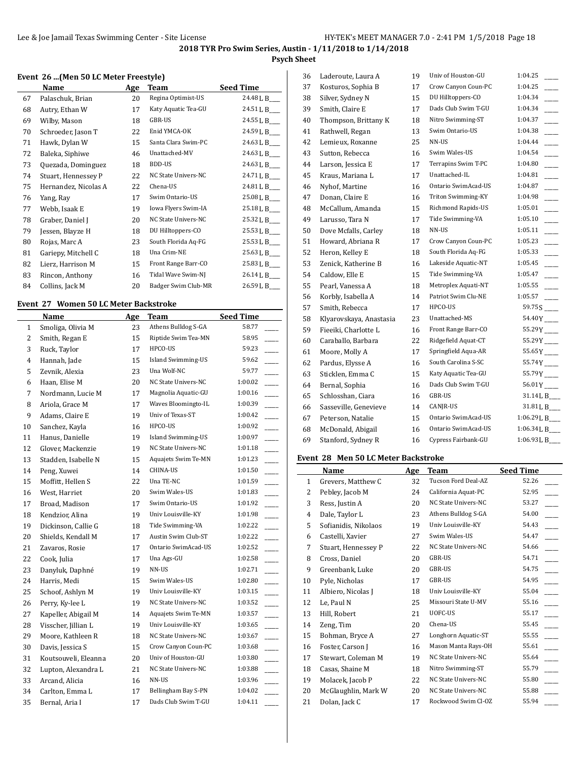**2018 TYR Pro Swim Series, Austin - 1/11/2018 to 1/14/2018**

**Psych Sheet**

### Event 26 ...(Men 50 LC Meter Freestyle)

| | Name | Age | Team | Seed Time |
|---|---|---|---|---|
| 67 | Palaschuk, Brian | 20 | Regina Optimist-US | 24.48L B___ |
| 68 | Autry, Ethan W | 17 | Katy Aquatic Tea-GU | 24.51L B___ |
| 69 | Wilby, Mason | 18 | GBR-US | 24.55L B___ |
| 70 | Schroeder, Jason T | 22 | Enid YMCA-OK | 24.59L B___ |
| 71 | Hawk, Dylan W | 15 | Santa Clara Swim-PC | 24.63L B___ |
| 72 | Baleka, Siphiwe | 46 | Unattached-MV | 24.63L B___ |
| 73 | Quezada, Dominguez | 18 | BDD-US | 24.63L B___ |
| 74 | Stuart, Hennessey P | 22 | NC State Univers-NC | 24.71L B___ |
| 75 | Hernandez, Nicolas A | 22 | Chena-US | 24.81L B___ |
| 76 | Yang, Ray | 17 | Swim Ontario-US | 25.08L B___ |
| 77 | Webb, Isaak E | 19 | Iowa Flyers Swim-IA | 25.18L B___ |
| 78 | Graber, Daniel J | 20 | NC State Univers-NC | 25.32L B___ |
| 79 | Jessen, Blayze H | 18 | DU Hilltoppers-CO | 25.53L B___ |
| 80 | Rojas, Marc A | 23 | South Florida Aq-FG | 25.53L B___ |
| 81 | Gariepy, Mitchell C | 18 | Una Crim-NE | 25.63L B___ |
| 82 | Lierz, Harrison M | 15 | Front Range Barr-CO | 25.83L B___ |
| 83 | Rincon, Anthony | 16 | Tidal Wave Swim-NJ | 26.14L B___ |
| 84 | Collins, Jack M | 20 | Badger Swim Club-MR | 26.59L B___ |

### Event 27 Women 50 LC Meter Backstroke

| | Name | Age | Team | Seed Time |
|---|---|---|---|---|
| 1 | Smoliga, Olivia M | 23 | Athens Bulldog S-GA | 58.77 ____ |
| 2 | Smith, Regan E | 15 | Riptide Swim Tea-MN | 58.95 ____ |
| 3 | Ruck, Taylor | 17 | HPCO-US | 59.23 ____ |
| 4 | Hannah, Jade | 15 | Island Swimming-US | 59.62 ____ |
| 5 | Zevnik, Alexia | 23 | Una Wolf-NC | 59.77 ____ |
| 6 | Haan, Elise M | 20 | NC State Univers-NC | 1:00.02 ____ |
| 7 | Nordmann, Lucie M | 17 | Magnolia Aquatic-GU | 1:00.16 ____ |
| 8 | Ariola, Grace M | 17 | Waves Bloomingto-IL | 1:00.39 ____ |
| 9 | Adams, Claire E | 19 | Univ of Texas-ST | 1:00.42 ____ |
| 10 | Sanchez, Kayla | 16 | HPCO-US | 1:00.92 ____ |
| 11 | Hanus, Danielle | 19 | Island Swimming-US | 1:00.97 ____ |
| 12 | Glover, Mackenzie | 19 | NC State Univers-NC | 1:01.18 ____ |
| 13 | Stadden, Isabelle N | 15 | Aquajets Swim Te-MN | 1:01.23 ____ |
| 14 | Peng, Xuwei | 14 | CHINA-US | 1:01.50 ____ |
| 15 | Moffitt, Hellen S | 22 | Una TE-NC | 1:01.59 ____ |
| 16 | West, Harriet | 20 | Swim Wales-US | 1:01.83 ____ |
| 17 | Broad, Madison | 17 | Swim Ontario-US | 1:01.92 ____ |
| 18 | Kendzior, Alina | 19 | Univ Louisville-KY | 1:01.98 ____ |
| 19 | Dickinson, Callie G | 18 | Tide Swimming-VA | 1:02.22 ____ |
| 20 | Shields, Kendall M | 17 | Austin Swim Club-ST | 1:02.22 ____ |
| 21 | Zavaros, Rosie | 17 | Ontario SwimAcad-US | 1:02.52 ____ |
| 22 | Cook, Julia | 17 | Una Ags-GU | 1:02.58 ____ |
| 23 | Danyluk, Daphné | 19 | NN-US | 1:02.71 ____ |
| 24 | Harris, Medi | 15 | Swim Wales-US | 1:02.80 ____ |
| 25 | Schoof, Ashlyn M | 19 | Univ Louisville-KY | 1:03.15 ____ |
| 26 | Perry, Ky-lee L | 19 | NC State Univers-NC | 1:03.52 ____ |
| 27 | Kapeller, Abigail M | 14 | Aquajets Swim Te-MN | 1:03.57 ____ |
| 28 | Visscher, Jillian L | 19 | Univ Louisville-KY | 1:03.65 ____ |
| 29 | Moore, Kathleen R | 18 | NC State Univers-NC | 1:03.67 ____ |
| 30 | Davis, Jessica S | 15 | Crow Canyon Coun-PC | 1:03.68 ____ |
| 31 | Koutsouveli, Eleanna | 20 | Univ of Houston-GU | 1:03.80 ____ |
| 32 | Lupton, Alexandra L | 21 | NC State Univers-NC | 1:03.88 ____ |
| 33 | Arcand, Alicia | 16 | NN-US | 1:03.96 ____ |
| 34 | Carlton, Emma L | 17 | Bellingham Bay S-PN | 1:04.02 ____ |
| 35 | Bernal, Aria I | 17 | Dads Club Swim T-GU | 1:04.11 ____ |
| 36 | Laderoute, Laura A | 19 | Univ of Houston-GU | 1:04.25 ____ |
| 37 | Kosturos, Sophia B | 17 | Crow Canyon Coun-PC | 1:04.25 ____ |
| 38 | Silver, Sydney N | 15 | DU Hilltoppers-CO | 1:04.34 ____ |
| 39 | Smith, Claire E | 17 | Dads Club Swim T-GU | 1:04.34 ____ |
| 40 | Thompson, Brittany K | 18 | Nitro Swimming-ST | 1:04.37 ____ |
| 41 | Rathwell, Regan | 13 | Swim Ontario-US | 1:04.38 ____ |
| 42 | Lemieux, Roxanne | 25 | NN-US | 1:04.44 ____ |
| 43 | Sutton, Rebecca | 16 | Swim Wales-US | 1:04.54 ____ |
| 44 | Larson, Jessica E | 17 | Terrapins Swim T-PC | 1:04.80 ____ |
| 45 | Kraus, Mariana L | 17 | Unattached-IL | 1:04.81 ____ |
| 46 | Nyhof, Martine | 16 | Ontario SwimAcad-US | 1:04.87 ____ |
| 47 | Donan, Claire E | 16 | Triton Swimming-KY | 1:04.98 ____ |
| 48 | McCallum, Amanda | 15 | Richmond Rapids-US | 1:05.01 ____ |
| 49 | Larusso, Tara N | 17 | Tide Swimming-VA | 1:05.10 ____ |
| 50 | Dove Mcfalls, Carley | 18 | NN-US | 1:05.11 ____ |
| 51 | Howard, Abriana R | 17 | Crow Canyon Coun-PC | 1:05.23 ____ |
| 52 | Heron, Kelley E | 18 | South Florida Aq-FG | 1:05.33 ____ |
| 53 | Zenick, Katherine B | 16 | Lakeside Aquatic-NT | 1:05.45 ____ |
| 54 | Caldow, Elle E | 15 | Tide Swimming-VA | 1:05.47 ____ |
| 55 | Pearl, Vanessa A | 18 | Metroplex Aquati-NT | 1:05.55 ____ |
| 56 | Korbly, Isabella A | 14 | Patriot Swim Clu-NE | 1:05.57 ____ |
| 57 | Smith, Rebecca | 17 | HPCO-US | 59.75S ____ |
| 58 | Klyarovskaya, Anastasia | 23 | Unattached-MS | 54.40Y ____ |
| 59 | Fieeiki, Charlotte L | 16 | Front Range Barr-CO | 55.29Y ____ |
| 60 | Caraballo, Barbara | 22 | Ridgefield Aquat-CT | 55.29Y ____ |
| 61 | Moore, Molly A | 17 | Springfield Aqua-AR | 55.65Y ____ |
| 62 | Pardus, Elysse A | 16 | South Carolina S-SC | 55.74Y ____ |
| 63 | Sticklen, Emma C | 15 | Katy Aquatic Tea-GU | 55.79Y ____ |
| 64 | Bernal, Sophia | 16 | Dads Club Swim T-GU | 56.01Y ____ |
| 65 | Schlosshan, Ciara | 16 | GBR-US | 31.14L B___ |
| 66 | Sasseville, Genevieve | 14 | CANJR-US | 31.81L B___ |
| 67 | Peterson, Natalie | 15 | Ontario SwimAcad-US | 1:06.29L B___ |
| 68 | McDonald, Abigail | 16 | Ontario SwimAcad-US | 1:06.34L B___ |
| 69 | Stanford, Sydney R | 16 | Cypress Fairbank-GU | 1:06.93L B___ |

### Event 28 Men 50 LC Meter Backstroke

| | Name | Age | Team | Seed Time |
|---|---|---|---|---|
| 1 | Grevers, Matthew C | 32 | Tucson Ford Deal-AZ | 52.26 ____ |
| 2 | Pebley, Jacob M | 24 | California Aquat-PC | 52.95 ____ |
| 3 | Ress, Justin A | 20 | NC State Univers-NC | 53.27 ____ |
| 4 | Dale, Taylor L | 23 | Athens Bulldog S-GA | 54.00 ____ |
| 5 | Sofianidis, Nikolaos | 19 | Univ Louisville-KY | 54.43 ____ |
| 6 | Castelli, Xavier | 27 | Swim Wales-US | 54.47 ____ |
| 7 | Stuart, Hennessey P | 22 | NC State Univers-NC | 54.66 ____ |
| 8 | Cross, Daniel | 20 | GBR-US | 54.71 ____ |
| 9 | Greenbank, Luke | 20 | GBR-US | 54.75 ____ |
| 10 | Pyle, Nicholas | 17 | GBR-US | 54.95 ____ |
| 11 | Albiero, Nicolas J | 18 | Univ Louisville-KY | 55.04 ____ |
| 12 | Le, Paul N | 25 | Missouri State U-MV | 55.16 ____ |
| 13 | Hill, Robert | 21 | UOFC-US | 55.17 ____ |
| 14 | Zeng, Tim | 20 | Chena-US | 55.45 ____ |
| 15 | Bohman, Bryce A | 27 | Longhorn Aquatic-ST | 55.55 ____ |
| 16 | Foster, Carson J | 16 | Mason Manta Rays-OH | 55.61 ____ |
| 17 | Stewart, Coleman M | 19 | NC State Univers-NC | 55.64 ____ |
| 18 | Casas, Shaine M | 18 | Nitro Swimming-ST | 55.79 ____ |
| 19 | Molacek, Jacob P | 22 | NC State Univers-NC | 55.80 ____ |
| 20 | McGlaughlin, Mark W | 20 | NC State Univers-NC | 55.88 ____ |
| 21 | Dolan, Jack C | 17 | Rockwood Swim Cl-OZ | 55.94 ____ |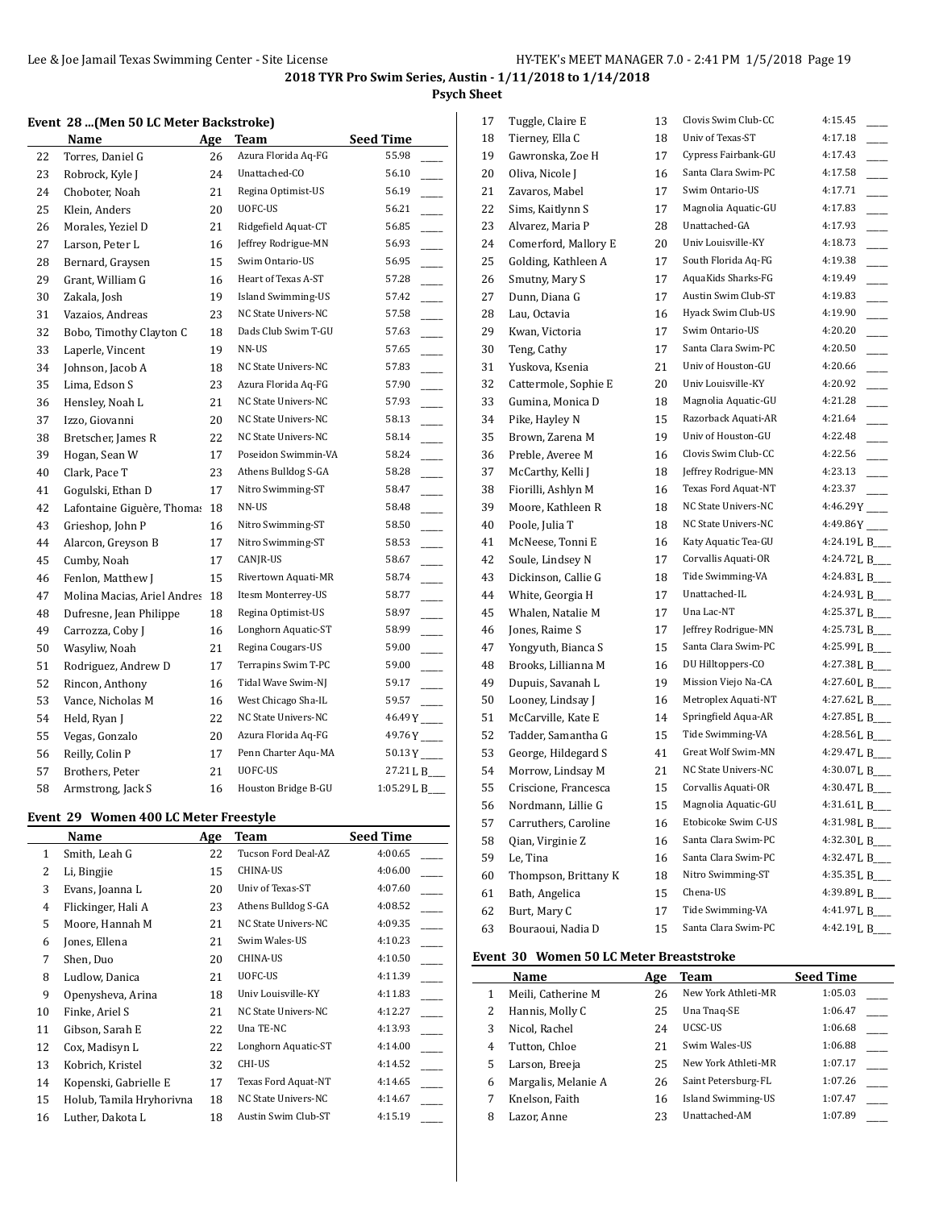2018 TYR Pro Swim Series, Austin - 1/11/2018 to 1/14/2018

Psych Sheet

### Event 28 ...(Men 50 LC Meter Backstroke)

| | Name | Age | Team | Seed Time | |
|---|---|---|---|---|---|
| 22 | Torres, Daniel G | 26 | Azura Florida Aq-FG | 55.98 | ____ |
| 23 | Robrock, Kyle J | 24 | Unattached-CO | 56.10 | ____ |
| 24 | Choboter, Noah | 21 | Regina Optimist-US | 56.19 | ____ |
| 25 | Klein, Anders | 20 | UOFC-US | 56.21 | ____ |
| 26 | Morales, Yeziel D | 21 | Ridgefield Aquat-CT | 56.85 | ____ |
| 27 | Larson, Peter L | 16 | Jeffrey Rodrigue-MN | 56.93 | ____ |
| 28 | Bernard, Graysen | 15 | Swim Ontario-US | 56.95 | ____ |
| 29 | Grant, William G | 16 | Heart of Texas A-ST | 57.28 | ____ |
| 30 | Zakala, Josh | 19 | Island Swimming-US | 57.42 | ____ |
| 31 | Vazaios, Andreas | 23 | NC State Univers-NC | 57.58 | ____ |
| 32 | Bobo, Timothy Clayton C | 18 | Dads Club Swim T-GU | 57.63 | ____ |
| 33 | Laperle, Vincent | 19 | NN-US | 57.65 | ____ |
| 34 | Johnson, Jacob A | 18 | NC State Univers-NC | 57.83 | ____ |
| 35 | Lima, Edson S | 23 | Azura Florida Aq-FG | 57.90 | ____ |
| 36 | Hensley, Noah L | 21 | NC State Univers-NC | 57.93 | ____ |
| 37 | Izzo, Giovanni | 20 | NC State Univers-NC | 58.13 | ____ |
| 38 | Bretscher, James R | 22 | NC State Univers-NC | 58.14 | ____ |
| 39 | Hogan, Sean W | 17 | Poseidon Swimmin-VA | 58.24 | ____ |
| 40 | Clark, Pace T | 23 | Athens Bulldog S-GA | 58.28 | ____ |
| 41 | Gogulski, Ethan D | 17 | Nitro Swimming-ST | 58.47 | ____ |
| 42 | Lafontaine Giguère, Thomas | 18 | NN-US | 58.48 | ____ |
| 43 | Grieshop, John P | 16 | Nitro Swimming-ST | 58.50 | ____ |
| 44 | Alarcon, Greyson B | 17 | Nitro Swimming-ST | 58.53 | ____ |
| 45 | Cumby, Noah | 17 | CANJR-US | 58.67 | ____ |
| 46 | Fenlon, Matthew J | 15 | Rivertown Aquati-MR | 58.74 | ____ |
| 47 | Molina Macias, Ariel Andres | 18 | Itesm Monterrey-US | 58.77 | ____ |
| 48 | Dufresne, Jean Philippe | 18 | Regina Optimist-US | 58.97 | ____ |
| 49 | Carrozza, Coby J | 16 | Longhorn Aquatic-ST | 58.99 | ____ |
| 50 | Wasyliw, Noah | 21 | Regina Cougars-US | 59.00 | ____ |
| 51 | Rodriguez, Andrew D | 17 | Terrapins Swim T-PC | 59.00 | ____ |
| 52 | Rincon, Anthony | 16 | Tidal Wave Swim-NJ | 59.17 | ____ |
| 53 | Vance, Nicholas M | 16 | West Chicago Sha-IL | 59.57 | ____ |
| 54 | Held, Ryan J | 22 | NC State Univers-NC | 46.49Y | ____ |
| 55 | Vegas, Gonzalo | 20 | Azura Florida Aq-FG | 49.76Y | ____ |
| 56 | Reilly, Colin P | 17 | Penn Charter Aqu-MA | 50.13Y | ____ |
| 57 | Brothers, Peter | 21 | UOFC-US | 27.21L | B___ |
| 58 | Armstrong, Jack S | 16 | Houston Bridge B-GU | 1:05.29L | B___ |

### Event 29 Women 400 LC Meter Freestyle

| | Name | Age | Team | Seed Time | |
|---|---|---|---|---|---|
| 1 | Smith, Leah G | 22 | Tucson Ford Deal-AZ | 4:00.65 | ____ |
| 2 | Li, Bingjie | 15 | CHINA-US | 4:06.00 | ____ |
| 3 | Evans, Joanna L | 20 | Univ of Texas-ST | 4:07.60 | ____ |
| 4 | Flickinger, Hali A | 23 | Athens Bulldog S-GA | 4:08.52 | ____ |
| 5 | Moore, Hannah M | 21 | NC State Univers-NC | 4:09.35 | ____ |
| 6 | Jones, Ellena | 21 | Swim Wales-US | 4:10.23 | ____ |
| 7 | Shen, Duo | 20 | CHINA-US | 4:10.50 | ____ |
| 8 | Ludlow, Danica | 21 | UOFC-US | 4:11.39 | ____ |
| 9 | Openysheva, Arina | 18 | Univ Louisville-KY | 4:11.83 | ____ |
| 10 | Finke, Ariel S | 21 | NC State Univers-NC | 4:12.27 | ____ |
| 11 | Gibson, Sarah E | 22 | Una TE-NC | 4:13.93 | ____ |
| 12 | Cox, Madisyn L | 22 | Longhorn Aquatic-ST | 4:14.00 | ____ |
| 13 | Kobrich, Kristel | 32 | CHI-US | 4:14.52 | ____ |
| 14 | Kopenski, Gabrielle E | 17 | Texas Ford Aquat-NT | 4:14.65 | ____ |
| 15 | Holub, Tamila Hryhorivna | 18 | NC State Univers-NC | 4:14.67 | ____ |
| 16 | Luther, Dakota L | 18 | Austin Swim Club-ST | 4:15.19 | ____ |
| 17 | Tuggle, Claire E | 13 | Clovis Swim Club-CC | 4:15.45 | ____ |
| 18 | Tierney, Ella C | 18 | Univ of Texas-ST | 4:17.18 | ____ |
| 19 | Gawronska, Zoe H | 17 | Cypress Fairbank-GU | 4:17.43 | ____ |
| 20 | Oliva, Nicole J | 16 | Santa Clara Swim-PC | 4:17.58 | ____ |
| 21 | Zavaros, Mabel | 17 | Swim Ontario-US | 4:17.71 | ____ |
| 22 | Sims, Kaitlynn S | 17 | Magnolia Aquatic-GU | 4:17.83 | ____ |
| 23 | Alvarez, Maria P | 28 | Unattached-GA | 4:17.93 | ____ |
| 24 | Comerford, Mallory E | 20 | Univ Louisville-KY | 4:18.73 | ____ |
| 25 | Golding, Kathleen A | 17 | South Florida Aq-FG | 4:19.38 | ____ |
| 26 | Smutny, Mary S | 17 | AquaKids Sharks-FG | 4:19.49 | ____ |
| 27 | Dunn, Diana G | 17 | Austin Swim Club-ST | 4:19.83 | ____ |
| 28 | Lau, Octavia | 16 | Hyack Swim Club-US | 4:19.90 | ____ |
| 29 | Kwan, Victoria | 17 | Swim Ontario-US | 4:20.20 | ____ |
| 30 | Teng, Cathy | 17 | Santa Clara Swim-PC | 4:20.50 | ____ |
| 31 | Yuskova, Ksenia | 21 | Univ of Houston-GU | 4:20.66 | ____ |
| 32 | Cattermole, Sophie E | 20 | Univ Louisville-KY | 4:20.92 | ____ |
| 33 | Gumina, Monica D | 18 | Magnolia Aquatic-GU | 4:21.28 | ____ |
| 34 | Pike, Hayley N | 15 | Razorback Aquati-AR | 4:21.64 | ____ |
| 35 | Brown, Zarena M | 19 | Univ of Houston-GU | 4:22.48 | ____ |
| 36 | Preble, Averee M | 16 | Clovis Swim Club-CC | 4:22.56 | ____ |
| 37 | McCarthy, Kelli J | 18 | Jeffrey Rodrigue-MN | 4:23.13 | ____ |
| 38 | Fiorilli, Ashlyn M | 16 | Texas Ford Aquat-NT | 4:23.37 | ____ |
| 39 | Moore, Kathleen R | 18 | NC State Univers-NC | 4:46.29Y | ____ |
| 40 | Poole, Julia T | 18 | NC State Univers-NC | 4:49.86Y | ____ |
| 41 | McNeese, Tonni E | 16 | Katy Aquatic Tea-GU | 4:24.19L | B___ |
| 42 | Soule, Lindsey N | 17 | Corvallis Aquati-OR | 4:24.72L | B___ |
| 43 | Dickinson, Callie G | 18 | Tide Swimming-VA | 4:24.83L | B___ |
| 44 | White, Georgia H | 17 | Unattached-IL | 4:24.93L | B___ |
| 45 | Whalen, Natalie M | 17 | Una Lac-NT | 4:25.37L | B___ |
| 46 | Jones, Raime S | 17 | Jeffrey Rodrigue-MN | 4:25.73L | B___ |
| 47 | Yongyuth, Bianca S | 15 | Santa Clara Swim-PC | 4:25.99L | B___ |
| 48 | Brooks, Lillianna M | 16 | DU Hilltoppers-CO | 4:27.38L | B___ |
| 49 | Dupuis, Savanah L | 19 | Mission Viejo Na-CA | 4:27.60L | B___ |
| 50 | Looney, Lindsay J | 16 | Metroplex Aquati-NT | 4:27.62L | B___ |
| 51 | McCarville, Kate E | 14 | Springfield Aqua-AR | 4:27.85L | B___ |
| 52 | Tadder, Samantha G | 15 | Tide Swimming-VA | 4:28.56L | B___ |
| 53 | George, Hildegard S | 41 | Great Wolf Swim-MN | 4:29.47L | B___ |
| 54 | Morrow, Lindsay M | 21 | NC State Univers-NC | 4:30.07L | B___ |
| 55 | Criscione, Francesca | 15 | Corvallis Aquati-OR | 4:30.47L | B___ |
| 56 | Nordmann, Lillie G | 15 | Magnolia Aquatic-GU | 4:31.61L | B___ |
| 57 | Carruthers, Caroline | 16 | Etobicoke Swim C-US | 4:31.98L | B___ |
| 58 | Qian, Virginie Z | 16 | Santa Clara Swim-PC | 4:32.30L | B___ |
| 59 | Le, Tina | 16 | Santa Clara Swim-PC | 4:32.47L | B___ |
| 60 | Thompson, Brittany K | 18 | Nitro Swimming-ST | 4:35.35L | B___ |
| 61 | Bath, Angelica | 15 | Chena-US | 4:39.89L | B___ |
| 62 | Burt, Mary C | 17 | Tide Swimming-VA | 4:41.97L | B___ |
| 63 | Bouraoui, Nadia D | 15 | Santa Clara Swim-PC | 4:42.19L | B___ |

### Event 30 Women 50 LC Meter Breaststroke

| | Name | Age | Team | Seed Time | |
|---|---|---|---|---|---|
| 1 | Meili, Catherine M | 26 | New York Athleti-MR | 1:05.03 | ____ |
| 2 | Hannis, Molly C | 25 | Una Tnaq-SE | 1:06.47 | ____ |
| 3 | Nicol, Rachel | 24 | UCSC-US | 1:06.68 | ____ |
| 4 | Tutton, Chloe | 21 | Swim Wales-US | 1:06.88 | ____ |
| 5 | Larson, Breeja | 25 | New York Athleti-MR | 1:07.17 | ____ |
| 6 | Margalis, Melanie A | 26 | Saint Petersburg-FL | 1:07.26 | ____ |
| 7 | Knelson, Faith | 16 | Island Swimming-US | 1:07.47 | ____ |
| 8 | Lazor, Anne | 23 | Unattached-AM | 1:07.89 | ____ |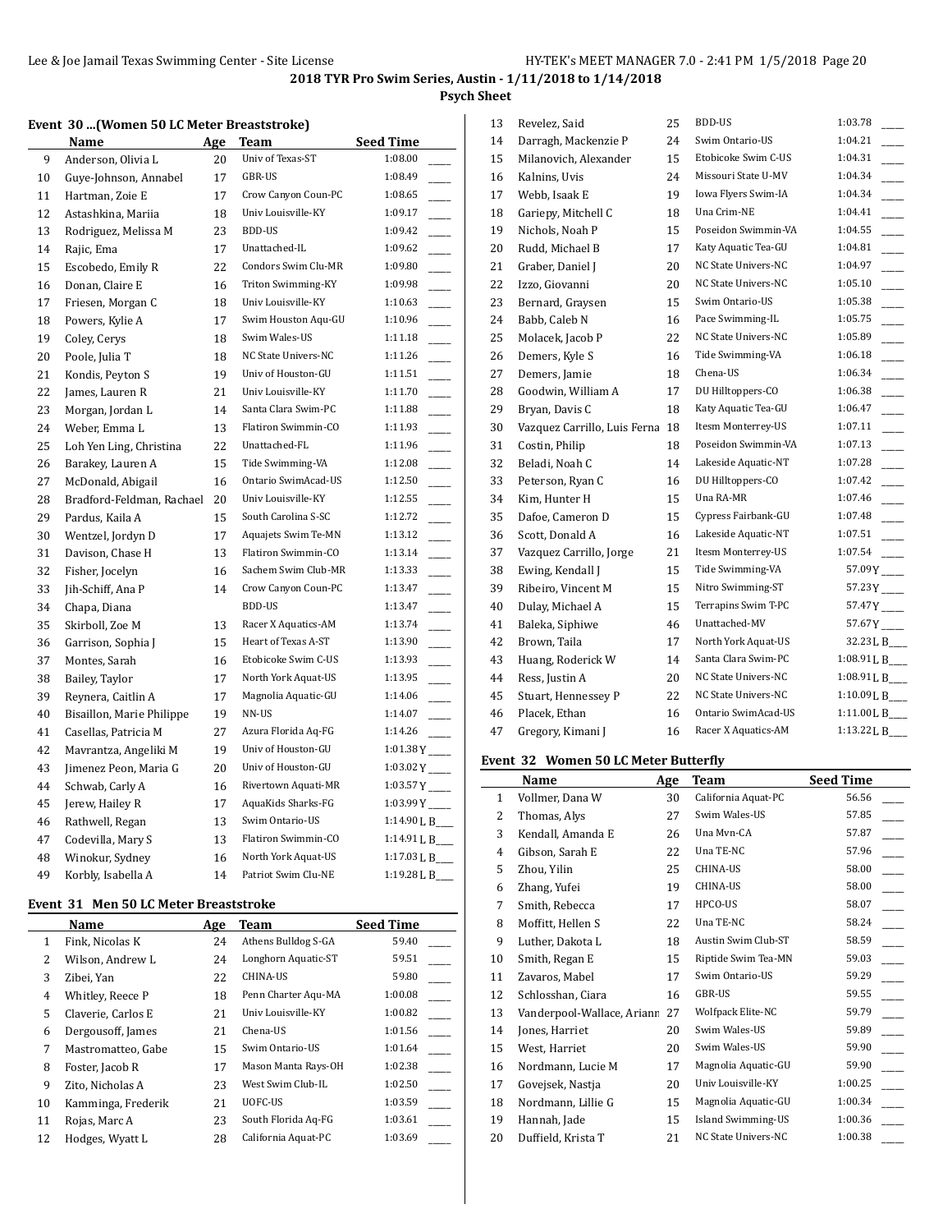## 2018 TYR Pro Swim Series, Austin - 1/11/2018 to 1/14/2018

**Psych Sheet**

### Event 30 ...(Women 50 LC Meter Breaststroke)

| | Name | Age | Team | Seed Time | |
|---|---|---|---|---|---|
| 9 | Anderson, Olivia L | 20 | Univ of Texas-ST | 1:08.00 | ____ |
| 10 | Guye-Johnson, Annabel | 17 | GBR-US | 1:08.49 | ____ |
| 11 | Hartman, Zoie E | 17 | Crow Canyon Coun-PC | 1:08.65 | ____ |
| 12 | Astashkina, Mariia | 18 | Univ Louisville-KY | 1:09.17 | ____ |
| 13 | Rodriguez, Melissa M | 23 | BDD-US | 1:09.42 | ____ |
| 14 | Rajic, Ema | 17 | Unattached-IL | 1:09.62 | ____ |
| 15 | Escobedo, Emily R | 22 | Condors Swim Clu-MR | 1:09.80 | ____ |
| 16 | Donan, Claire E | 16 | Triton Swimming-KY | 1:09.98 | ____ |
| 17 | Friesen, Morgan C | 18 | Univ Louisville-KY | 1:10.63 | ____ |
| 18 | Powers, Kylie A | 17 | Swim Houston Aqu-GU | 1:10.96 | ____ |
| 19 | Coley, Cerys | 18 | Swim Wales-US | 1:11.18 | ____ |
| 20 | Poole, Julia T | 18 | NC State Univers-NC | 1:11.26 | ____ |
| 21 | Kondis, Peyton S | 19 | Univ of Houston-GU | 1:11.51 | ____ |
| 22 | James, Lauren R | 21 | Univ Louisville-KY | 1:11.70 | ____ |
| 23 | Morgan, Jordan L | 14 | Santa Clara Swim-PC | 1:11.88 | ____ |
| 24 | Weber, Emma L | 13 | Flatiron Swimmin-CO | 1:11.93 | ____ |
| 25 | Loh Yen Ling, Christina | 22 | Unattached-FL | 1:11.96 | ____ |
| 26 | Barakey, Lauren A | 15 | Tide Swimming-VA | 1:12.08 | ____ |
| 27 | McDonald, Abigail | 16 | Ontario SwimAcad-US | 1:12.50 | ____ |
| 28 | Bradford-Feldman, Rachael | 20 | Univ Louisville-KY | 1:12.55 | ____ |
| 29 | Pardus, Kaila A | 15 | South Carolina S-SC | 1:12.72 | ____ |
| 30 | Wentzel, Jordyn D | 17 | Aquajets Swim Te-MN | 1:13.12 | ____ |
| 31 | Davison, Chase H | 13 | Flatiron Swimmin-CO | 1:13.14 | ____ |
| 32 | Fisher, Jocelyn | 16 | Sachem Swim Club-MR | 1:13.33 | ____ |
| 33 | Jih-Schiff, Ana P | 14 | Crow Canyon Coun-PC | 1:13.47 | ____ |
| 34 | Chapa, Diana | | BDD-US | 1:13.47 | ____ |
| 35 | Skirboll, Zoe M | 13 | Racer X Aquatics-AM | 1:13.74 | ____ |
| 36 | Garrison, Sophia J | 15 | Heart of Texas A-ST | 1:13.90 | ____ |
| 37 | Montes, Sarah | 16 | Etobicoke Swim C-US | 1:13.93 | ____ |
| 38 | Bailey, Taylor | 17 | North York Aquat-US | 1:13.95 | ____ |
| 39 | Reynera, Caitlin A | 17 | Magnolia Aquatic-GU | 1:14.06 | ____ |
| 40 | Bisaillon, Marie Philippe | 19 | NN-US | 1:14.07 | ____ |
| 41 | Casellas, Patricia M | 27 | Azura Florida Aq-FG | 1:14.26 | ____ |
| 42 | Mavrantza, Angeliki M | 19 | Univ of Houston-GU | 1:01.38Y | ____ |
| 43 | Jimenez Peon, Maria G | 20 | Univ of Houston-GU | 1:03.02Y | ____ |
| 44 | Schwab, Carly A | 16 | Rivertown Aquati-MR | 1:03.57Y | ____ |
| 45 | Jerew, Hailey R | 17 | AquaKids Sharks-FG | 1:03.99Y | ____ |
| 46 | Rathwell, Regan | 13 | Swim Ontario-US | 1:14.90L | B____ |
| 47 | Codevilla, Mary S | 13 | Flatiron Swimmin-CO | 1:14.91L | B____ |
| 48 | Winokur, Sydney | 16 | North York Aquat-US | 1:17.03L | B____ |
| 49 | Korbly, Isabella A | 14 | Patriot Swim Clu-NE | 1:19.28L | B____ |

### Event 31 Men 50 LC Meter Breaststroke

| | Name | Age | Team | Seed Time | |
|---|---|---|---|---|---|
| 1 | Fink, Nicolas K | 24 | Athens Bulldog S-GA | 59.40 | ____ |
| 2 | Wilson, Andrew L | 24 | Longhorn Aquatic-ST | 59.51 | ____ |
| 3 | Zibei, Yan | 22 | CHINA-US | 59.80 | ____ |
| 4 | Whitley, Reece P | 18 | Penn Charter Aqu-MA | 1:00.08 | ____ |
| 5 | Claverie, Carlos E | 21 | Univ Louisville-KY | 1:00.82 | ____ |
| 6 | Dergousoff, James | 21 | Chena-US | 1:01.56 | ____ |
| 7 | Mastromatteo, Gabe | 15 | Swim Ontario-US | 1:01.64 | ____ |
| 8 | Foster, Jacob R | 17 | Mason Manta Rays-OH | 1:02.38 | ____ |
| 9 | Zito, Nicholas A | 23 | West Swim Club-IL | 1:02.50 | ____ |
| 10 | Kamminga, Frederik | 21 | UOFC-US | 1:03.59 | ____ |
| 11 | Rojas, Marc A | 23 | South Florida Aq-FG | 1:03.61 | ____ |
| 12 | Hodges, Wyatt L | 28 | California Aquat-PC | 1:03.69 | ____ |
| 13 | Revelez, Said | 25 | BDD-US | 1:03.78 | ____ |
| 14 | Darragh, Mackenzie P | 24 | Swim Ontario-US | 1:04.21 | ____ |
| 15 | Milanovich, Alexander | 15 | Etobicoke Swim C-US | 1:04.31 | ____ |
| 16 | Kalnins, Uvis | 24 | Missouri State U-MV | 1:04.34 | ____ |
| 17 | Webb, Isaak E | 19 | Iowa Flyers Swim-IA | 1:04.34 | ____ |
| 18 | Gariepy, Mitchell C | 18 | Una Crim-NE | 1:04.41 | ____ |
| 19 | Nichols, Noah P | 15 | Poseidon Swimmin-VA | 1:04.55 | ____ |
| 20 | Rudd, Michael B | 17 | Katy Aquatic Tea-GU | 1:04.81 | ____ |
| 21 | Graber, Daniel J | 20 | NC State Univers-NC | 1:04.97 | ____ |
| 22 | Izzo, Giovanni | 20 | NC State Univers-NC | 1:05.10 | ____ |
| 23 | Bernard, Graysen | 15 | Swim Ontario-US | 1:05.38 | ____ |
| 24 | Babb, Caleb N | 16 | Pace Swimming-IL | 1:05.75 | ____ |
| 25 | Molacek, Jacob P | 22 | NC State Univers-NC | 1:05.89 | ____ |
| 26 | Demers, Kyle S | 16 | Tide Swimming-VA | 1:06.18 | ____ |
| 27 | Demers, Jamie | 18 | Chena-US | 1:06.34 | ____ |
| 28 | Goodwin, William A | 17 | DU Hilltoppers-CO | 1:06.38 | ____ |
| 29 | Bryan, Davis C | 18 | Katy Aquatic Tea-GU | 1:06.47 | ____ |
| 30 | Vazquez Carrillo, Luis Ferna | 18 | Itesm Monterrey-US | 1:07.11 | ____ |
| 31 | Costin, Philip | 18 | Poseidon Swimmin-VA | 1:07.13 | ____ |
| 32 | Beladi, Noah C | 14 | Lakeside Aquatic-NT | 1:07.28 | ____ |
| 33 | Peterson, Ryan C | 16 | DU Hilltoppers-CO | 1:07.42 | ____ |
| 34 | Kim, Hunter H | 15 | Una RA-MR | 1:07.46 | ____ |
| 35 | Dafoe, Cameron D | 15 | Cypress Fairbank-GU | 1:07.48 | ____ |
| 36 | Scott, Donald A | 16 | Lakeside Aquatic-NT | 1:07.51 | ____ |
| 37 | Vazquez Carrillo, Jorge | 21 | Itesm Monterrey-US | 1:07.54 | ____ |
| 38 | Ewing, Kendall J | 15 | Tide Swimming-VA | 57.09Y | ____ |
| 39 | Ribeiro, Vincent M | 15 | Nitro Swimming-ST | 57.23Y | ____ |
| 40 | Dulay, Michael A | 15 | Terrapins Swim T-PC | 57.47Y | ____ |
| 41 | Baleka, Siphiwe | 46 | Unattached-MV | 57.67Y | ____ |
| 42 | Brown, Taila | 17 | North York Aquat-US | 32.23L | B____ |
| 43 | Huang, Roderick W | 14 | Santa Clara Swim-PC | 1:08.91L | B____ |
| 44 | Ress, Justin A | 20 | NC State Univers-NC | 1:08.91L | B____ |
| 45 | Stuart, Hennessey P | 22 | NC State Univers-NC | 1:10.09L | B____ |
| 46 | Placek, Ethan | 16 | Ontario SwimAcad-US | 1:11.00L | B____ |
| 47 | Gregory, Kimani J | 16 | Racer X Aquatics-AM | 1:13.22L | B____ |

### Event 32 Women 50 LC Meter Butterfly

| | Name | Age | Team | Seed Time | |
|---|---|---|---|---|---|
| 1 | Vollmer, Dana W | 30 | California Aquat-PC | 56.56 | ____ |
| 2 | Thomas, Alys | 27 | Swim Wales-US | 57.85 | ____ |
| 3 | Kendall, Amanda E | 26 | Una Mvn-CA | 57.87 | ____ |
| 4 | Gibson, Sarah E | 22 | Una TE-NC | 57.96 | ____ |
| 5 | Zhou, Yilin | 25 | CHINA-US | 58.00 | ____ |
| 6 | Zhang, Yufei | 19 | CHINA-US | 58.00 | ____ |
| 7 | Smith, Rebecca | 17 | HPCO-US | 58.07 | ____ |
| 8 | Moffitt, Hellen S | 22 | Una TE-NC | 58.24 | ____ |
| 9 | Luther, Dakota L | 18 | Austin Swim Club-ST | 58.59 | ____ |
| 10 | Smith, Regan E | 15 | Riptide Swim Tea-MN | 59.03 | ____ |
| 11 | Zavaros, Mabel | 17 | Swim Ontario-US | 59.29 | ____ |
| 12 | Schlosshan, Ciara | 16 | GBR-US | 59.55 | ____ |
| 13 | Vanderpool-Wallace, Ariann | 27 | Wolfpack Elite-NC | 59.79 | ____ |
| 14 | Jones, Harriet | 20 | Swim Wales-US | 59.89 | ____ |
| 15 | West, Harriet | 20 | Swim Wales-US | 59.90 | ____ |
| 16 | Nordmann, Lucie M | 17 | Magnolia Aquatic-GU | 59.90 | ____ |
| 17 | Govejsek, Nastja | 20 | Univ Louisville-KY | 1:00.25 | ____ |
| 18 | Nordmann, Lillie G | 15 | Magnolia Aquatic-GU | 1:00.34 | ____ |
| 19 | Hannah, Jade | 15 | Island Swimming-US | 1:00.36 | ____ |
| 20 | Duffield, Krista T | 21 | NC State Univers-NC | 1:00.38 | ____ |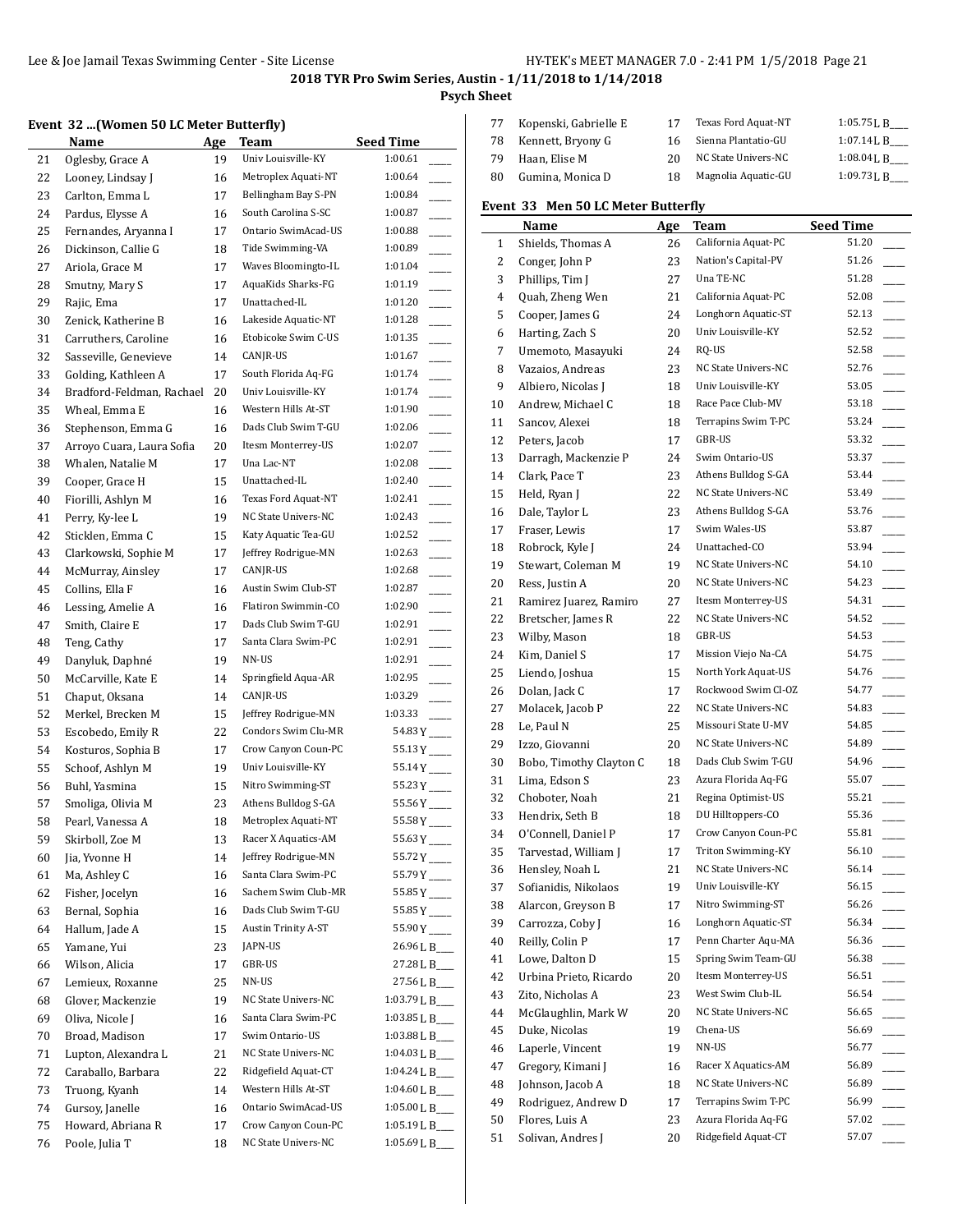## 2018 TYR Pro Swim Series, Austin - 1/11/2018 to 1/14/2018

**Psych Sheet**

### Event 32 ...(Women 50 LC Meter Butterfly)

| | Name | Age | Team | Seed Time | |
|---|---|---|---|---|---|
| 21 | Oglesby, Grace A | 19 | Univ Louisville-KY | 1:00.61 | ____ |
| 22 | Looney, Lindsay J | 16 | Metroplex Aquati-NT | 1:00.64 | ____ |
| 23 | Carlton, Emma L | 17 | Bellingham Bay S-PN | 1:00.84 | ____ |
| 24 | Pardus, Elysse A | 16 | South Carolina S-SC | 1:00.87 | ____ |
| 25 | Fernandes, Aryanna I | 17 | Ontario SwimAcad-US | 1:00.88 | ____ |
| 26 | Dickinson, Callie G | 18 | Tide Swimming-VA | 1:00.89 | ____ |
| 27 | Ariola, Grace M | 17 | Waves Bloomingto-IL | 1:01.04 | ____ |
| 28 | Smutny, Mary S | 17 | AquaKids Sharks-FG | 1:01.19 | ____ |
| 29 | Rajic, Ema | 17 | Unattached-IL | 1:01.20 | ____ |
| 30 | Zenick, Katherine B | 16 | Lakeside Aquatic-NT | 1:01.28 | ____ |
| 31 | Carruthers, Caroline | 16 | Etobicoke Swim C-US | 1:01.35 | ____ |
| 32 | Sasseville, Genevieve | 14 | CANJR-US | 1:01.67 | ____ |
| 33 | Golding, Kathleen A | 17 | South Florida Aq-FG | 1:01.74 | ____ |
| 34 | Bradford-Feldman, Rachael | 20 | Univ Louisville-KY | 1:01.74 | ____ |
| 35 | Wheal, Emma E | 16 | Western Hills At-ST | 1:01.90 | ____ |
| 36 | Stephenson, Emma G | 16 | Dads Club Swim T-GU | 1:02.06 | ____ |
| 37 | Arroyo Cuara, Laura Sofia | 20 | Itesm Monterrey-US | 1:02.07 | ____ |
| 38 | Whalen, Natalie M | 17 | Una Lac-NT | 1:02.08 | ____ |
| 39 | Cooper, Grace H | 15 | Unattached-IL | 1:02.40 | ____ |
| 40 | Fiorilli, Ashlyn M | 16 | Texas Ford Aquat-NT | 1:02.41 | ____ |
| 41 | Perry, Ky-lee L | 19 | NC State Univers-NC | 1:02.43 | ____ |
| 42 | Sticklen, Emma C | 15 | Katy Aquatic Tea-GU | 1:02.52 | ____ |
| 43 | Clarkowski, Sophie M | 17 | Jeffrey Rodrigue-MN | 1:02.63 | ____ |
| 44 | McMurray, Ainsley | 17 | CANJR-US | 1:02.68 | ____ |
| 45 | Collins, Ella F | 16 | Austin Swim Club-ST | 1:02.87 | ____ |
| 46 | Lessing, Amelie A | 16 | Flatiron Swimmin-CO | 1:02.90 | ____ |
| 47 | Smith, Claire E | 17 | Dads Club Swim T-GU | 1:02.91 | ____ |
| 48 | Teng, Cathy | 17 | Santa Clara Swim-PC | 1:02.91 | ____ |
| 49 | Danyluk, Daphné | 19 | NN-US | 1:02.91 | ____ |
| 50 | McCarville, Kate E | 14 | Springfield Aqua-AR | 1:02.95 | ____ |
| 51 | Chaput, Oksana | 14 | CANJR-US | 1:03.29 | ____ |
| 52 | Merkel, Brecken M | 15 | Jeffrey Rodrigue-MN | 1:03.33 | ____ |
| 53 | Escobedo, Emily R | 22 | Condors Swim Clu-MR | 54.83 Y | ____ |
| 54 | Kosturos, Sophia B | 17 | Crow Canyon Coun-PC | 55.13 Y | ____ |
| 55 | Schoof, Ashlyn M | 19 | Univ Louisville-KY | 55.14 Y | ____ |
| 56 | Buhl, Yasmina | 15 | Nitro Swimming-ST | 55.23 Y | ____ |
| 57 | Smoliga, Olivia M | 23 | Athens Bulldog S-GA | 55.56 Y | ____ |
| 58 | Pearl, Vanessa A | 18 | Metroplex Aquati-NT | 55.58 Y | ____ |
| 59 | Skirboll, Zoe M | 13 | Racer X Aquatics-AM | 55.63 Y | ____ |
| 60 | Jia, Yvonne H | 14 | Jeffrey Rodrigue-MN | 55.72 Y | ____ |
| 61 | Ma, Ashley C | 16 | Santa Clara Swim-PC | 55.79 Y | ____ |
| 62 | Fisher, Jocelyn | 16 | Sachem Swim Club-MR | 55.85 Y | ____ |
| 63 | Bernal, Sophia | 16 | Dads Club Swim T-GU | 55.85 Y | ____ |
| 64 | Hallum, Jade A | 15 | Austin Trinity A-ST | 55.90 Y | ____ |
| 65 | Yamane, Yui | 23 | JAPN-US | 26.96 L | B____ |
| 66 | Wilson, Alicia | 17 | GBR-US | 27.28 L | B____ |
| 67 | Lemieux, Roxanne | 25 | NN-US | 27.56 L | B____ |
| 68 | Glover, Mackenzie | 19 | NC State Univers-NC | 1:03.79 L | B____ |
| 69 | Oliva, Nicole J | 16 | Santa Clara Swim-PC | 1:03.85 L | B____ |
| 70 | Broad, Madison | 17 | Swim Ontario-US | 1:03.88 L | B____ |
| 71 | Lupton, Alexandra L | 21 | NC State Univers-NC | 1:04.03 L | B____ |
| 72 | Caraballo, Barbara | 22 | Ridgefield Aquat-CT | 1:04.24 L | B____ |
| 73 | Truong, Kyanh | 14 | Western Hills At-ST | 1:04.60 L | B____ |
| 74 | Gursoy, Janelle | 16 | Ontario SwimAcad-US | 1:05.00 L | B____ |
| 75 | Howard, Abriana R | 17 | Crow Canyon Coun-PC | 1:05.19 L | B____ |
| 76 | Poole, Julia T | 18 | NC State Univers-NC | 1:05.69 L | B____ |
| 77 | Kopenski, Gabrielle E | 17 | Texas Ford Aquat-NT | 1:05.75 L | B____ |
| 78 | Kennett, Bryony G | 16 | Sienna Plantatio-GU | 1:07.14 L | B____ |
| 79 | Haan, Elise M | 20 | NC State Univers-NC | 1:08.04 L | B____ |
| 80 | Gumina, Monica D | 18 | Magnolia Aquatic-GU | 1:09.73 L | B____ |

### Event 33 Men 50 LC Meter Butterfly

| | Name | Age | Team | Seed Time | |
|---|---|---|---|---|---|
| 1 | Shields, Thomas A | 26 | California Aquat-PC | 51.20 | ____ |
| 2 | Conger, John P | 23 | Nation's Capital-PV | 51.26 | ____ |
| 3 | Phillips, Tim J | 27 | Una TE-NC | 51.28 | ____ |
| 4 | Quah, Zheng Wen | 21 | California Aquat-PC | 52.08 | ____ |
| 5 | Cooper, James G | 24 | Longhorn Aquatic-ST | 52.13 | ____ |
| 6 | Harting, Zach S | 20 | Univ Louisville-KY | 52.52 | ____ |
| 7 | Umemoto, Masayuki | 24 | RQ-US | 52.58 | ____ |
| 8 | Vazaios, Andreas | 23 | NC State Univers-NC | 52.76 | ____ |
| 9 | Albiero, Nicolas J | 18 | Univ Louisville-KY | 53.05 | ____ |
| 10 | Andrew, Michael C | 18 | Race Pace Club-MV | 53.18 | ____ |
| 11 | Sancov, Alexei | 18 | Terrapins Swim T-PC | 53.24 | ____ |
| 12 | Peters, Jacob | 17 | GBR-US | 53.32 | ____ |
| 13 | Darragh, Mackenzie P | 24 | Swim Ontario-US | 53.37 | ____ |
| 14 | Clark, Pace T | 23 | Athens Bulldog S-GA | 53.44 | ____ |
| 15 | Held, Ryan J | 22 | NC State Univers-NC | 53.49 | ____ |
| 16 | Dale, Taylor L | 23 | Athens Bulldog S-GA | 53.76 | ____ |
| 17 | Fraser, Lewis | 17 | Swim Wales-US | 53.87 | ____ |
| 18 | Robrock, Kyle J | 24 | Unattached-CO | 53.94 | ____ |
| 19 | Stewart, Coleman M | 19 | NC State Univers-NC | 54.10 | ____ |
| 20 | Ress, Justin A | 20 | NC State Univers-NC | 54.23 | ____ |
| 21 | Ramirez Juarez, Ramiro | 27 | Itesm Monterrey-US | 54.31 | ____ |
| 22 | Bretscher, James R | 22 | NC State Univers-NC | 54.52 | ____ |
| 23 | Wilby, Mason | 18 | GBR-US | 54.53 | ____ |
| 24 | Kim, Daniel S | 17 | Mission Viejo Na-CA | 54.75 | ____ |
| 25 | Liendo, Joshua | 15 | North York Aquat-US | 54.76 | ____ |
| 26 | Dolan, Jack C | 17 | Rockwood Swim Cl-OZ | 54.77 | ____ |
| 27 | Molacek, Jacob P | 22 | NC State Univers-NC | 54.83 | ____ |
| 28 | Le, Paul N | 25 | Missouri State U-MV | 54.85 | ____ |
| 29 | Izzo, Giovanni | 20 | NC State Univers-NC | 54.89 | ____ |
| 30 | Bobo, Timothy Clayton C | 18 | Dads Club Swim T-GU | 54.96 | ____ |
| 31 | Lima, Edson S | 23 | Azura Florida Aq-FG | 55.07 | ____ |
| 32 | Choboter, Noah | 21 | Regina Optimist-US | 55.21 | ____ |
| 33 | Hendrix, Seth B | 18 | DU Hilltoppers-CO | 55.36 | ____ |
| 34 | O'Connell, Daniel P | 17 | Crow Canyon Coun-PC | 55.81 | ____ |
| 35 | Tarvestad, William J | 17 | Triton Swimming-KY | 56.10 | ____ |
| 36 | Hensley, Noah L | 21 | NC State Univers-NC | 56.14 | ____ |
| 37 | Sofianidis, Nikolaos | 19 | Univ Louisville-KY | 56.15 | ____ |
| 38 | Alarcon, Greyson B | 17 | Nitro Swimming-ST | 56.26 | ____ |
| 39 | Carrozza, Coby J | 16 | Longhorn Aquatic-ST | 56.34 | ____ |
| 40 | Reilly, Colin P | 17 | Penn Charter Aqu-MA | 56.36 | ____ |
| 41 | Lowe, Dalton D | 15 | Spring Swim Team-GU | 56.38 | ____ |
| 42 | Urbina Prieto, Ricardo | 20 | Itesm Monterrey-US | 56.51 | ____ |
| 43 | Zito, Nicholas A | 23 | West Swim Club-IL | 56.54 | ____ |
| 44 | McGlaughlin, Mark W | 20 | NC State Univers-NC | 56.65 | ____ |
| 45 | Duke, Nicolas | 19 | Chena-US | 56.69 | ____ |
| 46 | Laperle, Vincent | 19 | NN-US | 56.77 | ____ |
| 47 | Gregory, Kimani J | 16 | Racer X Aquatics-AM | 56.89 | ____ |
| 48 | Johnson, Jacob A | 18 | NC State Univers-NC | 56.89 | ____ |
| 49 | Rodriguez, Andrew D | 17 | Terrapins Swim T-PC | 56.99 | ____ |
| 50 | Flores, Luis A | 23 | Azura Florida Aq-FG | 57.02 | ____ |
| 51 | Solivan, Andres J | 20 | Ridgefield Aquat-CT | 57.07 | ____ |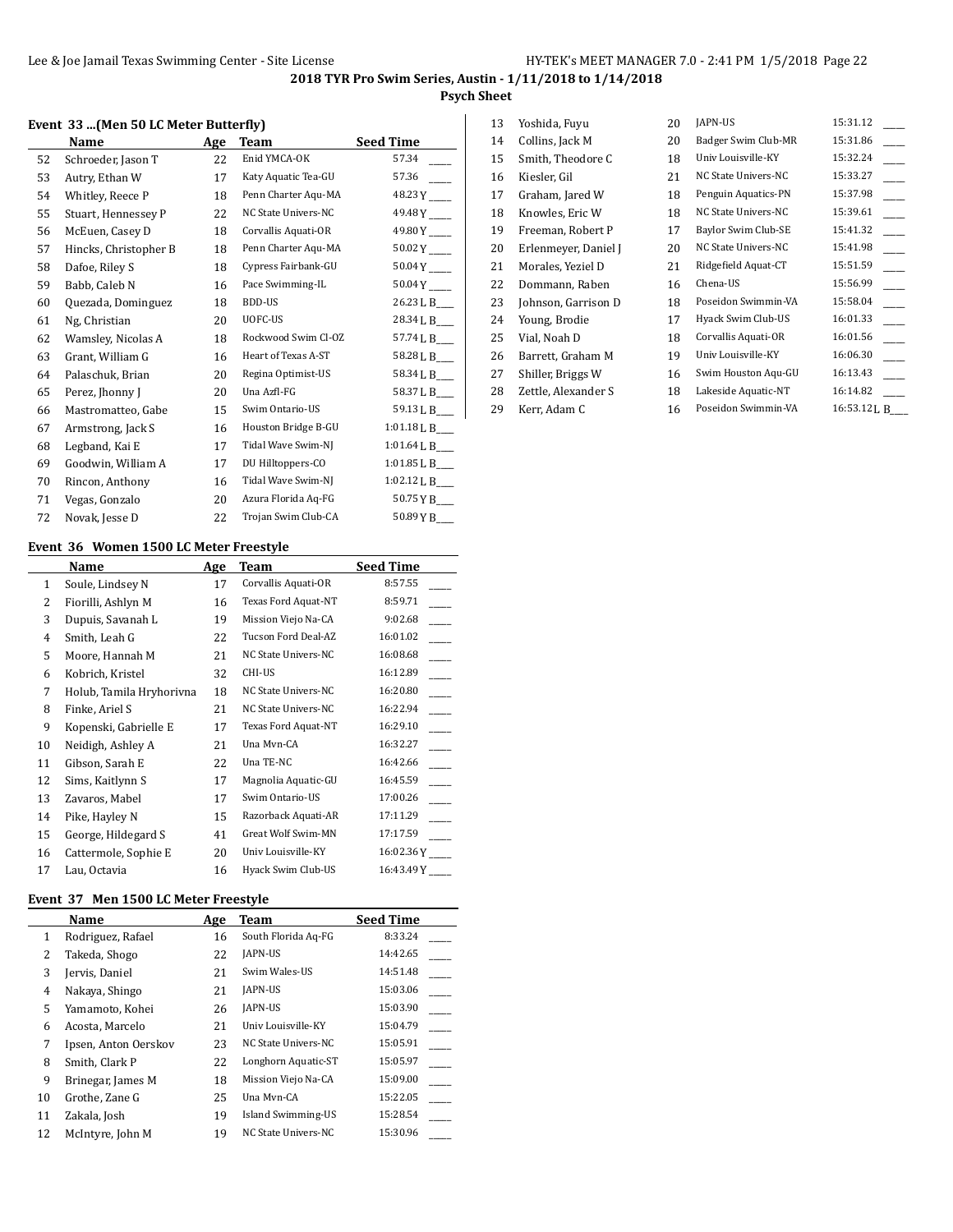**2018 TYR Pro Swim Series, Austin - 1/11/2018 to 1/14/2018**

**Psych Sheet**

### Event 33 ...(Men 50 LC Meter Butterfly)

| | Name | Age | Team | Seed Time |
|---|---|---|---|---|
| 52 | Schroeder, Jason T | 22 | Enid YMCA-OK | 57.34 ____ |
| 53 | Autry, Ethan W | 17 | Katy Aquatic Tea-GU | 57.36 ____ |
| 54 | Whitley, Reece P | 18 | Penn Charter Aqu-MA | 48.23 Y ____ |
| 55 | Stuart, Hennessey P | 22 | NC State Univers-NC | 49.48 Y ____ |
| 56 | McEuen, Casey D | 18 | Corvallis Aquati-OR | 49.80 Y ____ |
| 57 | Hincks, Christopher B | 18 | Penn Charter Aqu-MA | 50.02 Y ____ |
| 58 | Dafoe, Riley S | 18 | Cypress Fairbank-GU | 50.04 Y ____ |
| 59 | Babb, Caleb N | 16 | Pace Swimming-IL | 50.04 Y ____ |
| 60 | Quezada, Dominguez | 18 | BDD-US | 26.23 L B___ |
| 61 | Ng, Christian | 20 | UOFC-US | 28.34 L B___ |
| 62 | Wamsley, Nicolas A | 18 | Rockwood Swim Cl-OZ | 57.74 L B___ |
| 63 | Grant, William G | 16 | Heart of Texas A-ST | 58.28 L B___ |
| 64 | Palaschuk, Brian | 20 | Regina Optimist-US | 58.34 L B___ |
| 65 | Perez, Jhonny J | 20 | Una Azfl-FG | 58.37 L B___ |
| 66 | Mastromatteo, Gabe | 15 | Swim Ontario-US | 59.13 L B___ |
| 67 | Armstrong, Jack S | 16 | Houston Bridge B-GU | 1:01.18 L B___ |
| 68 | Legband, Kai E | 17 | Tidal Wave Swim-NJ | 1:01.64 L B___ |
| 69 | Goodwin, William A | 17 | DU Hilltoppers-CO | 1:01.85 L B___ |
| 70 | Rincon, Anthony | 16 | Tidal Wave Swim-NJ | 1:02.12 L B___ |
| 71 | Vegas, Gonzalo | 20 | Azura Florida Aq-FG | 50.75 Y B___ |
| 72 | Novak, Jesse D | 22 | Trojan Swim Club-CA | 50.89 Y B___ |

### Event 36 Women 1500 LC Meter Freestyle

| | Name | Age | Team | Seed Time |
|---|---|---|---|---|
| 1 | Soule, Lindsey N | 17 | Corvallis Aquati-OR | 8:57.55 ____ |
| 2 | Fiorilli, Ashlyn M | 16 | Texas Ford Aquat-NT | 8:59.71 ____ |
| 3 | Dupuis, Savanah L | 19 | Mission Viejo Na-CA | 9:02.68 ____ |
| 4 | Smith, Leah G | 22 | Tucson Ford Deal-AZ | 16:01.02 ____ |
| 5 | Moore, Hannah M | 21 | NC State Univers-NC | 16:08.68 ____ |
| 6 | Kobrich, Kristel | 32 | CHI-US | 16:12.89 ____ |
| 7 | Holub, Tamila Hryhorivna | 18 | NC State Univers-NC | 16:20.80 ____ |
| 8 | Finke, Ariel S | 21 | NC State Univers-NC | 16:22.94 ____ |
| 9 | Kopenski, Gabrielle E | 17 | Texas Ford Aquat-NT | 16:29.10 ____ |
| 10 | Neidigh, Ashley A | 21 | Una Mvn-CA | 16:32.27 ____ |
| 11 | Gibson, Sarah E | 22 | Una TE-NC | 16:42.66 ____ |
| 12 | Sims, Kaitlynn S | 17 | Magnolia Aquatic-GU | 16:45.59 ____ |
| 13 | Zavaros, Mabel | 17 | Swim Ontario-US | 17:00.26 ____ |
| 14 | Pike, Hayley N | 15 | Razorback Aquati-AR | 17:11.29 ____ |
| 15 | George, Hildegard S | 41 | Great Wolf Swim-MN | 17:17.59 ____ |
| 16 | Cattermole, Sophie E | 20 | Univ Louisville-KY | 16:02.36 Y ____ |
| 17 | Lau, Octavia | 16 | Hyack Swim Club-US | 16:43.49 Y ____ |

### Event 37 Men 1500 LC Meter Freestyle

| | Name | Age | Team | Seed Time |
|---|---|---|---|---|
| 1 | Rodriguez, Rafael | 16 | South Florida Aq-FG | 8:33.24 ____ |
| 2 | Takeda, Shogo | 22 | JAPN-US | 14:42.65 ____ |
| 3 | Jervis, Daniel | 21 | Swim Wales-US | 14:51.48 ____ |
| 4 | Nakaya, Shingo | 21 | JAPN-US | 15:03.06 ____ |
| 5 | Yamamoto, Kohei | 26 | JAPN-US | 15:03.90 ____ |
| 6 | Acosta, Marcelo | 21 | Univ Louisville-KY | 15:04.79 ____ |
| 7 | Ipsen, Anton Oerskov | 23 | NC State Univers-NC | 15:05.91 ____ |
| 8 | Smith, Clark P | 22 | Longhorn Aquatic-ST | 15:05.97 ____ |
| 9 | Brinegar, James M | 18 | Mission Viejo Na-CA | 15:09.00 ____ |
| 10 | Grothe, Zane G | 25 | Una Mvn-CA | 15:22.05 ____ |
| 11 | Zakala, Josh | 19 | Island Swimming-US | 15:28.54 ____ |
| 12 | McIntyre, John M | 19 | NC State Univers-NC | 15:30.96 ____ |
| 13 | Yoshida, Fuyu | 20 | JAPN-US | 15:31.12 ____ |
| 14 | Collins, Jack M | 20 | Badger Swim Club-MR | 15:31.86 ____ |
| 15 | Smith, Theodore C | 18 | Univ Louisville-KY | 15:32.24 ____ |
| 16 | Kiesler, Gil | 21 | NC State Univers-NC | 15:33.27 ____ |
| 17 | Graham, Jared W | 18 | Penguin Aquatics-PN | 15:37.98 ____ |
| 18 | Knowles, Eric W | 18 | NC State Univers-NC | 15:39.61 ____ |
| 19 | Freeman, Robert P | 17 | Baylor Swim Club-SE | 15:41.32 ____ |
| 20 | Erlenmeyer, Daniel J | 20 | NC State Univers-NC | 15:41.98 ____ |
| 21 | Morales, Yeziel D | 21 | Ridgefield Aquat-CT | 15:51.59 ____ |
| 22 | Dommann, Raben | 16 | Chena-US | 15:56.99 ____ |
| 23 | Johnson, Garrison D | 18 | Poseidon Swimmin-VA | 15:58.04 ____ |
| 24 | Young, Brodie | 17 | Hyack Swim Club-US | 16:01.33 ____ |
| 25 | Vial, Noah D | 18 | Corvallis Aquati-OR | 16:01.56 ____ |
| 26 | Barrett, Graham M | 19 | Univ Louisville-KY | 16:06.30 ____ |
| 27 | Shiller, Briggs W | 16 | Swim Houston Aqu-GU | 16:13.43 ____ |
| 28 | Zettle, Alexander S | 18 | Lakeside Aquatic-NT | 16:14.82 ____ |
| 29 | Kerr, Adam C | 16 | Poseidon Swimmin-VA | 16:53.12 L B___ |